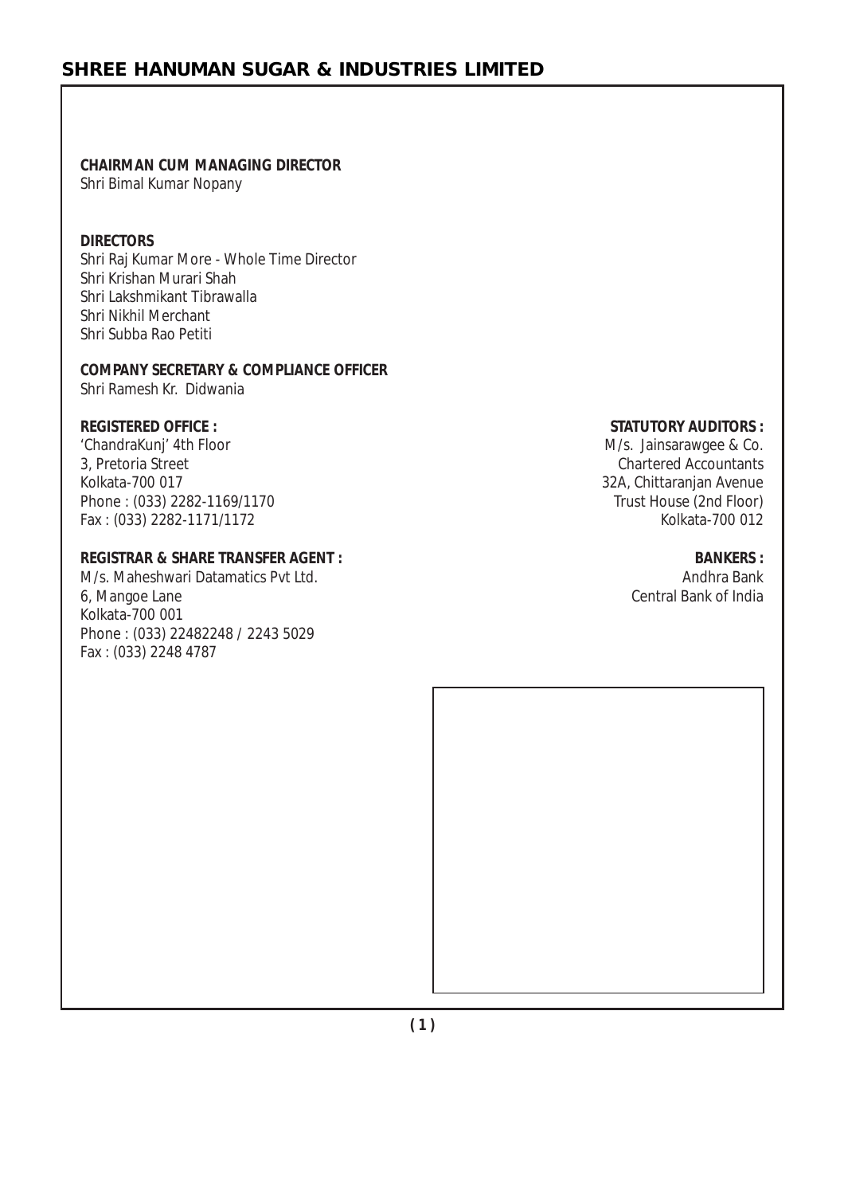# SHREE HANUMAN SUGAR & INDUSTRIES LIMITED

**CHAIRMAN CUM MANAGING DIRECTOR**
Shri Bimal Kumar Nopany

**DIRECTORS**
Shri Raj Kumar More - Whole Time Director
Shri Krishan Murari Shah
Shri Lakshmikant Tibrawalla
Shri Nikhil Merchant
Shri Subba Rao Petiti

**COMPANY SECRETARY & COMPLIANCE OFFICER**
Shri Ramesh Kr. Didwania

**REGISTERED OFFICE :**
'ChandraKunj' 4th Floor
3, Pretoria Street
Kolkata-700 017
Phone : (033) 2282-1169/1170
Fax : (033) 2282-1171/1172

**STATUTORY AUDITORS :**
M/s. Jainsarawgee & Co.
Chartered Accountants
32A, Chittaranjan Avenue
Trust House (2nd Floor)
Kolkata-700 012

**REGISTRAR & SHARE TRANSFER AGENT :**
M/s. Maheshwari Datamatics Pvt Ltd.
6, Mangoe Lane
Kolkata-700 001
Phone : (033) 22482248 / 2243 5029
Fax : (033) 2248 4787

**BANKERS :**
Andhra Bank
Central Bank of India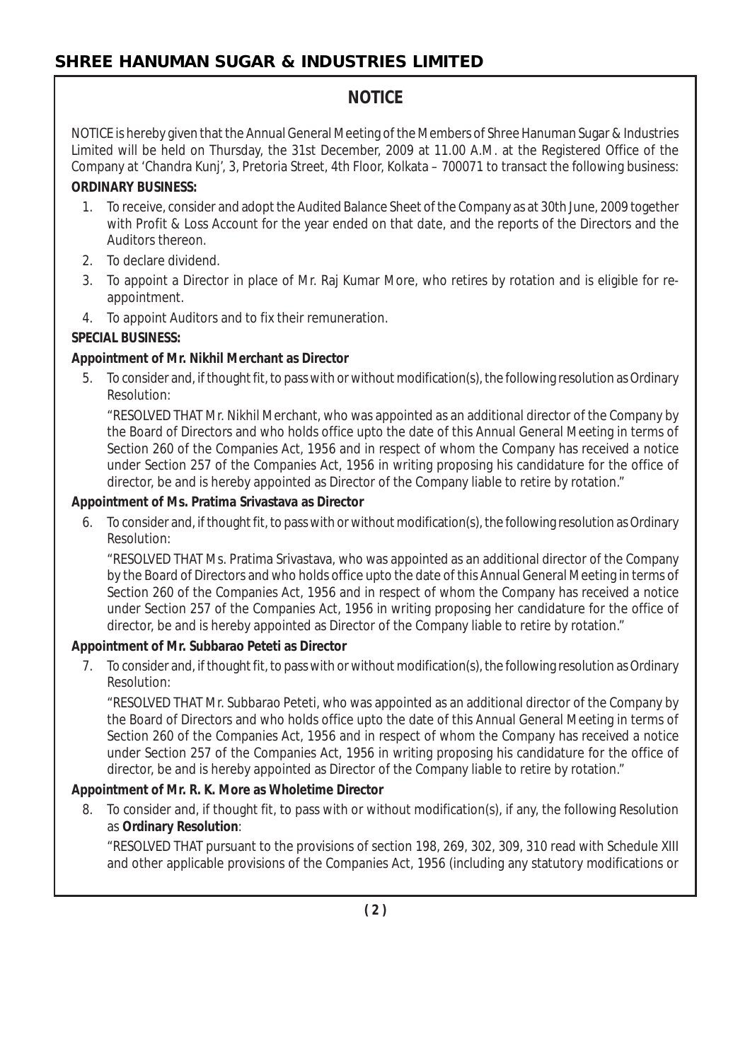## NOTICE

NOTICE is hereby given that the Annual General Meeting of the Members of Shree Hanuman Sugar & Industries Limited will be held on Thursday, the 31st December, 2009 at 11.00 A.M. at the Registered Office of the Company at 'Chandra Kunj', 3, Pretoria Street, 4th Floor, Kolkata – 700071 to transact the following business:

**ORDINARY BUSINESS:**

1. To receive, consider and adopt the Audited Balance Sheet of the Company as at 30th June, 2009 together with Profit & Loss Account for the year ended on that date, and the reports of the Directors and the Auditors thereon.
2. To declare dividend.
3. To appoint a Director in place of Mr. Raj Kumar More, who retires by rotation and is eligible for re-appointment.
4. To appoint Auditors and to fix their remuneration.

**SPECIAL BUSINESS:**

**Appointment of Mr. Nikhil Merchant as Director**

5. To consider and, if thought fit, to pass with or without modification(s), the following resolution as Ordinary Resolution:

   "RESOLVED THAT Mr. Nikhil Merchant, who was appointed as an additional director of the Company by the Board of Directors and who holds office upto the date of this Annual General Meeting in terms of Section 260 of the Companies Act, 1956 and in respect of whom the Company has received a notice under Section 257 of the Companies Act, 1956 in writing proposing his candidature for the office of director, be and is hereby appointed as Director of the Company liable to retire by rotation."

**Appointment of Ms. Pratima Srivastava as Director**

6. To consider and, if thought fit, to pass with or without modification(s), the following resolution as Ordinary Resolution:

   "RESOLVED THAT Ms. Pratima Srivastava, who was appointed as an additional director of the Company by the Board of Directors and who holds office upto the date of this Annual General Meeting in terms of Section 260 of the Companies Act, 1956 and in respect of whom the Company has received a notice under Section 257 of the Companies Act, 1956 in writing proposing her candidature for the office of director, be and is hereby appointed as Director of the Company liable to retire by rotation."

**Appointment of Mr. Subbarao Peteti as Director**

7. To consider and, if thought fit, to pass with or without modification(s), the following resolution as Ordinary Resolution:

   "RESOLVED THAT Mr. Subbarao Peteti, who was appointed as an additional director of the Company by the Board of Directors and who holds office upto the date of this Annual General Meeting in terms of Section 260 of the Companies Act, 1956 and in respect of whom the Company has received a notice under Section 257 of the Companies Act, 1956 in writing proposing his candidature for the office of director, be and is hereby appointed as Director of the Company liable to retire by rotation."

**Appointment of Mr. R. K. More as Wholetime Director**

8. To consider and, if thought fit, to pass with or without modification(s), if any, the following Resolution as **Ordinary Resolution**:

   "RESOLVED THAT pursuant to the provisions of section 198, 269, 302, 309, 310 read with Schedule XIII and other applicable provisions of the Companies Act, 1956 (including any statutory modifications or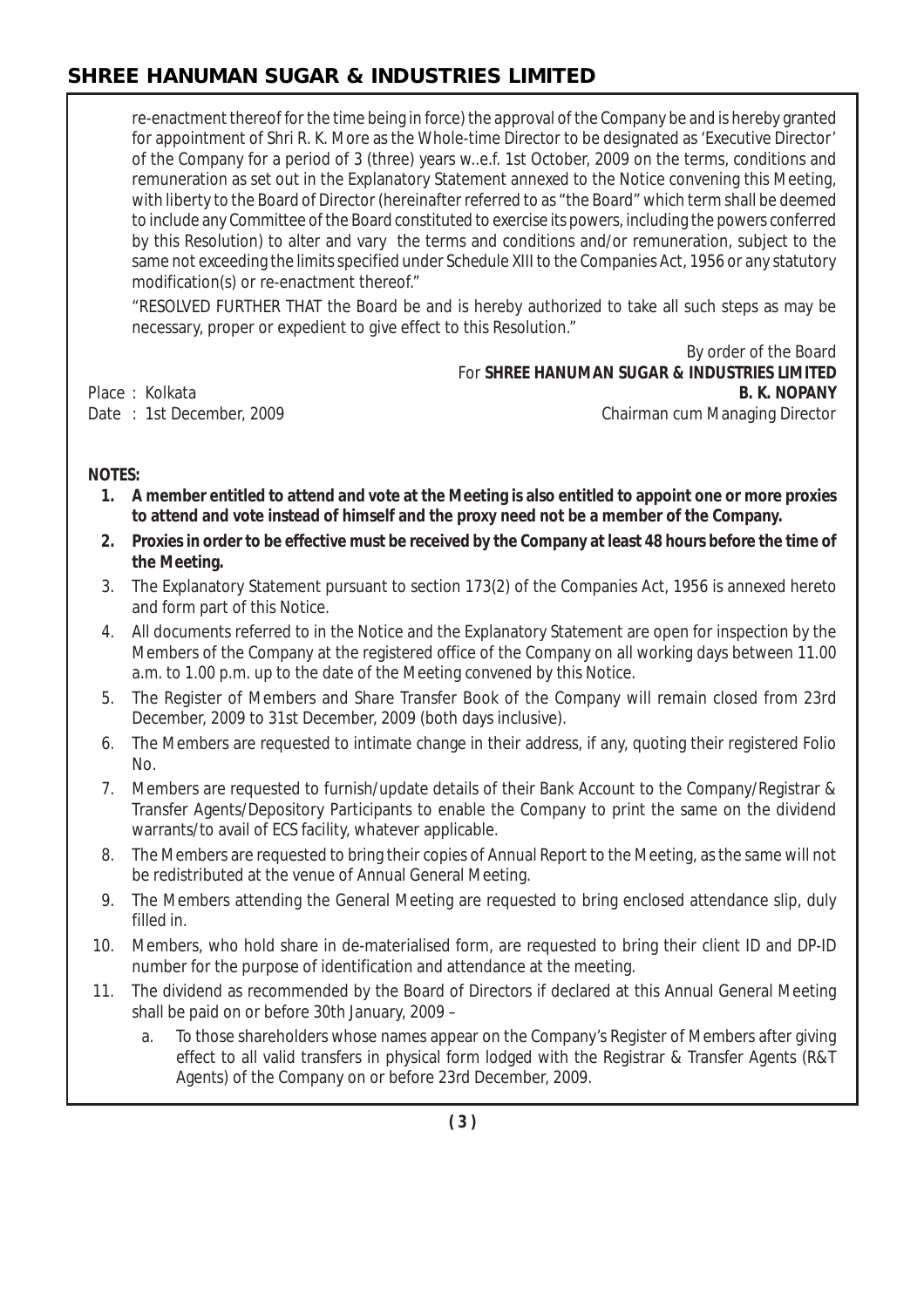re-enactment thereof for the time being in force) the approval of the Company be and is hereby granted for appointment of Shri R. K. More as the Whole-time Director to be designated as 'Executive Director' of the Company for a period of 3 (three) years w..e.f. 1st October, 2009 on the terms, conditions and remuneration as set out in the Explanatory Statement annexed to the Notice convening this Meeting, with liberty to the Board of Director (hereinafter referred to as "the Board" which term shall be deemed to include any Committee of the Board constituted to exercise its powers, including the powers conferred by this Resolution) to alter and vary the terms and conditions and/or remuneration, subject to the same not exceeding the limits specified under Schedule XIII to the Companies Act, 1956 or any statutory modification(s) or re-enactment thereof."

"RESOLVED FURTHER THAT the Board be and is hereby authorized to take all such steps as may be necessary, proper or expedient to give effect to this Resolution."

By order of the Board
For **SHREE HANUMAN SUGAR & INDUSTRIES LIMITED**
**B. K. NOPANY**
Chairman cum Managing Director

Place : Kolkata
Date : 1st December, 2009

**NOTES:**

1. **A member entitled to attend and vote at the Meeting is also entitled to appoint one or more proxies to attend and vote instead of himself and the proxy need not be a member of the Company.**
2. **Proxies in order to be effective must be received by the Company at least 48 hours before the time of the Meeting.**
3. The Explanatory Statement pursuant to section 173(2) of the Companies Act, 1956 is annexed hereto and form part of this Notice.
4. All documents referred to in the Notice and the Explanatory Statement are open for inspection by the Members of the Company at the registered office of the Company on all working days between 11.00 a.m. to 1.00 p.m. up to the date of the Meeting convened by this Notice.
5. The Register of Members and Share Transfer Book of the Company will remain closed from 23rd December, 2009 to 31st December, 2009 (both days inclusive).
6. The Members are requested to intimate change in their address, if any, quoting their registered Folio No.
7. Members are requested to furnish/update details of their Bank Account to the Company/Registrar & Transfer Agents/Depository Participants to enable the Company to print the same on the dividend warrants/to avail of ECS facility, whatever applicable.
8. The Members are requested to bring their copies of Annual Report to the Meeting, as the same will not be redistributed at the venue of Annual General Meeting.
9. The Members attending the General Meeting are requested to bring enclosed attendance slip, duly filled in.
10. Members, who hold share in de-materialised form, are requested to bring their client ID and DP-ID number for the purpose of identification and attendance at the meeting.
11. The dividend as recommended by the Board of Directors if declared at this Annual General Meeting shall be paid on or before 30th January, 2009 –
    a. To those shareholders whose names appear on the Company's Register of Members after giving effect to all valid transfers in physical form lodged with the Registrar & Transfer Agents (R&T Agents) of the Company on or before 23rd December, 2009.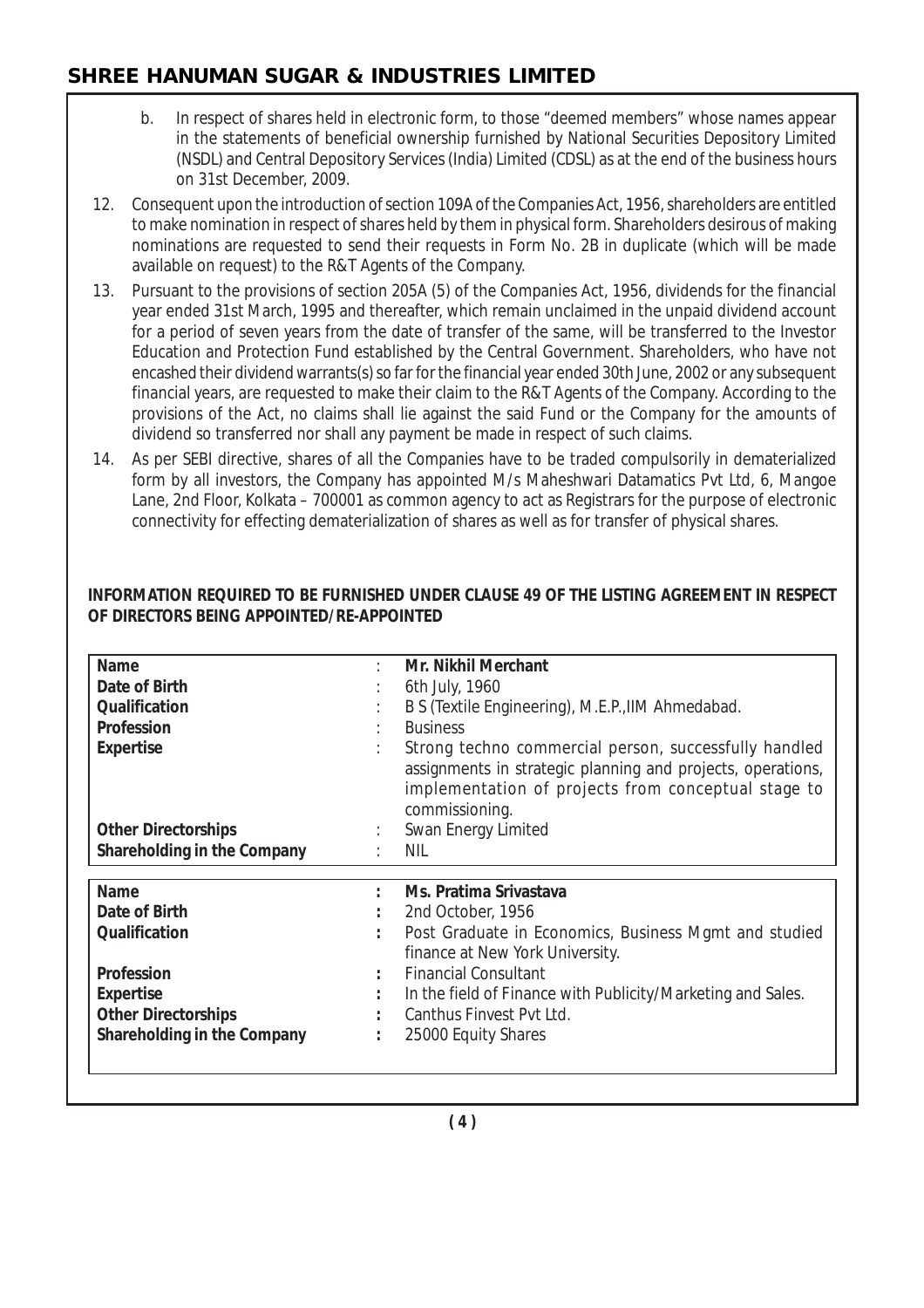b. In respect of shares held in electronic form, to those "deemed members" whose names appear in the statements of beneficial ownership furnished by National Securities Depository Limited (NSDL) and Central Depository Services (India) Limited (CDSL) as at the end of the business hours on 31st December, 2009.

12. Consequent upon the introduction of section 109A of the Companies Act, 1956, shareholders are entitled to make nomination in respect of shares held by them in physical form. Shareholders desirous of making nominations are requested to send their requests in Form No. 2B in duplicate (which will be made available on request) to the R&T Agents of the Company.

13. Pursuant to the provisions of section 205A (5) of the Companies Act, 1956, dividends for the financial year ended 31st March, 1995 and thereafter, which remain unclaimed in the unpaid dividend account for a period of seven years from the date of transfer of the same, will be transferred to the Investor Education and Protection Fund established by the Central Government. Shareholders, who have not encashed their dividend warrants(s) so far for the financial year ended 30th June, 2002 or any subsequent financial years, are requested to make their claim to the R&T Agents of the Company. According to the provisions of the Act, no claims shall lie against the said Fund or the Company for the amounts of dividend so transferred nor shall any payment be made in respect of such claims.

14. As per SEBI directive, shares of all the Companies have to be traded compulsorily in dematerialized form by all investors, the Company has appointed M/s Maheshwari Datamatics Pvt Ltd, 6, Mangoe Lane, 2nd Floor, Kolkata – 700001 as common agency to act as Registrars for the purpose of electronic connectivity for effecting dematerialization of shares as well as for transfer of physical shares.

**INFORMATION REQUIRED TO BE FURNISHED UNDER CLAUSE 49 OF THE LISTING AGREEMENT IN RESPECT OF DIRECTORS BEING APPOINTED/RE-APPOINTED**

| | | |
|---|---|---|
| **Name** | : | **Mr. Nikhil Merchant** |
| **Date of Birth** | : | 6th July, 1960 |
| **Qualification** | : | B S (Textile Engineering), M.E.P.,IIM Ahmedabad. |
| **Profession** | : | Business |
| **Expertise** | : | Strong techno commercial person, successfully handled assignments in strategic planning and projects, operations, implementation of projects from conceptual stage to commissioning. |
| **Other Directorships** | : | Swan Energy Limited |
| **Shareholding in the Company** | : | NIL |

| | | |
|---|---|---|
| **Name** | : | **Ms. Pratima Srivastava** |
| **Date of Birth** | : | 2nd October, 1956 |
| **Qualification** | : | Post Graduate in Economics, Business Mgmt and studied finance at New York University. |
| **Profession** | : | Financial Consultant |
| **Expertise** | : | In the field of Finance with Publicity/Marketing and Sales. |
| **Other Directorships** | : | Canthus Finvest Pvt Ltd. |
| **Shareholding in the Company** | : | 25000 Equity Shares |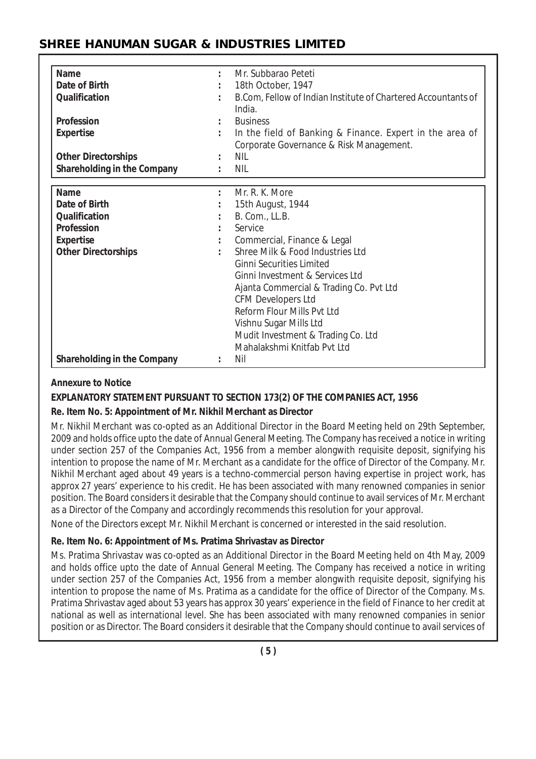| | | |
|---|---|---|
| **Name** | : | Mr. Subbarao Peteti |
| **Date of Birth** | : | 18th October, 1947 |
| **Qualification** | : | B.Com, Fellow of Indian Institute of Chartered Accountants of India. |
| **Profession** | : | Business |
| **Expertise** | : | In the field of Banking & Finance. Expert in the area of Corporate Governance & Risk Management. |
| **Other Directorships** | : | NIL |
| **Shareholding in the Company** | : | NIL |

| | | |
|---|---|---|
| **Name** | : | Mr. R. K. More |
| **Date of Birth** | : | 15th August, 1944 |
| **Qualification** | : | B. Com., LL.B. |
| **Profession** | : | Service |
| **Expertise** | : | Commercial, Finance & Legal |
| **Other Directorships** | : | Shree Milk & Food Industries Ltd<br>Ginni Securities Limited<br>Ginni Investment & Services Ltd<br>Ajanta Commercial & Trading Co. Pvt Ltd<br>CFM Developers Ltd<br>Reform Flour Mills Pvt Ltd<br>Vishnu Sugar Mills Ltd<br>Mudit Investment & Trading Co. Ltd<br>Mahalakshmi Knitfab Pvt Ltd |
| **Shareholding in the Company** | : | Nil |

**Annexure to Notice**

**EXPLANATORY STATEMENT PURSUANT TO SECTION 173(2) OF THE COMPANIES ACT, 1956**

**Re. Item No. 5: Appointment of Mr. Nikhil Merchant as Director**

Mr. Nikhil Merchant was co-opted as an Additional Director in the Board Meeting held on 29th September, 2009 and holds office upto the date of Annual General Meeting. The Company has received a notice in writing under section 257 of the Companies Act, 1956 from a member alongwith requisite deposit, signifying his intention to propose the name of Mr. Merchant as a candidate for the office of Director of the Company. Mr. Nikhil Merchant aged about 49 years is a techno-commercial person having expertise in project work, has approx 27 years' experience to his credit. He has been associated with many renowned companies in senior position. The Board considers it desirable that the Company should continue to avail services of Mr. Merchant as a Director of the Company and accordingly recommends this resolution for your approval.

None of the Directors except Mr. Nikhil Merchant is concerned or interested in the said resolution.

**Re. Item No. 6: Appointment of Ms. Pratima Shrivastav as Director**

Ms. Pratima Shrivastav was co-opted as an Additional Director in the Board Meeting held on 4th May, 2009 and holds office upto the date of Annual General Meeting. The Company has received a notice in writing under section 257 of the Companies Act, 1956 from a member alongwith requisite deposit, signifying his intention to propose the name of Ms. Pratima as a candidate for the office of Director of the Company. Ms. Pratima Shrivastav aged about 53 years has approx 30 years' experience in the field of Finance to her credit at national as well as international level. She has been associated with many renowned companies in senior position or as Director. The Board considers it desirable that the Company should continue to avail services of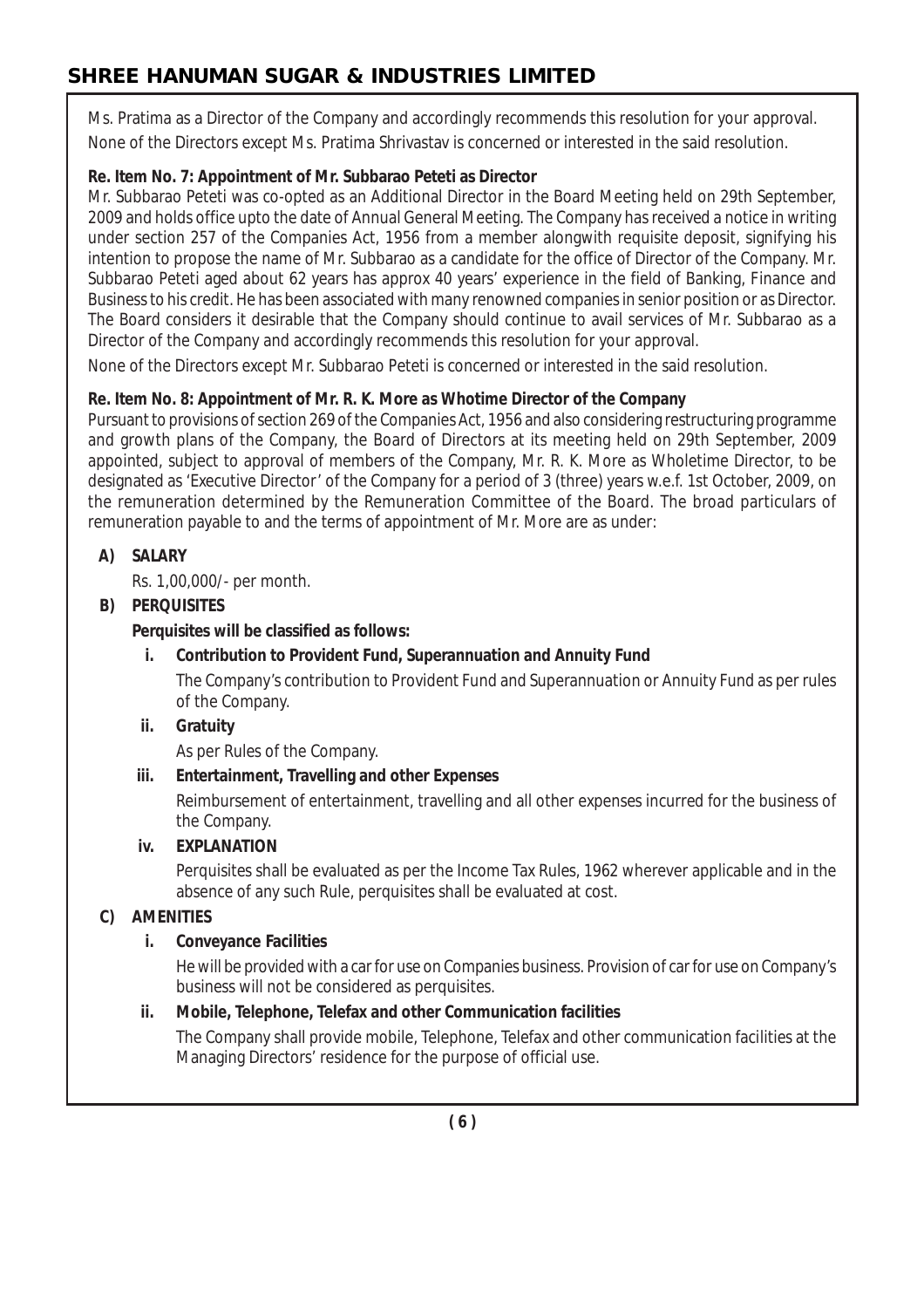Ms. Pratima as a Director of the Company and accordingly recommends this resolution for your approval.

None of the Directors except Ms. Pratima Shrivastav is concerned or interested in the said resolution.

**Re. Item No. 7: Appointment of Mr. Subbarao Peteti as Director**

Mr. Subbarao Peteti was co-opted as an Additional Director in the Board Meeting held on 29th September, 2009 and holds office upto the date of Annual General Meeting. The Company has received a notice in writing under section 257 of the Companies Act, 1956 from a member alongwith requisite deposit, signifying his intention to propose the name of Mr. Subbarao as a candidate for the office of Director of the Company. Mr. Subbarao Peteti aged about 62 years has approx 40 years' experience in the field of Banking, Finance and Business to his credit. He has been associated with many renowned companies in senior position or as Director. The Board considers it desirable that the Company should continue to avail services of Mr. Subbarao as a Director of the Company and accordingly recommends this resolution for your approval.

None of the Directors except Mr. Subbarao Peteti is concerned or interested in the said resolution.

**Re. Item No. 8: Appointment of Mr. R. K. More as Whotime Director of the Company**

Pursuant to provisions of section 269 of the Companies Act, 1956 and also considering restructuring programme and growth plans of the Company, the Board of Directors at its meeting held on 29th September, 2009 appointed, subject to approval of members of the Company, Mr. R. K. More as Wholetime Director, to be designated as 'Executive Director' of the Company for a period of 3 (three) years w.e.f. 1st October, 2009, on the remuneration determined by the Remuneration Committee of the Board. The broad particulars of remuneration payable to and the terms of appointment of Mr. More are as under:

**A) SALARY**

Rs. 1,00,000/- per month.

**B) PERQUISITES**

**Perquisites will be classified as follows:**

**i. Contribution to Provident Fund, Superannuation and Annuity Fund**

The Company's contribution to Provident Fund and Superannuation or Annuity Fund as per rules of the Company.

**ii. Gratuity**

As per Rules of the Company.

**iii. Entertainment, Travelling and other Expenses**

Reimbursement of entertainment, travelling and all other expenses incurred for the business of the Company.

**iv. EXPLANATION**

Perquisites shall be evaluated as per the Income Tax Rules, 1962 wherever applicable and in the absence of any such Rule, perquisites shall be evaluated at cost.

**C) AMENITIES**

**i. Conveyance Facilities**

He will be provided with a car for use on Companies business. Provision of car for use on Company's business will not be considered as perquisites.

**ii. Mobile, Telephone, Telefax and other Communication facilities**

The Company shall provide mobile, Telephone, Telefax and other communication facilities at the Managing Directors' residence for the purpose of official use.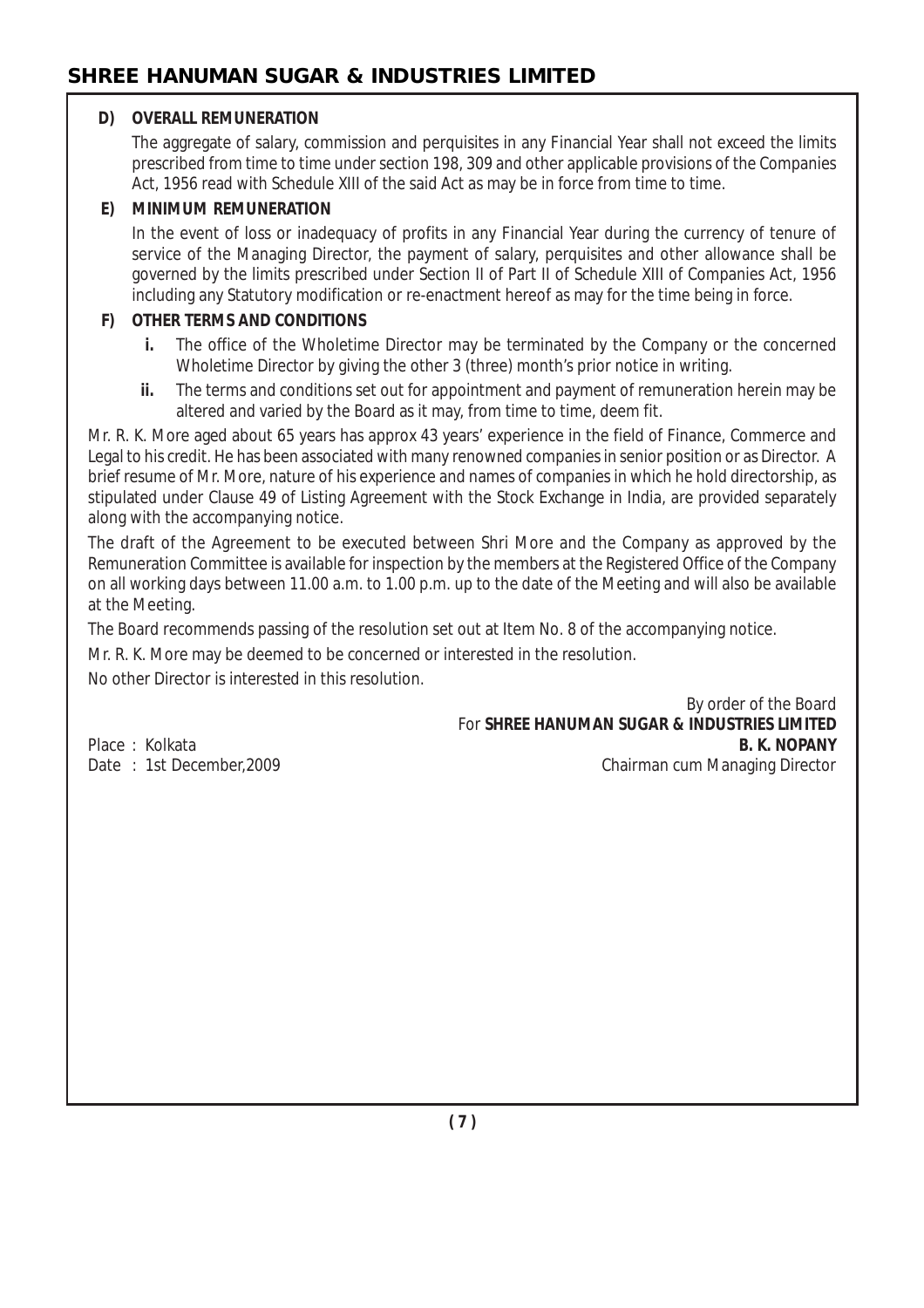**D) OVERALL REMUNERATION**

The aggregate of salary, commission and perquisites in any Financial Year shall not exceed the limits prescribed from time to time under section 198, 309 and other applicable provisions of the Companies Act, 1956 read with Schedule XIII of the said Act as may be in force from time to time.

**E) MINIMUM REMUNERATION**

In the event of loss or inadequacy of profits in any Financial Year during the currency of tenure of service of the Managing Director, the payment of salary, perquisites and other allowance shall be governed by the limits prescribed under Section II of Part II of Schedule XIII of Companies Act, 1956 including any Statutory modification or re-enactment hereof as may for the time being in force.

**F) OTHER TERMS AND CONDITIONS**

- **i.** The office of the Wholetime Director may be terminated by the Company or the concerned Wholetime Director by giving the other 3 (three) month's prior notice in writing.
- **ii.** The terms and conditions set out for appointment and payment of remuneration herein may be altered and varied by the Board as it may, from time to time, deem fit.

Mr. R. K. More aged about 65 years has approx 43 years' experience in the field of Finance, Commerce and Legal to his credit. He has been associated with many renowned companies in senior position or as Director. A brief resume of Mr. More, nature of his experience and names of companies in which he hold directorship, as stipulated under Clause 49 of Listing Agreement with the Stock Exchange in India, are provided separately along with the accompanying notice.

The draft of the Agreement to be executed between Shri More and the Company as approved by the Remuneration Committee is available for inspection by the members at the Registered Office of the Company on all working days between 11.00 a.m. to 1.00 p.m. up to the date of the Meeting and will also be available at the Meeting.

The Board recommends passing of the resolution set out at Item No. 8 of the accompanying notice.

Mr. R. K. More may be deemed to be concerned or interested in the resolution.

No other Director is interested in this resolution.

By order of the Board
For **SHREE HANUMAN SUGAR & INDUSTRIES LIMITED**
**B. K. NOPANY**
Chairman cum Managing Director

Place : Kolkata
Date : 1st December,2009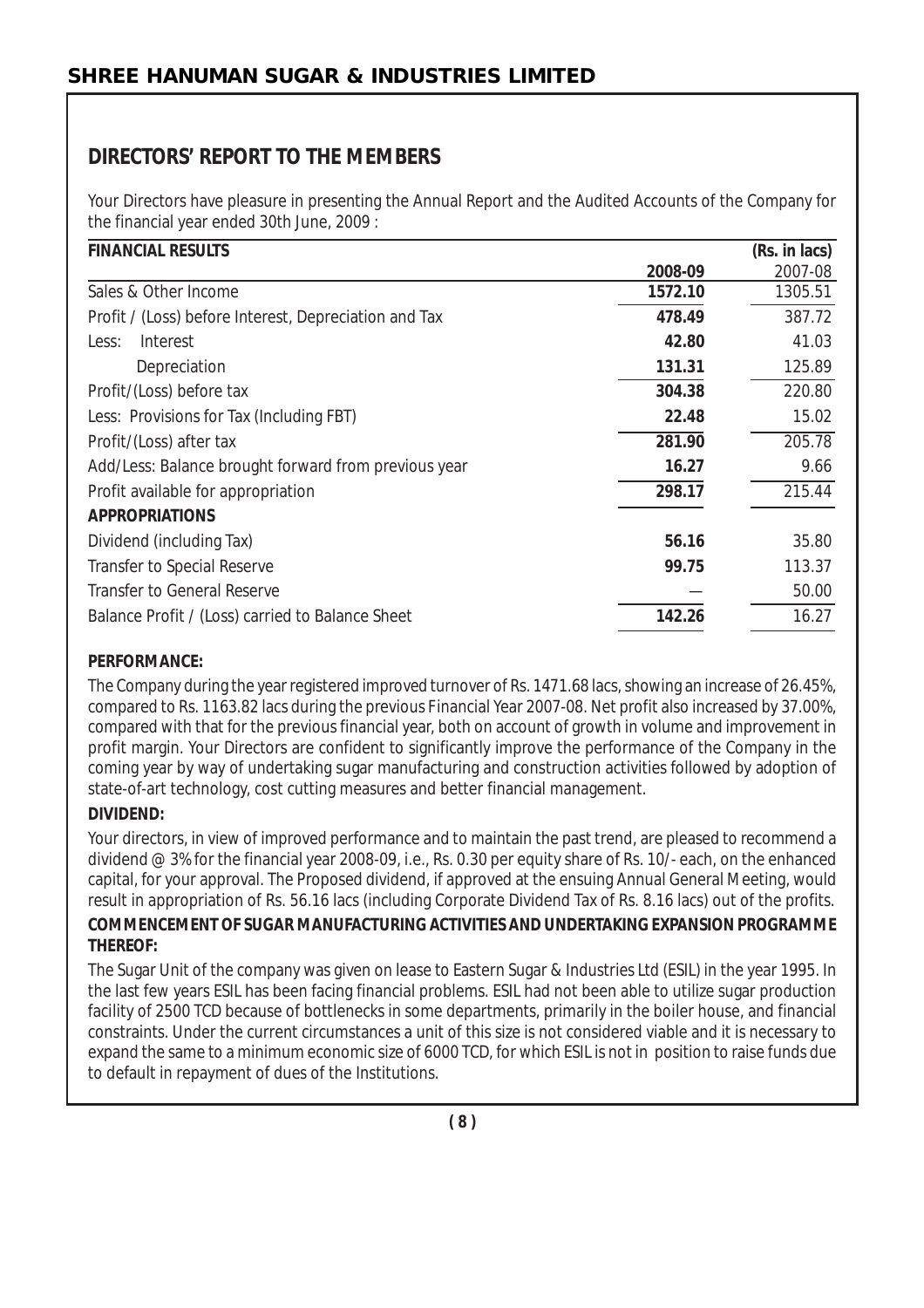# SHREE HANUMAN SUGAR & INDUSTRIES LIMITED

## DIRECTORS' REPORT TO THE MEMBERS

Your Directors have pleasure in presenting the Annual Report and the Audited Accounts of the Company for the financial year ended 30th June, 2009 :

| FINANCIAL RESULTS | | (Rs. in lacs) |
|---|---|---|
| | **2008-09** | 2007-08 |
| Sales & Other Income | **1572.10** | 1305.51 |
| Profit / (Loss) before Interest, Depreciation and Tax | **478.49** | 387.72 |
| Less: Interest | **42.80** | 41.03 |
| Depreciation | **131.31** | 125.89 |
| Profit/(Loss) before tax | **304.38** | 220.80 |
| Less: Provisions for Tax (Including FBT) | **22.48** | 15.02 |
| Profit/(Loss) after tax | **281.90** | 205.78 |
| Add/Less: Balance brought forward from previous year | **16.27** | 9.66 |
| Profit available for appropriation | **298.17** | 215.44 |
| **APPROPRIATIONS** | | |
| Dividend (including Tax) | **56.16** | 35.80 |
| Transfer to Special Reserve | **99.75** | 113.37 |
| Transfer to General Reserve | — | 50.00 |
| Balance Profit / (Loss) carried to Balance Sheet | **142.26** | 16.27 |

**PERFORMANCE:**

The Company during the year registered improved turnover of Rs. 1471.68 lacs, showing an increase of 26.45%, compared to Rs. 1163.82 lacs during the previous Financial Year 2007-08. Net profit also increased by 37.00%, compared with that for the previous financial year, both on account of growth in volume and improvement in profit margin. Your Directors are confident to significantly improve the performance of the Company in the coming year by way of undertaking sugar manufacturing and construction activities followed by adoption of state-of-art technology, cost cutting measures and better financial management.

**DIVIDEND:**

Your directors, in view of improved performance and to maintain the past trend, are pleased to recommend a dividend @ 3% for the financial year 2008-09, i.e., Rs. 0.30 per equity share of Rs. 10/- each, on the enhanced capital, for your approval. The Proposed dividend, if approved at the ensuing Annual General Meeting, would result in appropriation of Rs. 56.16 lacs (including Corporate Dividend Tax of Rs. 8.16 lacs) out of the profits.

**COMMENCEMENT OF SUGAR MANUFACTURING ACTIVITIES AND UNDERTAKING EXPANSION PROGRAMME THEREOF:**

The Sugar Unit of the company was given on lease to Eastern Sugar & Industries Ltd (ESIL) in the year 1995. In the last few years ESIL has been facing financial problems. ESIL had not been able to utilize sugar production facility of 2500 TCD because of bottlenecks in some departments, primarily in the boiler house, and financial constraints. Under the current circumstances a unit of this size is not considered viable and it is necessary to expand the same to a minimum economic size of 6000 TCD, for which ESIL is not in position to raise funds due to default in repayment of dues of the Institutions.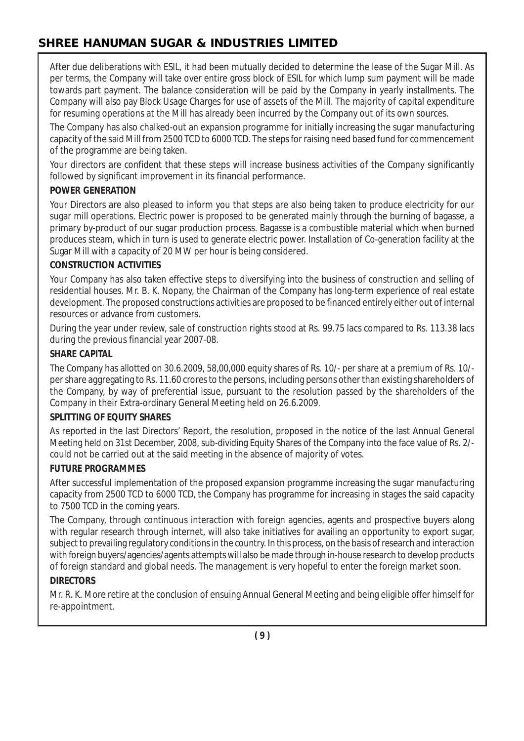After due deliberations with ESIL, it had been mutually decided to determine the lease of the Sugar Mill. As per terms, the Company will take over entire gross block of ESIL for which lump sum payment will be made towards part payment. The balance consideration will be paid by the Company in yearly installments. The Company will also pay Block Usage Charges for use of assets of the Mill. The majority of capital expenditure for resuming operations at the Mill has already been incurred by the Company out of its own sources.

The Company has also chalked-out an expansion programme for initially increasing the sugar manufacturing capacity of the said Mill from 2500 TCD to 6000 TCD. The steps for raising need based fund for commencement of the programme are being taken.

Your directors are confident that these steps will increase business activities of the Company significantly followed by significant improvement in its financial performance.

**POWER GENERATION**

Your Directors are also pleased to inform you that steps are also being taken to produce electricity for our sugar mill operations. Electric power is proposed to be generated mainly through the burning of bagasse, a primary by-product of our sugar production process. Bagasse is a combustible material which when burned produces steam, which in turn is used to generate electric power. Installation of Co-generation facility at the Sugar Mill with a capacity of 20 MW per hour is being considered.

**CONSTRUCTION ACTIVITIES**

Your Company has also taken effective steps to diversifying into the business of construction and selling of residential houses. Mr. B. K. Nopany, the Chairman of the Company has long-term experience of real estate development. The proposed constructions activities are proposed to be financed entirely either out of internal resources or advance from customers.

During the year under review, sale of construction rights stood at Rs. 99.75 lacs compared to Rs. 113.38 lacs during the previous financial year 2007-08.

**SHARE CAPITAL**

The Company has allotted on 30.6.2009, 58,00,000 equity shares of Rs. 10/- per share at a premium of Rs. 10/- per share aggregating to Rs. 11.60 crores to the persons, including persons other than existing shareholders of the Company, by way of preferential issue, pursuant to the resolution passed by the shareholders of the Company in their Extra-ordinary General Meeting held on 26.6.2009.

**SPLITTING OF EQUITY SHARES**

As reported in the last Directors' Report, the resolution, proposed in the notice of the last Annual General Meeting held on 31st December, 2008, sub-dividing Equity Shares of the Company into the face value of Rs. 2/- could not be carried out at the said meeting in the absence of majority of votes.

**FUTURE PROGRAMMES**

After successful implementation of the proposed expansion programme increasing the sugar manufacturing capacity from 2500 TCD to 6000 TCD, the Company has programme for increasing in stages the said capacity to 7500 TCD in the coming years.

The Company, through continuous interaction with foreign agencies, agents and prospective buyers along with regular research through internet, will also take initiatives for availing an opportunity to export sugar, subject to prevailing regulatory conditions in the country. In this process, on the basis of research and interaction with foreign buyers/agencies/agents attempts will also be made through in-house research to develop products of foreign standard and global needs. The management is very hopeful to enter the foreign market soon.

**DIRECTORS**

Mr. R. K. More retire at the conclusion of ensuing Annual General Meeting and being eligible offer himself for re-appointment.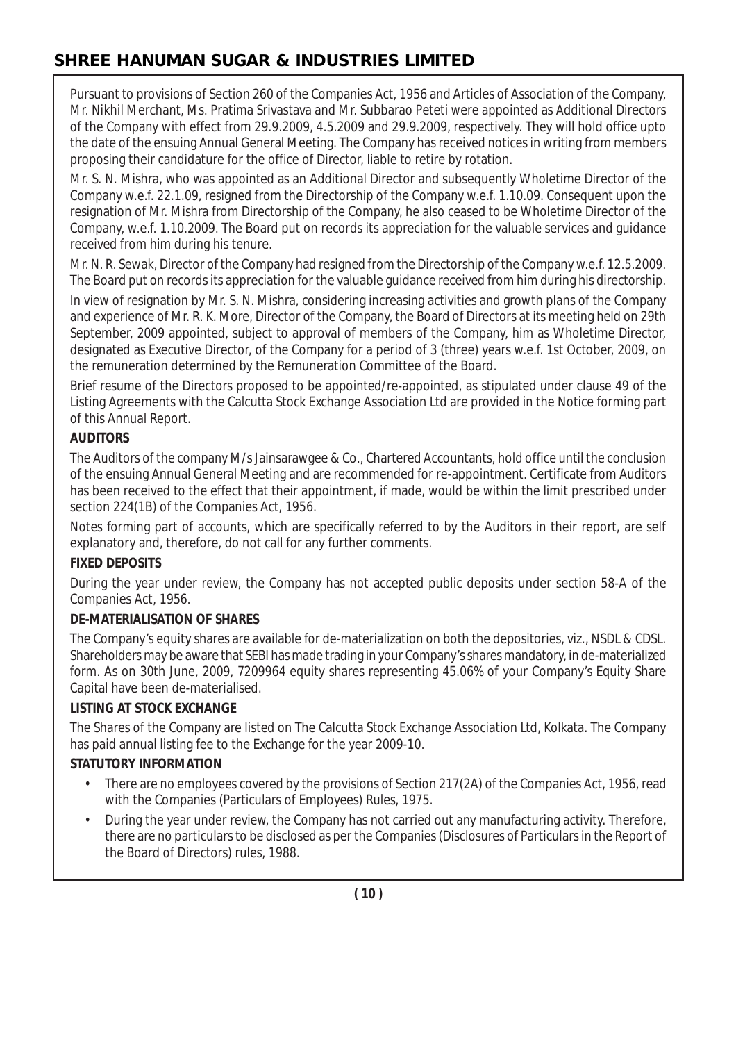Pursuant to provisions of Section 260 of the Companies Act, 1956 and Articles of Association of the Company, Mr. Nikhil Merchant, Ms. Pratima Srivastava and Mr. Subbarao Peteti were appointed as Additional Directors of the Company with effect from 29.9.2009, 4.5.2009 and 29.9.2009, respectively. They will hold office upto the date of the ensuing Annual General Meeting. The Company has received notices in writing from members proposing their candidature for the office of Director, liable to retire by rotation.

Mr. S. N. Mishra, who was appointed as an Additional Director and subsequently Wholetime Director of the Company w.e.f. 22.1.09, resigned from the Directorship of the Company w.e.f. 1.10.09. Consequent upon the resignation of Mr. Mishra from Directorship of the Company, he also ceased to be Wholetime Director of the Company, w.e.f. 1.10.2009. The Board put on records its appreciation for the valuable services and guidance received from him during his tenure.

Mr. N. R. Sewak, Director of the Company had resigned from the Directorship of the Company w.e.f. 12.5.2009. The Board put on records its appreciation for the valuable guidance received from him during his directorship.

In view of resignation by Mr. S. N. Mishra, considering increasing activities and growth plans of the Company and experience of Mr. R. K. More, Director of the Company, the Board of Directors at its meeting held on 29th September, 2009 appointed, subject to approval of members of the Company, him as Wholetime Director, designated as Executive Director, of the Company for a period of 3 (three) years w.e.f. 1st October, 2009, on the remuneration determined by the Remuneration Committee of the Board.

Brief resume of the Directors proposed to be appointed/re-appointed, as stipulated under clause 49 of the Listing Agreements with the Calcutta Stock Exchange Association Ltd are provided in the Notice forming part of this Annual Report.

**AUDITORS**

The Auditors of the company M/s Jainsarawgee & Co., Chartered Accountants, hold office until the conclusion of the ensuing Annual General Meeting and are recommended for re-appointment. Certificate from Auditors has been received to the effect that their appointment, if made, would be within the limit prescribed under section 224(1B) of the Companies Act, 1956.

Notes forming part of accounts, which are specifically referred to by the Auditors in their report, are self explanatory and, therefore, do not call for any further comments.

**FIXED DEPOSITS**

During the year under review, the Company has not accepted public deposits under section 58-A of the Companies Act, 1956.

**DE-MATERIALISATION OF SHARES**

The Company's equity shares are available for de-materialization on both the depositories, viz., NSDL & CDSL. Shareholders may be aware that SEBI has made trading in your Company's shares mandatory, in de-materialized form. As on 30th June, 2009, 7209964 equity shares representing 45.06% of your Company's Equity Share Capital have been de-materialised.

**LISTING AT STOCK EXCHANGE**

The Shares of the Company are listed on The Calcutta Stock Exchange Association Ltd, Kolkata. The Company has paid annual listing fee to the Exchange for the year 2009-10.

**STATUTORY INFORMATION**

- There are no employees covered by the provisions of Section 217(2A) of the Companies Act, 1956, read with the Companies (Particulars of Employees) Rules, 1975.
- During the year under review, the Company has not carried out any manufacturing activity. Therefore, there are no particulars to be disclosed as per the Companies (Disclosures of Particulars in the Report of the Board of Directors) rules, 1988.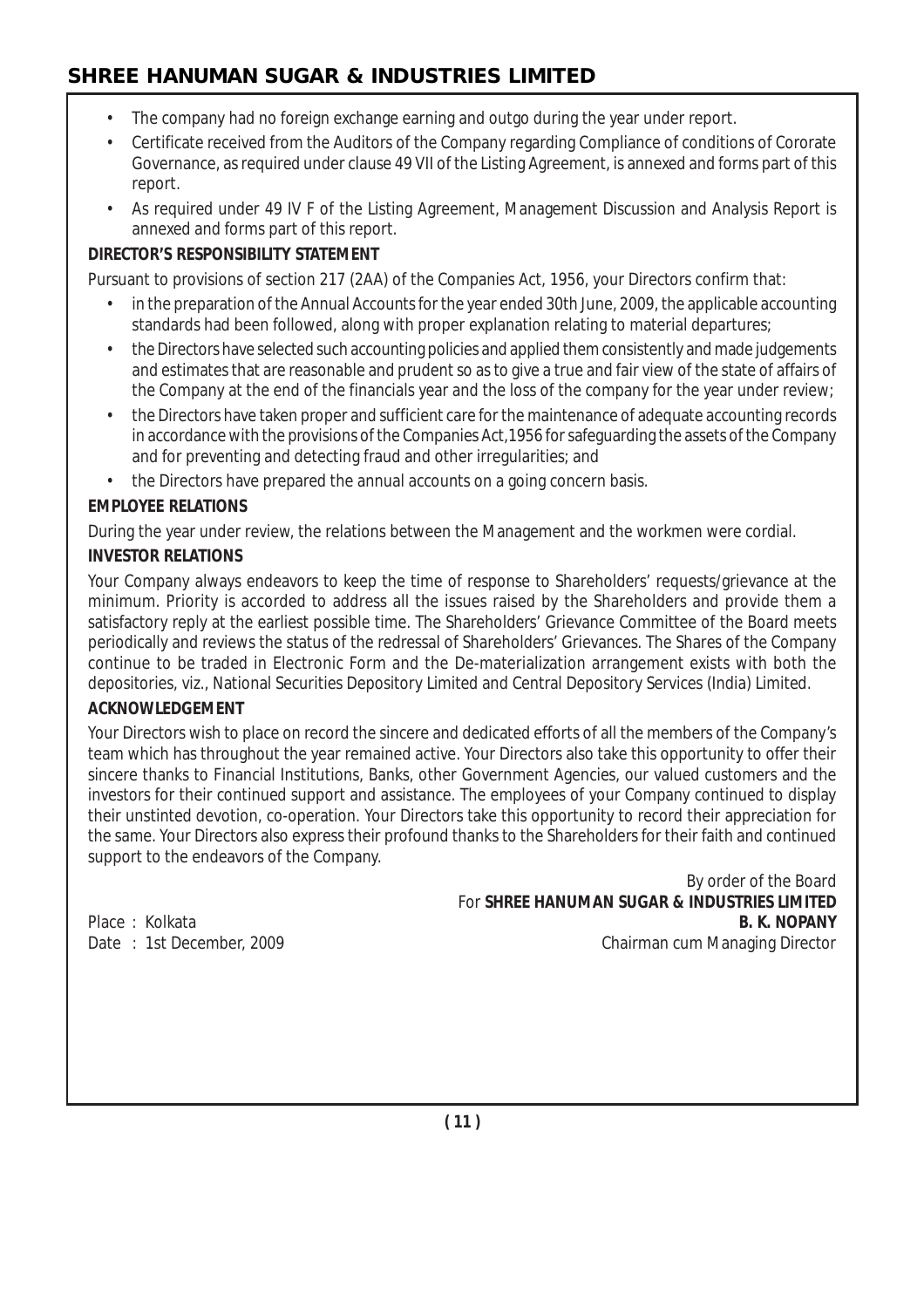- The company had no foreign exchange earning and outgo during the year under report.
- Certificate received from the Auditors of the Company regarding Compliance of conditions of Cororate Governance, as required under clause 49 VII of the Listing Agreement, is annexed and forms part of this report.
- As required under 49 IV F of the Listing Agreement, Management Discussion and Analysis Report is annexed and forms part of this report.

**DIRECTOR'S RESPONSIBILITY STATEMENT**

Pursuant to provisions of section 217 (2AA) of the Companies Act, 1956, your Directors confirm that:

- in the preparation of the Annual Accounts for the year ended 30th June, 2009, the applicable accounting standards had been followed, along with proper explanation relating to material departures;
- the Directors have selected such accounting policies and applied them consistently and made judgements and estimates that are reasonable and prudent so as to give a true and fair view of the state of affairs of the Company at the end of the financials year and the loss of the company for the year under review;
- the Directors have taken proper and sufficient care for the maintenance of adequate accounting records in accordance with the provisions of the Companies Act,1956 for safeguarding the assets of the Company and for preventing and detecting fraud and other irregularities; and
- the Directors have prepared the annual accounts on a going concern basis.

**EMPLOYEE RELATIONS**

During the year under review, the relations between the Management and the workmen were cordial.

**INVESTOR RELATIONS**

Your Company always endeavors to keep the time of response to Shareholders' requests/grievance at the minimum. Priority is accorded to address all the issues raised by the Shareholders and provide them a satisfactory reply at the earliest possible time. The Shareholders' Grievance Committee of the Board meets periodically and reviews the status of the redressal of Shareholders' Grievances. The Shares of the Company continue to be traded in Electronic Form and the De-materialization arrangement exists with both the depositories, viz., National Securities Depository Limited and Central Depository Services (India) Limited.

**ACKNOWLEDGEMENT**

Your Directors wish to place on record the sincere and dedicated efforts of all the members of the Company's team which has throughout the year remained active. Your Directors also take this opportunity to offer their sincere thanks to Financial Institutions, Banks, other Government Agencies, our valued customers and the investors for their continued support and assistance. The employees of your Company continued to display their unstinted devotion, co-operation. Your Directors take this opportunity to record their appreciation for the same. Your Directors also express their profound thanks to the Shareholders for their faith and continued support to the endeavors of the Company.

By order of the Board
For **SHREE HANUMAN SUGAR & INDUSTRIES LIMITED**
**B. K. NOPANY**
Chairman cum Managing Director

Place : Kolkata
Date : 1st December, 2009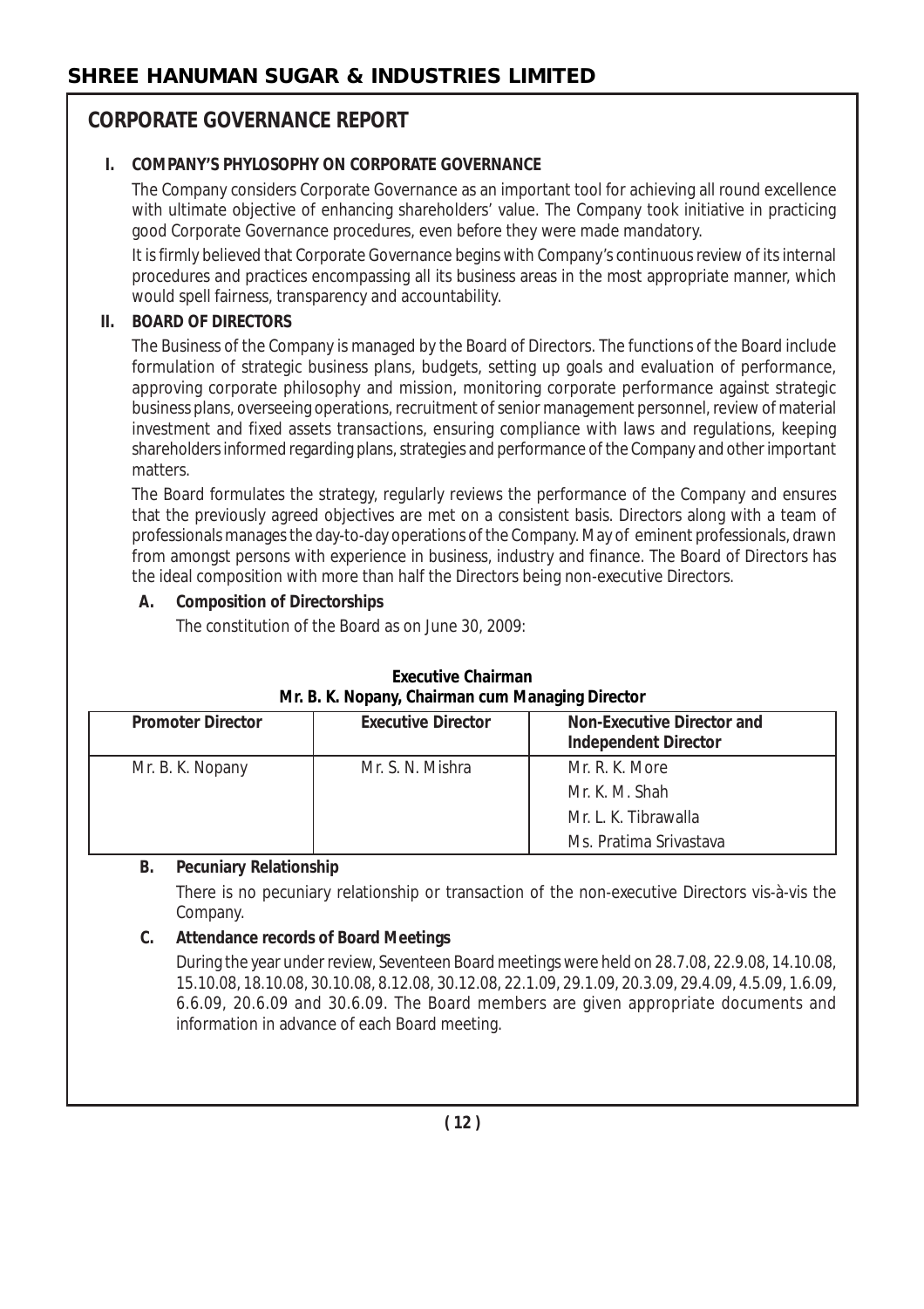## CORPORATE GOVERNANCE REPORT

**I. COMPANY'S PHYLOSOPHY ON CORPORATE GOVERNANCE**

The Company considers Corporate Governance as an important tool for achieving all round excellence with ultimate objective of enhancing shareholders' value. The Company took initiative in practicing good Corporate Governance procedures, even before they were made mandatory.

It is firmly believed that Corporate Governance begins with Company's continuous review of its internal procedures and practices encompassing all its business areas in the most appropriate manner, which would spell fairness, transparency and accountability.

**II. BOARD OF DIRECTORS**

The Business of the Company is managed by the Board of Directors. The functions of the Board include formulation of strategic business plans, budgets, setting up goals and evaluation of performance, approving corporate philosophy and mission, monitoring corporate performance against strategic business plans, overseeing operations, recruitment of senior management personnel, review of material investment and fixed assets transactions, ensuring compliance with laws and regulations, keeping shareholders informed regarding plans, strategies and performance of the Company and other important matters.

The Board formulates the strategy, regularly reviews the performance of the Company and ensures that the previously agreed objectives are met on a consistent basis. Directors along with a team of professionals manages the day-to-day operations of the Company. May of eminent professionals, drawn from amongst persons with experience in business, industry and finance. The Board of Directors has the ideal composition with more than half the Directors being non-executive Directors.

**A. Composition of Directorships**

The constitution of the Board as on June 30, 2009:

**Executive Chairman**
**Mr. B. K. Nopany, Chairman cum Managing Director**

| Promoter Director | Executive Director | Non-Executive Director and Independent Director |
|---|---|---|
| Mr. B. K. Nopany | Mr. S. N. Mishra | Mr. R. K. More |
| | | Mr. K. M. Shah |
| | | Mr. L. K. Tibrawalla |
| | | Ms. Pratima Srivastava |

**B. Pecuniary Relationship**

There is no pecuniary relationship or transaction of the non-executive Directors vis-à-vis the Company.

**C. Attendance records of Board Meetings**

During the year under review, Seventeen Board meetings were held on 28.7.08, 22.9.08, 14.10.08, 15.10.08, 18.10.08, 30.10.08, 8.12.08, 30.12.08, 22.1.09, 29.1.09, 20.3.09, 29.4.09, 4.5.09, 1.6.09, 6.6.09, 20.6.09 and 30.6.09. The Board members are given appropriate documents and information in advance of each Board meeting.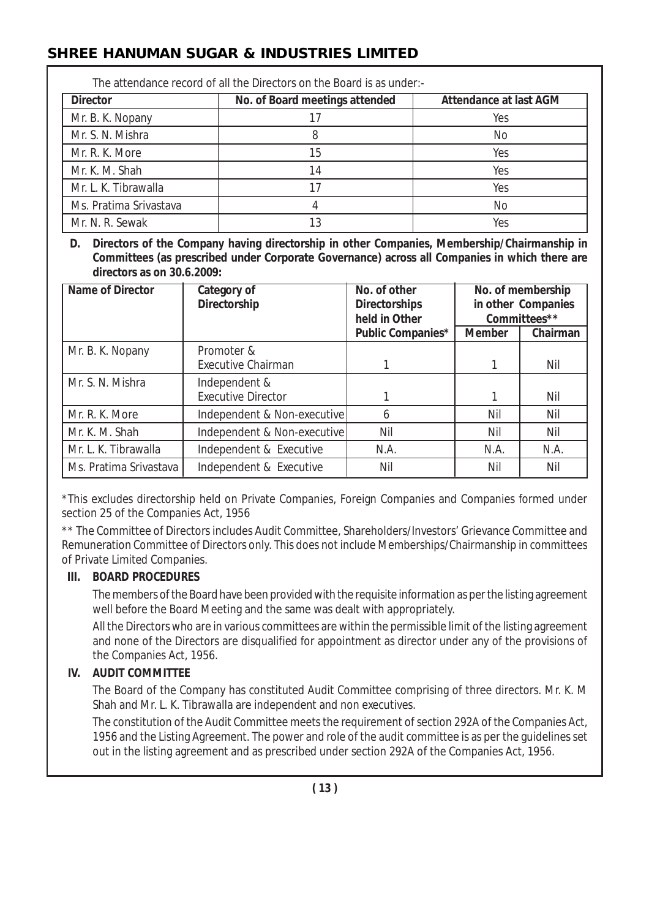The attendance record of all the Directors on the Board is as under:-

| Director | No. of Board meetings attended | Attendance at last AGM |
|---|---|---|
| Mr. B. K. Nopany | 17 | Yes |
| Mr. S. N. Mishra | 8 | No |
| Mr. R. K. More | 15 | Yes |
| Mr. K. M. Shah | 14 | Yes |
| Mr. L. K. Tibrawalla | 17 | Yes |
| Ms. Pratima Srivastava | 4 | No |
| Mr. N. R. Sewak | 13 | Yes |

**D. Directors of the Company having directorship in other Companies, Membership/Chairmanship in Committees (as prescribed under Corporate Governance) across all Companies in which there are directors as on 30.6.2009:**

| Name of Director | Category of Directorship | No. of other Directorships held in Other Public Companies* | No. of membership in other Companies Committees** | |
|---|---|---|---|---|
| | | | Member | Chairman |
| Mr. B. K. Nopany | Promoter & Executive Chairman | 1 | 1 | Nil |
| Mr. S. N. Mishra | Independent & Executive Director | 1 | 1 | Nil |
| Mr. R. K. More | Independent & Non-executive | 6 | Nil | Nil |
| Mr. K. M. Shah | Independent & Non-executive | Nil | Nil | Nil |
| Mr. L. K. Tibrawalla | Independent & Executive | N.A. | N.A. | N.A. |
| Ms. Pratima Srivastava | Independent & Executive | Nil | Nil | Nil |

*This excludes directorship held on Private Companies, Foreign Companies and Companies formed under section 25 of the Companies Act, 1956

** The Committee of Directors includes Audit Committee, Shareholders/Investors' Grievance Committee and Remuneration Committee of Directors only. This does not include Memberships/Chairmanship in committees of Private Limited Companies.

## III. BOARD PROCEDURES

The members of the Board have been provided with the requisite information as per the listing agreement well before the Board Meeting and the same was dealt with appropriately.

All the Directors who are in various committees are within the permissible limit of the listing agreement and none of the Directors are disqualified for appointment as director under any of the provisions of the Companies Act, 1956.

## IV. AUDIT COMMITTEE

The Board of the Company has constituted Audit Committee comprising of three directors. Mr. K. M Shah and Mr. L. K. Tibrawalla are independent and non executives.

The constitution of the Audit Committee meets the requirement of section 292A of the Companies Act, 1956 and the Listing Agreement. The power and role of the audit committee is as per the guidelines set out in the listing agreement and as prescribed under section 292A of the Companies Act, 1956.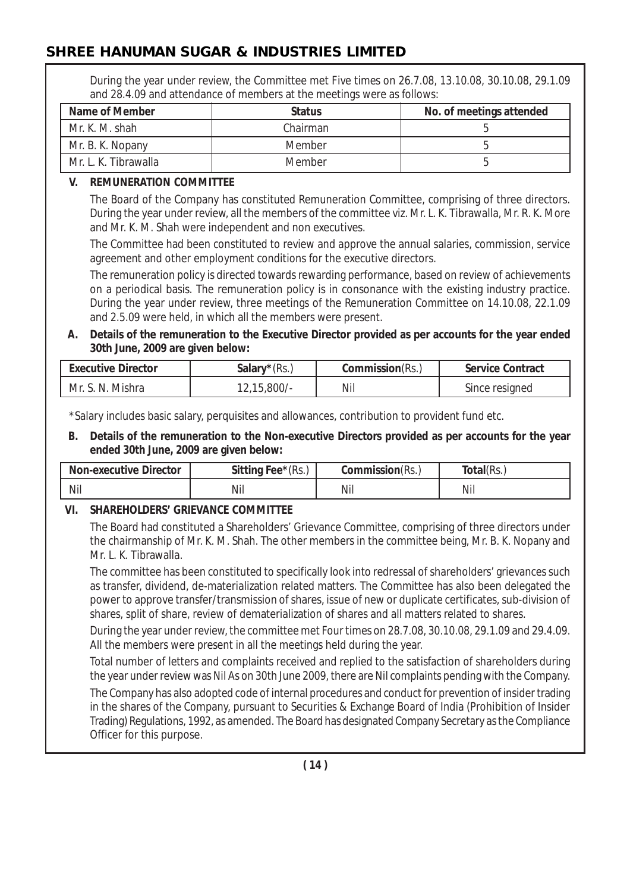During the year under review, the Committee met Five times on 26.7.08, 13.10.08, 30.10.08, 29.1.09 and 28.4.09 and attendance of members at the meetings were as follows:

| Name of Member | Status | No. of meetings attended |
|---|---|---|
| Mr. K. M. shah | Chairman | 5 |
| Mr. B. K. Nopany | Member | 5 |
| Mr. L. K. Tibrawalla | Member | 5 |

**V. REMUNERATION COMMITTEE**

The Board of the Company has constituted Remuneration Committee, comprising of three directors. During the year under review, all the members of the committee viz. Mr. L. K. Tibrawalla, Mr. R. K. More and Mr. K. M. Shah were independent and non executives.

The Committee had been constituted to review and approve the annual salaries, commission, service agreement and other employment conditions for the executive directors.

The remuneration policy is directed towards rewarding performance, based on review of achievements on a periodical basis. The remuneration policy is in consonance with the existing industry practice. During the year under review, three meetings of the Remuneration Committee on 14.10.08, 22.1.09 and 2.5.09 were held, in which all the members were present.

**A. Details of the remuneration to the Executive Director provided as per accounts for the year ended 30th June, 2009 are given below:**

| Executive Director | Salary*(Rs.) | Commission(Rs.) | Service Contract |
|---|---|---|---|
| Mr. S. N. Mishra | 12,15,800/- | Nil | Since resigned |

*Salary includes basic salary, perquisites and allowances, contribution to provident fund etc.

**B. Details of the remuneration to the Non-executive Directors provided as per accounts for the year ended 30th June, 2009 are given below:**

| Non-executive Director | Sitting Fee*(Rs.) | Commission(Rs.) | Total(Rs.) |
|---|---|---|---|
| Nil | Nil | Nil | Nil |

**VI. SHAREHOLDERS' GRIEVANCE COMMITTEE**

The Board had constituted a Shareholders' Grievance Committee, comprising of three directors under the chairmanship of Mr. K. M. Shah. The other members in the committee being, Mr. B. K. Nopany and Mr. L. K. Tibrawalla.

The committee has been constituted to specifically look into redressal of shareholders' grievances such as transfer, dividend, de-materialization related matters. The Committee has also been delegated the power to approve transfer/transmission of shares, issue of new or duplicate certificates, sub-division of shares, split of share, review of dematerialization of shares and all matters related to shares.

During the year under review, the committee met Four times on 28.7.08, 30.10.08, 29.1.09 and 29.4.09. All the members were present in all the meetings held during the year.

Total number of letters and complaints received and replied to the satisfaction of shareholders during the year under review was Nil As on 30th June 2009, there are Nil complaints pending with the Company.

The Company has also adopted code of internal procedures and conduct for prevention of insider trading in the shares of the Company, pursuant to Securities & Exchange Board of India (Prohibition of Insider Trading) Regulations, 1992, as amended. The Board has designated Company Secretary as the Compliance Officer for this purpose.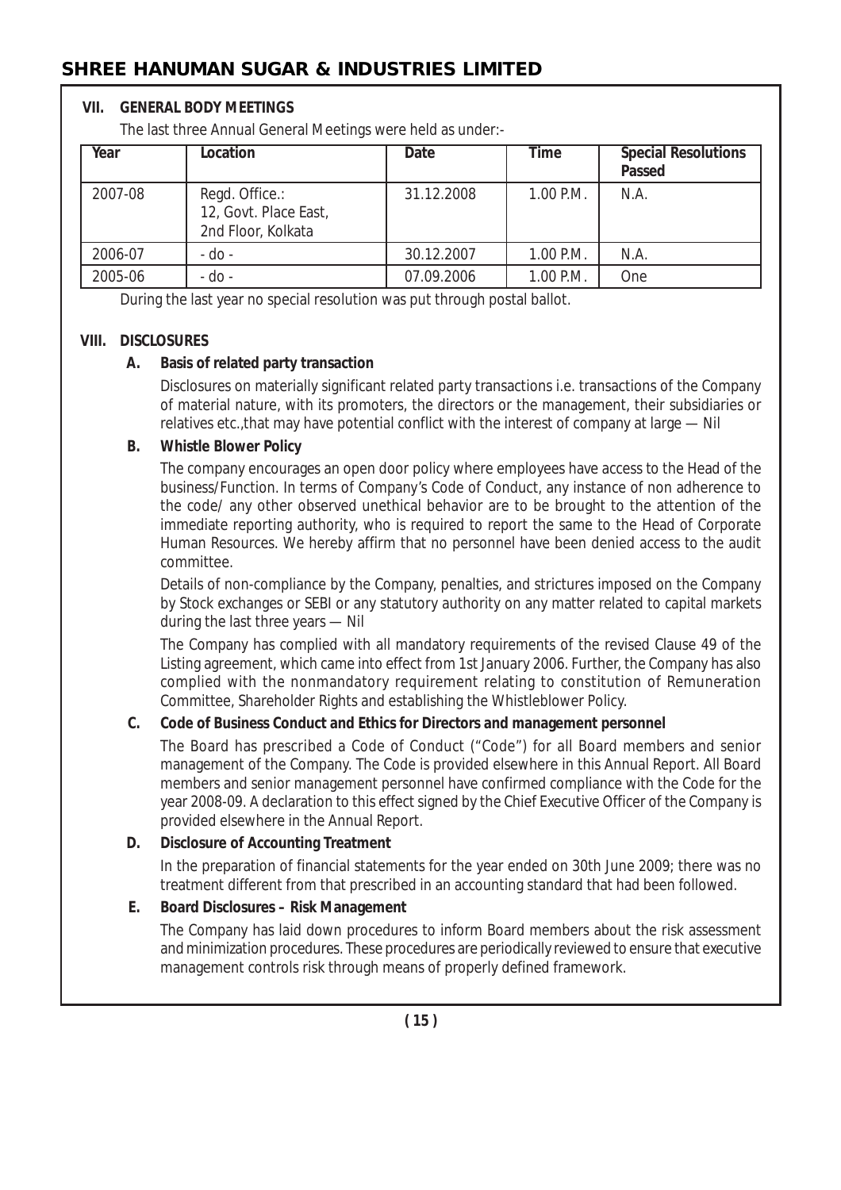### VII. GENERAL BODY MEETINGS

The last three Annual General Meetings were held as under:-

| Year | Location | Date | Time | Special Resolutions Passed |
|---|---|---|---|---|
| 2007-08 | Regd. Office.: 12, Govt. Place East, 2nd Floor, Kolkata | 31.12.2008 | 1.00 P.M. | N.A. |
| 2006-07 | - do - | 30.12.2007 | 1.00 P.M. | N.A. |
| 2005-06 | - do - | 07.09.2006 | 1.00 P.M. | One |

During the last year no special resolution was put through postal ballot.

### VIII. DISCLOSURES

**A. Basis of related party transaction**

Disclosures on materially significant related party transactions i.e. transactions of the Company of material nature, with its promoters, the directors or the management, their subsidiaries or relatives etc.,that may have potential conflict with the interest of company at large — Nil

**B. Whistle Blower Policy**

The company encourages an open door policy where employees have access to the Head of the business/Function. In terms of Company's Code of Conduct, any instance of non adherence to the code/ any other observed unethical behavior are to be brought to the attention of the immediate reporting authority, who is required to report the same to the Head of Corporate Human Resources. We hereby affirm that no personnel have been denied access to the audit committee.

Details of non-compliance by the Company, penalties, and strictures imposed on the Company by Stock exchanges or SEBI or any statutory authority on any matter related to capital markets during the last three years — Nil

The Company has complied with all mandatory requirements of the revised Clause 49 of the Listing agreement, which came into effect from 1st January 2006. Further, the Company has also complied with the nonmandatory requirement relating to constitution of Remuneration Committee, Shareholder Rights and establishing the Whistleblower Policy.

**C. Code of Business Conduct and Ethics for Directors and management personnel**

The Board has prescribed a Code of Conduct ("Code") for all Board members and senior management of the Company. The Code is provided elsewhere in this Annual Report. All Board members and senior management personnel have confirmed compliance with the Code for the year 2008-09. A declaration to this effect signed by the Chief Executive Officer of the Company is provided elsewhere in the Annual Report.

**D. Disclosure of Accounting Treatment**

In the preparation of financial statements for the year ended on 30th June 2009; there was no treatment different from that prescribed in an accounting standard that had been followed.

**E. Board Disclosures – Risk Management**

The Company has laid down procedures to inform Board members about the risk assessment and minimization procedures. These procedures are periodically reviewed to ensure that executive management controls risk through means of properly defined framework.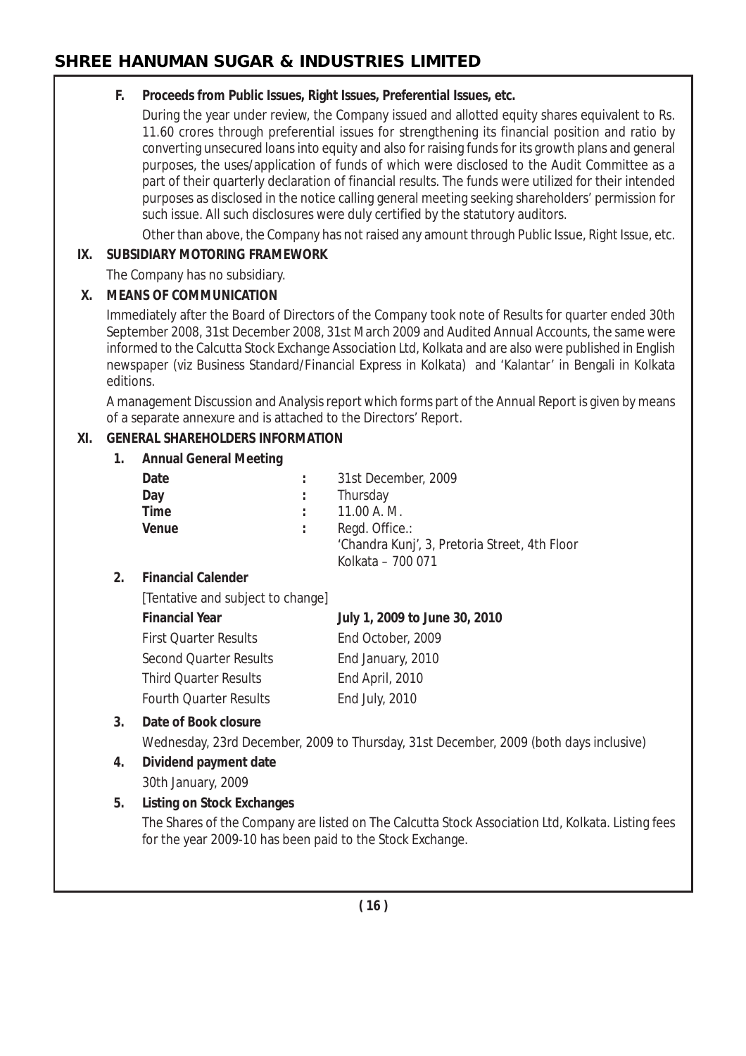**F. Proceeds from Public Issues, Right Issues, Preferential Issues, etc.**

During the year under review, the Company issued and allotted equity shares equivalent to Rs. 11.60 crores through preferential issues for strengthening its financial position and ratio by converting unsecured loans into equity and also for raising funds for its growth plans and general purposes, the uses/application of funds of which were disclosed to the Audit Committee as a part of their quarterly declaration of financial results. The funds were utilized for their intended purposes as disclosed in the notice calling general meeting seeking shareholders' permission for such issue. All such disclosures were duly certified by the statutory auditors.

Other than above, the Company has not raised any amount through Public Issue, Right Issue, etc.

## IX. SUBSIDIARY MOTORING FRAMEWORK

The Company has no subsidiary.

## X. MEANS OF COMMUNICATION

Immediately after the Board of Directors of the Company took note of Results for quarter ended 30th September 2008, 31st December 2008, 31st March 2009 and Audited Annual Accounts, the same were informed to the Calcutta Stock Exchange Association Ltd, Kolkata and are also were published in English newspaper (viz Business Standard/Financial Express in Kolkata) and 'Kalantar' in Bengali in Kolkata editions.

A management Discussion and Analysis report which forms part of the Annual Report is given by means of a separate annexure and is attached to the Directors' Report.

## XI. GENERAL SHAREHOLDERS INFORMATION

**1. Annual General Meeting**

| | | |
|---|---|---|
| **Date** | : | 31st December, 2009 |
| **Day** | : | Thursday |
| **Time** | : | 11.00 A. M. |
| **Venue** | : | Regd. Office.:<br>'Chandra Kunj', 3, Pretoria Street, 4th Floor<br>Kolkata – 700 071 |

**2. Financial Calender**

[Tentative and subject to change]

| **Financial Year** | **July 1, 2009 to June 30, 2010** |
|---|---|
| First Quarter Results | End October, 2009 |
| Second Quarter Results | End January, 2010 |
| Third Quarter Results | End April, 2010 |
| Fourth Quarter Results | End July, 2010 |

**3. Date of Book closure**

Wednesday, 23rd December, 2009 to Thursday, 31st December, 2009 (both days inclusive)

**4. Dividend payment date**

30th January, 2009

**5. Listing on Stock Exchanges**

The Shares of the Company are listed on The Calcutta Stock Association Ltd, Kolkata. Listing fees for the year 2009-10 has been paid to the Stock Exchange.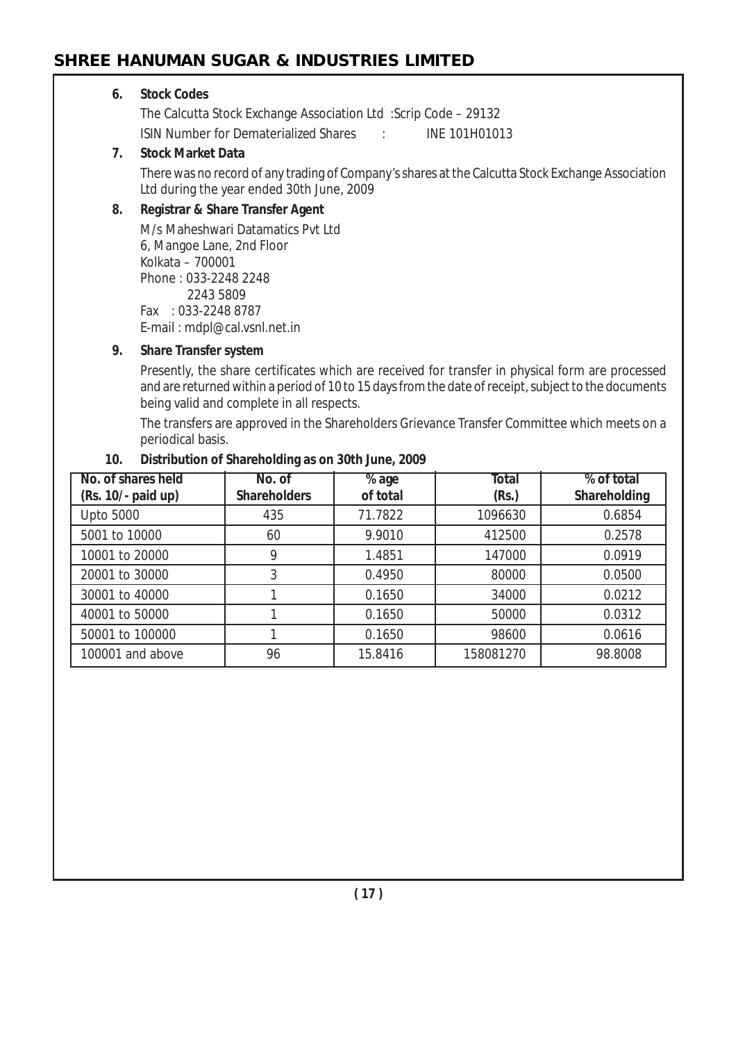6. **Stock Codes**

   The Calcutta Stock Exchange Association Ltd :Scrip Code – 29132

   ISIN Number for Dematerialized Shares : INE 101H01013

7. **Stock Market Data**

   There was no record of any trading of Company's shares at the Calcutta Stock Exchange Association Ltd during the year ended 30th June, 2009

8. **Registrar & Share Transfer Agent**

   M/s Maheshwari Datamatics Pvt Ltd  
   6, Mangoe Lane, 2nd Floor  
   Kolkata – 700001  
   Phone : 033-2248 2248  
   2243 5809  
   Fax : 033-2248 8787  
   E-mail : mdpl@cal.vsnl.net.in

9. **Share Transfer system**

   Presently, the share certificates which are received for transfer in physical form are processed and are returned within a period of 10 to 15 days from the date of receipt, subject to the documents being valid and complete in all respects.

   The transfers are approved in the Shareholders Grievance Transfer Committee which meets on a periodical basis.

10. **Distribution of Shareholding as on 30th June, 2009**

| No. of shares held (Rs. 10/- paid up) | No. of Shareholders | % age of total | Total (Rs.) | % of total Shareholding |
|---|---|---|---|---|
| Upto 5000 | 435 | 71.7822 | 1096630 | 0.6854 |
| 5001 to 10000 | 60 | 9.9010 | 412500 | 0.2578 |
| 10001 to 20000 | 9 | 1.4851 | 147000 | 0.0919 |
| 20001 to 30000 | 3 | 0.4950 | 80000 | 0.0500 |
| 30001 to 40000 | 1 | 0.1650 | 34000 | 0.0212 |
| 40001 to 50000 | 1 | 0.1650 | 50000 | 0.0312 |
| 50001 to 100000 | 1 | 0.1650 | 98600 | 0.0616 |
| 100001 and above | 96 | 15.8416 | 158081270 | 98.8008 |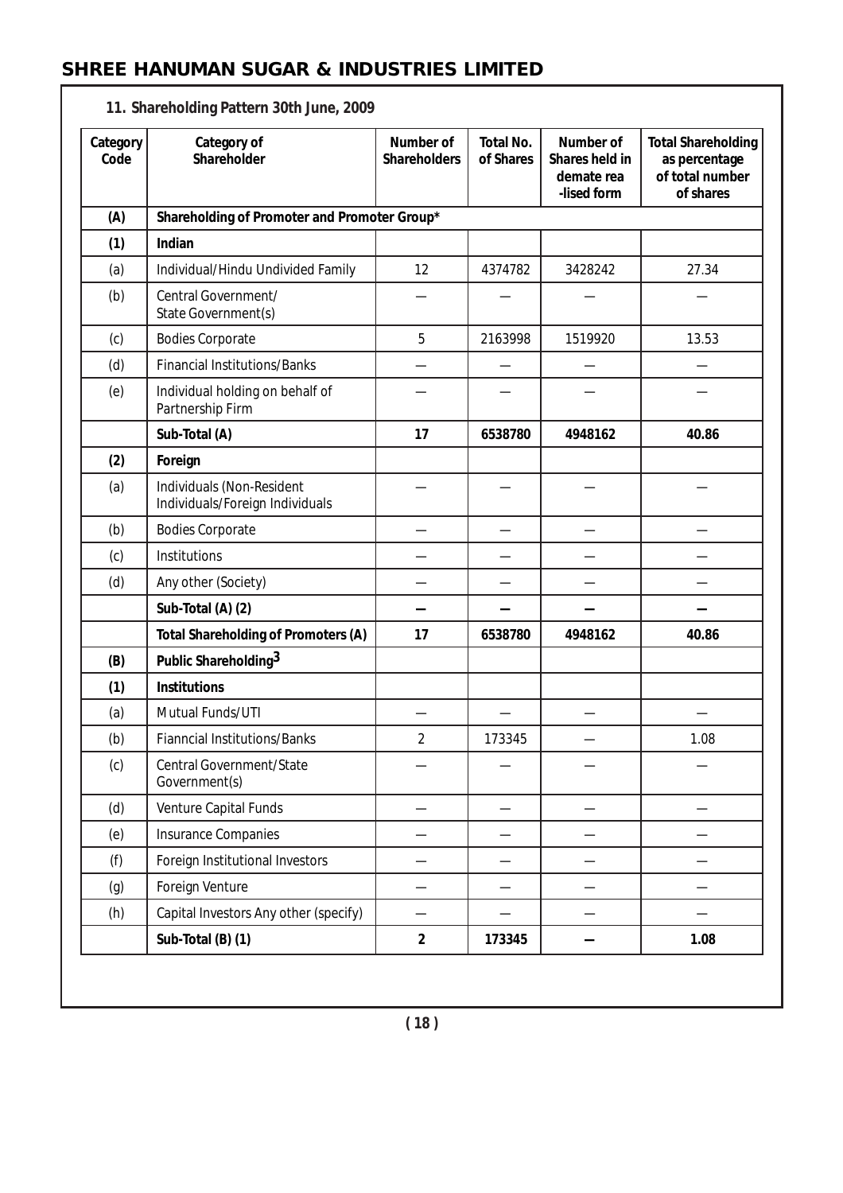# SHREE HANUMAN SUGAR & INDUSTRIES LIMITED

**11. Shareholding Pattern 30th June, 2009**

| Category Code | Category of Shareholder | Number of Shareholders | Total No. of Shares | Number of Shares held in demate rea -lised form | Total Shareholding as percentage of total number of shares |
|---|---|---|---|---|---|
| **(A)** | **Shareholding of Promoter and Promoter Group*** | | | | |
| **(1)** | **Indian** | | | | |
| (a) | Individual/Hindu Undivided Family | 12 | 4374782 | 3428242 | 27.34 |
| (b) | Central Government/ State Government(s) | — | — | — | — |
| (c) | Bodies Corporate | 5 | 2163998 | 1519920 | 13.53 |
| (d) | Financial Institutions/Banks | — | — | — | — |
| (e) | Individual holding on behalf of Partnership Firm | — | — | — | — |
| | **Sub-Total (A)** | **17** | **6538780** | **4948162** | **40.86** |
| **(2)** | **Foreign** | | | | |
| (a) | Individuals (Non-Resident Individuals/Foreign Individuals | — | — | — | — |
| (b) | Bodies Corporate | — | — | — | — |
| (c) | Institutions | — | — | — | — |
| (d) | Any other (Society) | — | — | — | — |
| | **Sub-Total (A) (2)** | **—** | **—** | **—** | **—** |
| | **Total Shareholding of Promoters (A)** | **17** | **6538780** | **4948162** | **40.86** |
| **(B)** | **Public Shareholding[3]** | | | | |
| **(1)** | **Institutions** | | | | |
| (a) | Mutual Funds/UTI | — | — | — | — |
| (b) | Fianncial Institutions/Banks | 2 | 173345 | — | 1.08 |
| (c) | Central Government/State Government(s) | — | — | — | — |
| (d) | Venture Capital Funds | — | — | — | — |
| (e) | Insurance Companies | — | — | — | — |
| (f) | Foreign Institutional Investors | — | — | — | — |
| (g) | Foreign Venture | — | — | — | — |
| (h) | Capital Investors Any other (specify) | — | — | — | — |
| | **Sub-Total (B) (1)** | **2** | **173345** | **—** | **1.08** |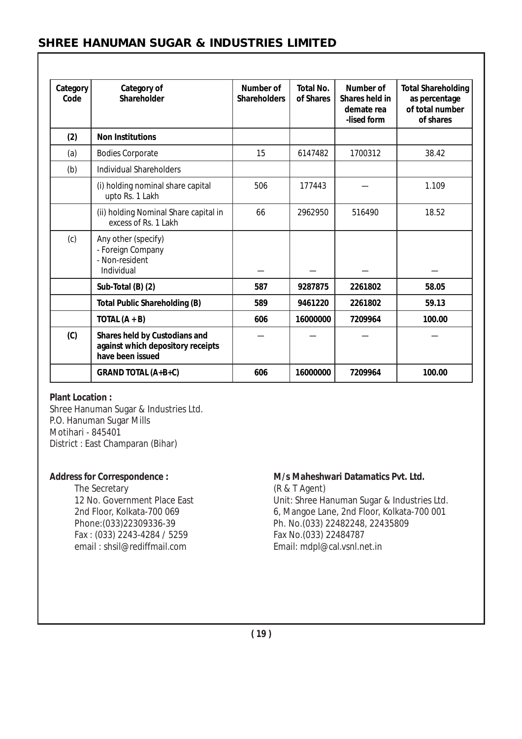| Category Code | Category of Shareholder | Number of Shareholders | Total No. of Shares | Number of Shares held in demate rea -lised form | Total Shareholding as percentage of total number of shares |
|---|---|---|---|---|---|
| **(2)** | **Non Institutions** | | | | |
| (a) | Bodies Corporate | 15 | 6147482 | 1700312 | 38.42 |
| (b) | Individual Shareholders | | | | |
| | (i) holding nominal share capital upto Rs. 1 Lakh | 506 | 177443 | — | 1.109 |
| | (ii) holding Nominal Share capital in excess of Rs. 1 Lakh | 66 | 2962950 | 516490 | 18.52 |
| (c) | Any other (specify) - Foreign Company - Non-resident Individual | — | — | — | — |
| | **Sub-Total (B) (2)** | **587** | **9287875** | **2261802** | **58.05** |
| | **Total Public Shareholding (B)** | **589** | **9461220** | **2261802** | **59.13** |
| | **TOTAL (A + B)** | **606** | **16000000** | **7209964** | **100.00** |
| **(C)** | **Shares held by Custodians and against which depository receipts have been issued** | — | — | — | — |
| | **GRAND TOTAL (A+B+C)** | **606** | **16000000** | **7209964** | **100.00** |

**Plant Location :**

Shree Hanuman Sugar & Industries Ltd.
P.O. Hanuman Sugar Mills
Motihari - 845401
District : East Champaran (Bihar)

**Address for Correspondence :**

The Secretary
12 No. Government Place East
2nd Floor, Kolkata-700 069
Phone:(033)22309336-39
Fax : (033) 2243-4284 / 5259
email : shsil@rediffmail.com

**M/s Maheshwari Datamatics Pvt. Ltd.**

(R & T Agent)
Unit: Shree Hanuman Sugar & Industries Ltd.
6, Mangoe Lane, 2nd Floor, Kolkata-700 001
Ph. No.(033) 22482248, 22435809
Fax No.(033) 22484787
Email: mdpl@cal.vsnl.net.in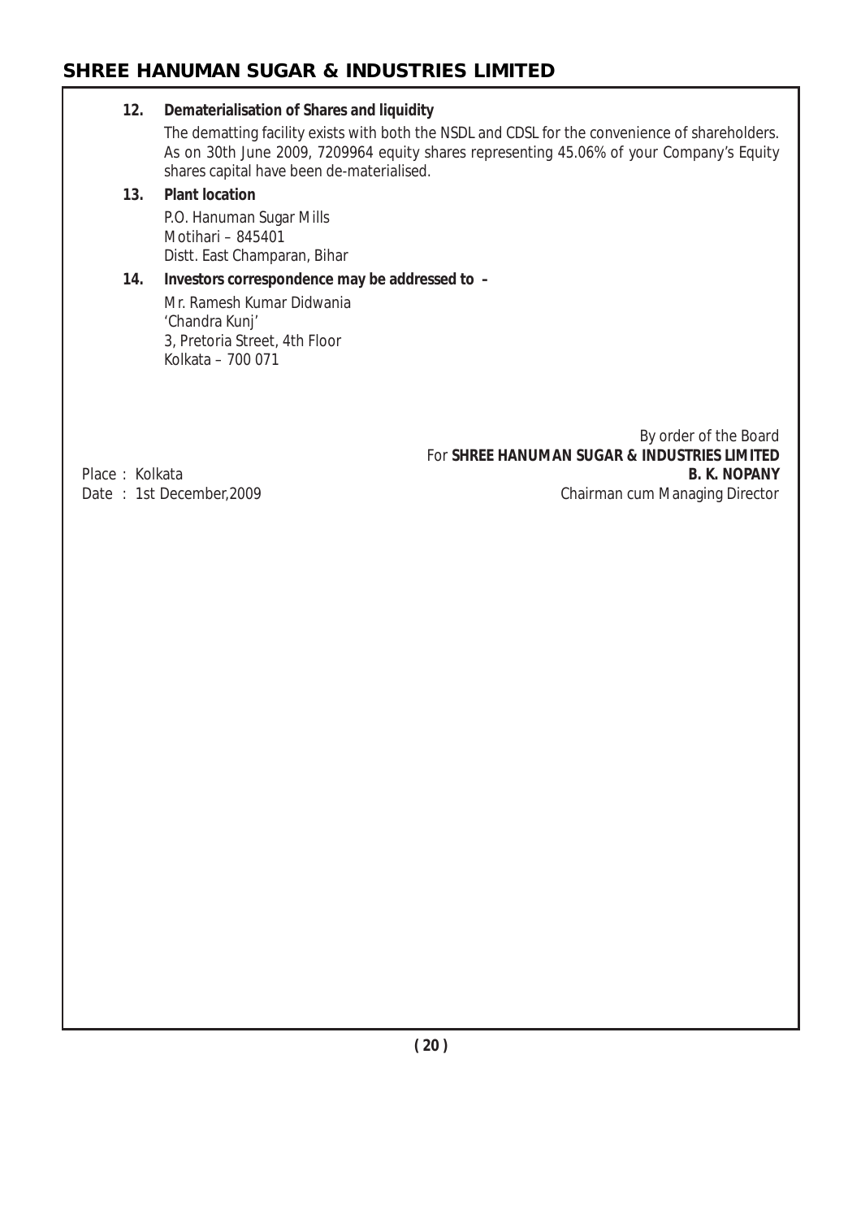**12. Dematerialisation of Shares and liquidity**

The dematting facility exists with both the NSDL and CDSL for the convenience of shareholders. As on 30th June 2009, 7209964 equity shares representing 45.06% of your Company's Equity shares capital have been de-materialised.

**13. Plant location**

P.O. Hanuman Sugar Mills
Motihari – 845401
Distt. East Champaran, Bihar

**14. Investors correspondence may be addressed to –**

Mr. Ramesh Kumar Didwania
'Chandra Kunj'
3, Pretoria Street, 4th Floor
Kolkata – 700 071

By order of the Board
For **SHREE HANUMAN SUGAR & INDUSTRIES LIMITED**
**B. K. NOPANY**
Chairman cum Managing Director

Place : Kolkata
Date : 1st December,2009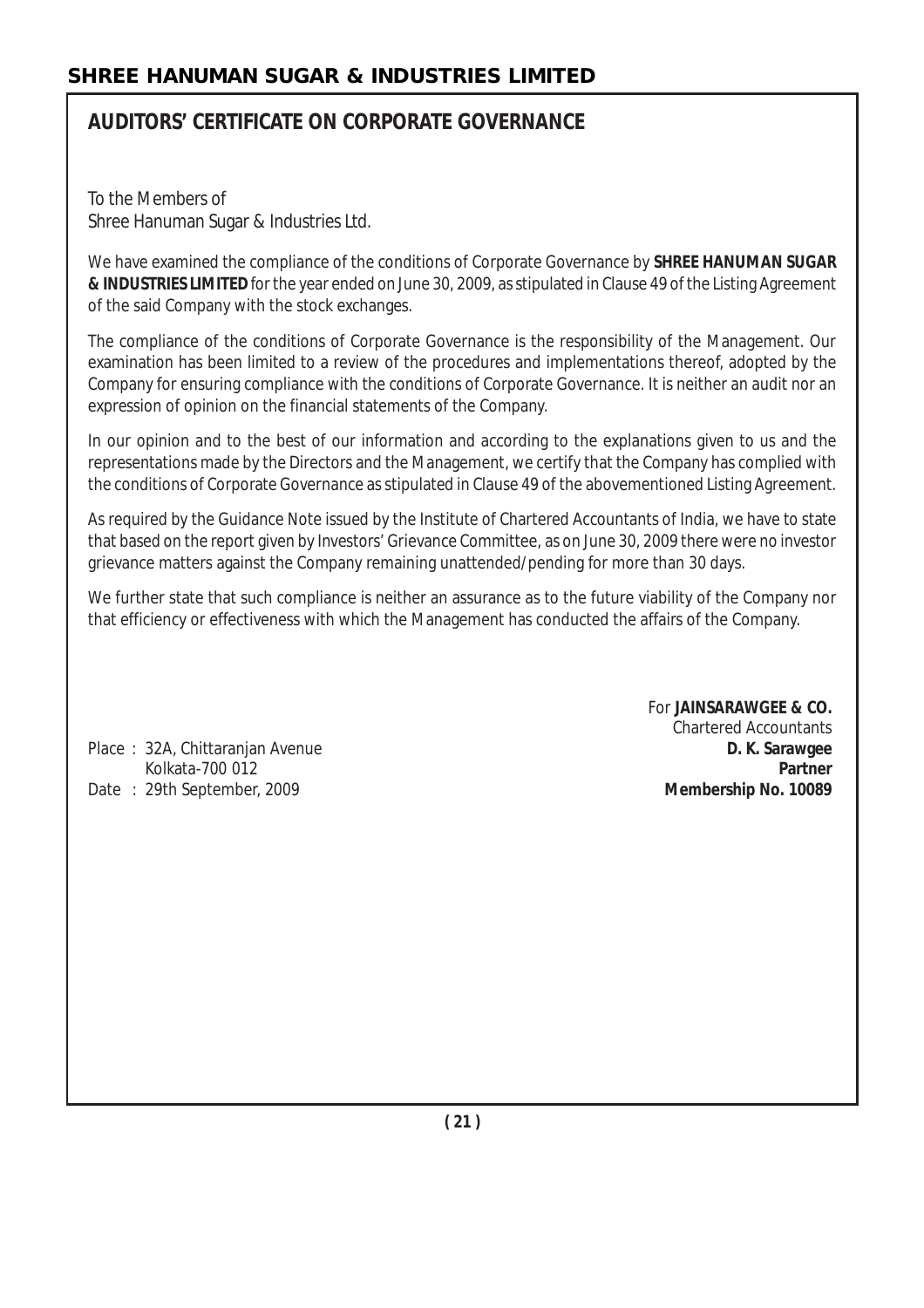## AUDITORS' CERTIFICATE ON CORPORATE GOVERNANCE

To the Members of
Shree Hanuman Sugar & Industries Ltd.

We have examined the compliance of the conditions of Corporate Governance by **SHREE HANUMAN SUGAR & INDUSTRIES LIMITED** for the year ended on June 30, 2009, as stipulated in Clause 49 of the Listing Agreement of the said Company with the stock exchanges.

The compliance of the conditions of Corporate Governance is the responsibility of the Management. Our examination has been limited to a review of the procedures and implementations thereof, adopted by the Company for ensuring compliance with the conditions of Corporate Governance. It is neither an audit nor an expression of opinion on the financial statements of the Company.

In our opinion and to the best of our information and according to the explanations given to us and the representations made by the Directors and the Management, we certify that the Company has complied with the conditions of Corporate Governance as stipulated in Clause 49 of the abovementioned Listing Agreement.

As required by the Guidance Note issued by the Institute of Chartered Accountants of India, we have to state that based on the report given by Investors' Grievance Committee, as on June 30, 2009 there were no investor grievance matters against the Company remaining unattended/pending for more than 30 days.

We further state that such compliance is neither an assurance as to the future viability of the Company nor that efficiency or effectiveness with which the Management has conducted the affairs of the Company.

For **JAINSARAWGEE & CO.**
Chartered Accountants
**D. K. Sarawgee**
**Partner**
**Membership No. 10089**

Place : 32A, Chittaranjan Avenue
Kolkata-700 012
Date : 29th September, 2009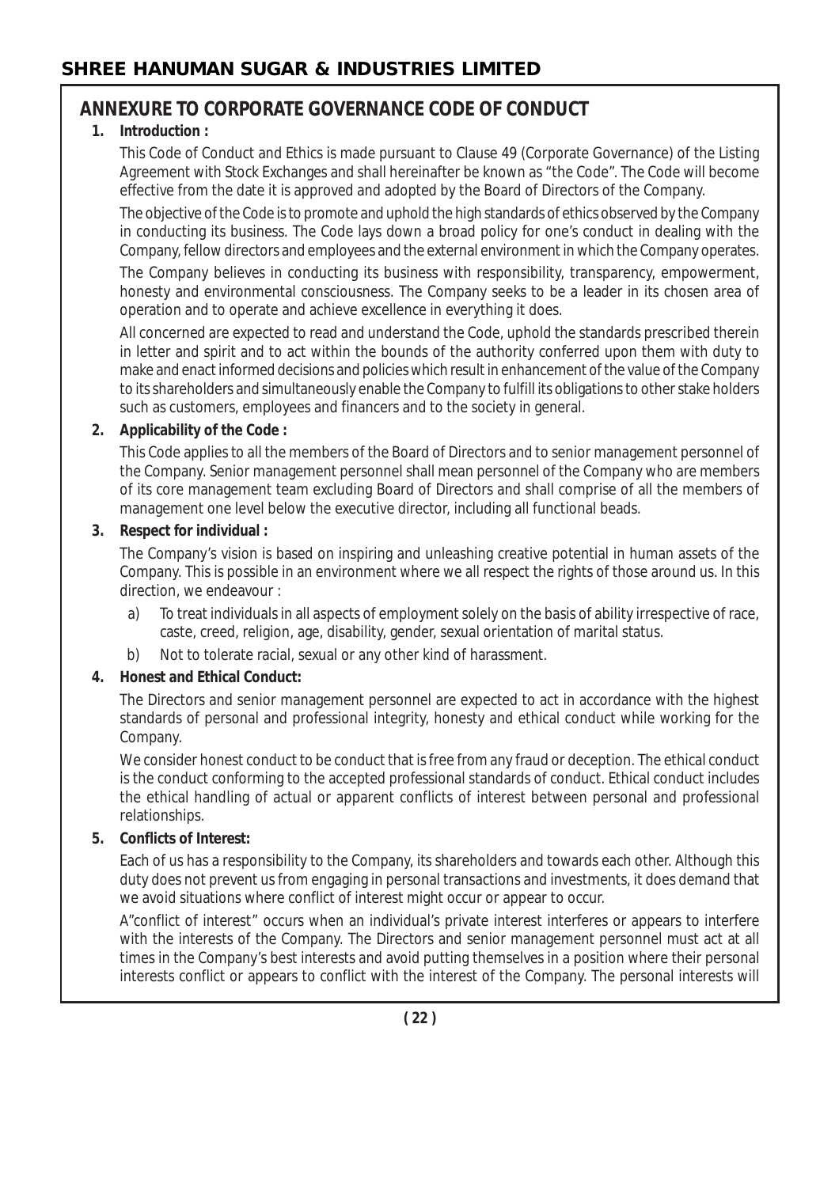## ANNEXURE TO CORPORATE GOVERNANCE CODE OF CONDUCT

**1. Introduction :**

This Code of Conduct and Ethics is made pursuant to Clause 49 (Corporate Governance) of the Listing Agreement with Stock Exchanges and shall hereinafter be known as "the Code". The Code will become effective from the date it is approved and adopted by the Board of Directors of the Company.

The objective of the Code is to promote and uphold the high standards of ethics observed by the Company in conducting its business. The Code lays down a broad policy for one's conduct in dealing with the Company, fellow directors and employees and the external environment in which the Company operates.

The Company believes in conducting its business with responsibility, transparency, empowerment, honesty and environmental consciousness. The Company seeks to be a leader in its chosen area of operation and to operate and achieve excellence in everything it does.

All concerned are expected to read and understand the Code, uphold the standards prescribed therein in letter and spirit and to act within the bounds of the authority conferred upon them with duty to make and enact informed decisions and policies which result in enhancement of the value of the Company to its shareholders and simultaneously enable the Company to fulfill its obligations to other stake holders such as customers, employees and financers and to the society in general.

**2. Applicability of the Code :**

This Code applies to all the members of the Board of Directors and to senior management personnel of the Company. Senior management personnel shall mean personnel of the Company who are members of its core management team excluding Board of Directors and shall comprise of all the members of management one level below the executive director, including all functional beads.

**3. Respect for individual :**

The Company's vision is based on inspiring and unleashing creative potential in human assets of the Company. This is possible in an environment where we all respect the rights of those around us. In this direction, we endeavour :

a) To treat individuals in all aspects of employment solely on the basis of ability irrespective of race, caste, creed, religion, age, disability, gender, sexual orientation of marital status.

b) Not to tolerate racial, sexual or any other kind of harassment.

**4. Honest and Ethical Conduct:**

The Directors and senior management personnel are expected to act in accordance with the highest standards of personal and professional integrity, honesty and ethical conduct while working for the Company.

We consider honest conduct to be conduct that is free from any fraud or deception. The ethical conduct is the conduct conforming to the accepted professional standards of conduct. Ethical conduct includes the ethical handling of actual or apparent conflicts of interest between personal and professional relationships.

**5. Conflicts of Interest:**

Each of us has a responsibility to the Company, its shareholders and towards each other. Although this duty does not prevent us from engaging in personal transactions and investments, it does demand that we avoid situations where conflict of interest might occur or appear to occur.

A"conflict of interest" occurs when an individual's private interest interferes or appears to interfere with the interests of the Company. The Directors and senior management personnel must act at all times in the Company's best interests and avoid putting themselves in a position where their personal interests conflict or appears to conflict with the interest of the Company. The personal interests will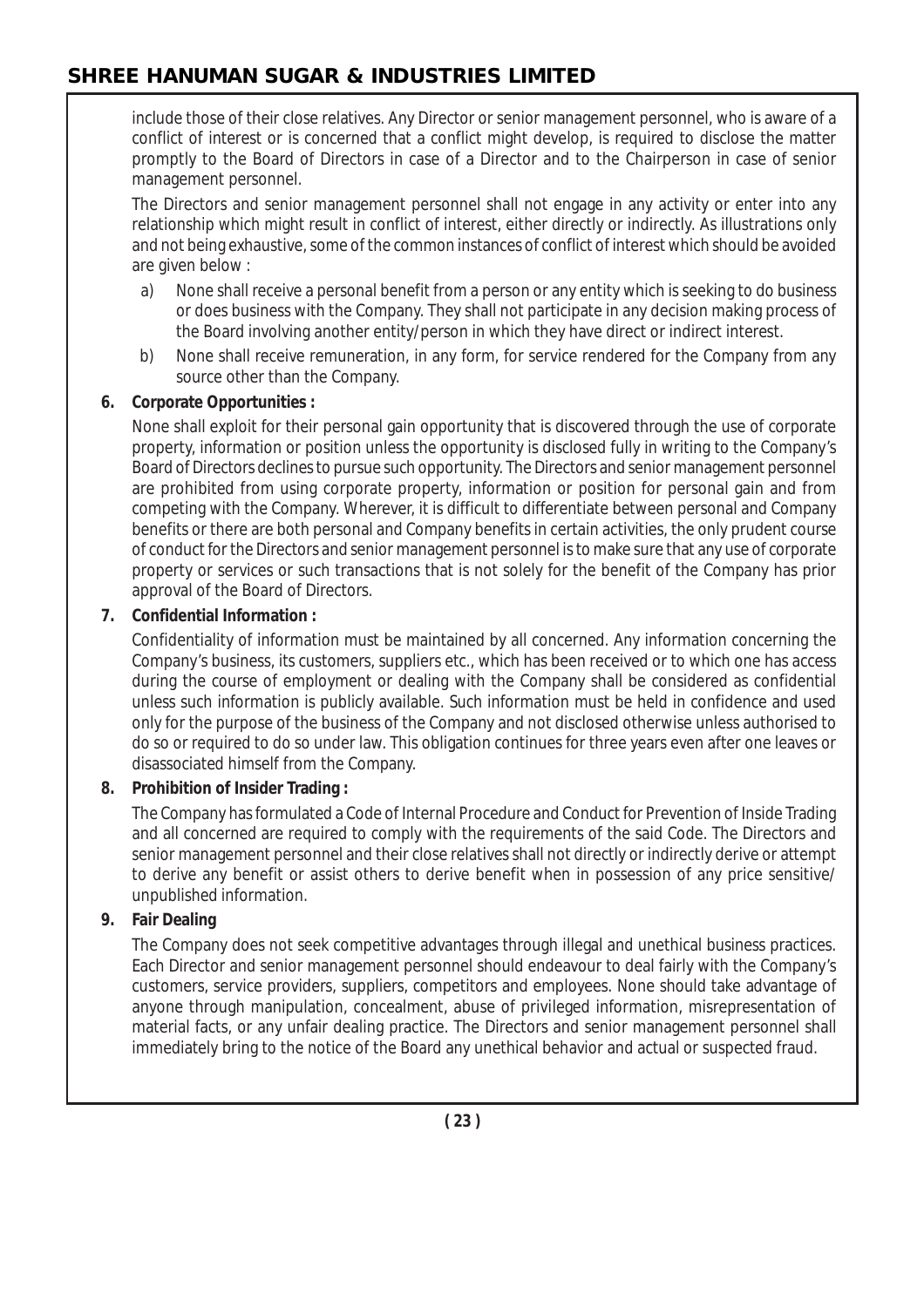include those of their close relatives. Any Director or senior management personnel, who is aware of a conflict of interest or is concerned that a conflict might develop, is required to disclose the matter promptly to the Board of Directors in case of a Director and to the Chairperson in case of senior management personnel.

The Directors and senior management personnel shall not engage in any activity or enter into any relationship which might result in conflict of interest, either directly or indirectly. As illustrations only and not being exhaustive, some of the common instances of conflict of interest which should be avoided are given below :

a) None shall receive a personal benefit from a person or any entity which is seeking to do business or does business with the Company. They shall not participate in any decision making process of the Board involving another entity/person in which they have direct or indirect interest.

b) None shall receive remuneration, in any form, for service rendered for the Company from any source other than the Company.

**6. Corporate Opportunities :**

None shall exploit for their personal gain opportunity that is discovered through the use of corporate property, information or position unless the opportunity is disclosed fully in writing to the Company's Board of Directors declines to pursue such opportunity. The Directors and senior management personnel are prohibited from using corporate property, information or position for personal gain and from competing with the Company. Wherever, it is difficult to differentiate between personal and Company benefits or there are both personal and Company benefits in certain activities, the only prudent course of conduct for the Directors and senior management personnel is to make sure that any use of corporate property or services or such transactions that is not solely for the benefit of the Company has prior approval of the Board of Directors.

**7. Confidential Information :**

Confidentiality of information must be maintained by all concerned. Any information concerning the Company's business, its customers, suppliers etc., which has been received or to which one has access during the course of employment or dealing with the Company shall be considered as confidential unless such information is publicly available. Such information must be held in confidence and used only for the purpose of the business of the Company and not disclosed otherwise unless authorised to do so or required to do so under law. This obligation continues for three years even after one leaves or disassociated himself from the Company.

**8. Prohibition of Insider Trading :**

The Company has formulated a Code of Internal Procedure and Conduct for Prevention of Inside Trading and all concerned are required to comply with the requirements of the said Code. The Directors and senior management personnel and their close relatives shall not directly or indirectly derive or attempt to derive any benefit or assist others to derive benefit when in possession of any price sensitive/ unpublished information.

**9. Fair Dealing**

The Company does not seek competitive advantages through illegal and unethical business practices. Each Director and senior management personnel should endeavour to deal fairly with the Company's customers, service providers, suppliers, competitors and employees. None should take advantage of anyone through manipulation, concealment, abuse of privileged information, misrepresentation of material facts, or any unfair dealing practice. The Directors and senior management personnel shall immediately bring to the notice of the Board any unethical behavior and actual or suspected fraud.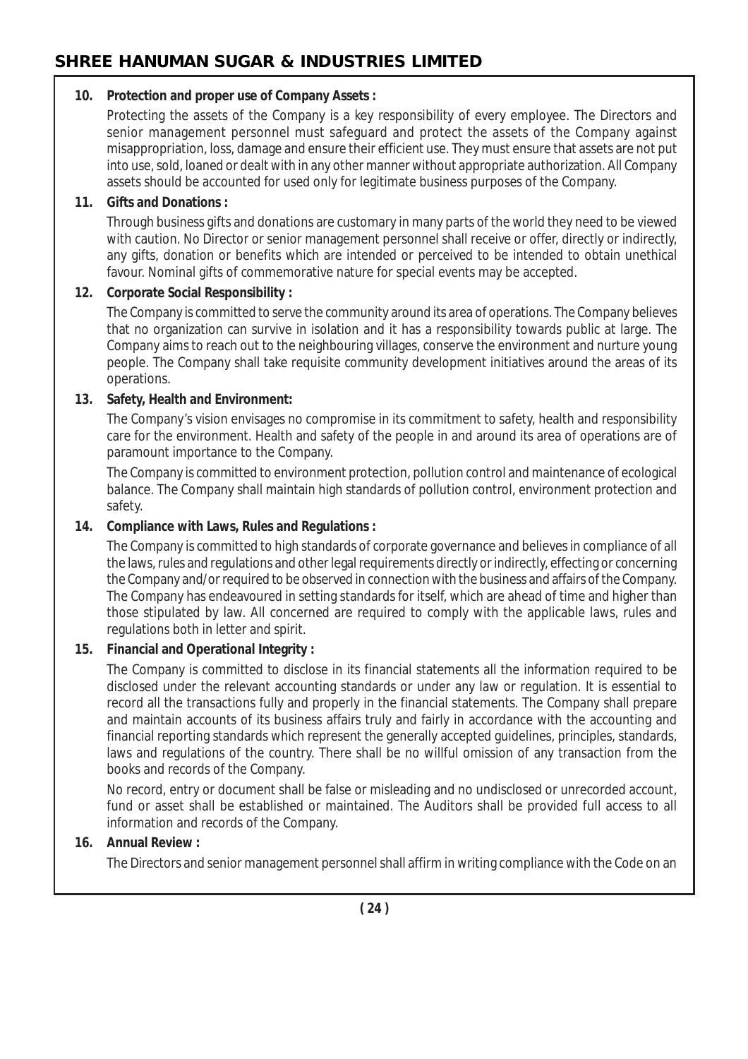**10. Protection and proper use of Company Assets :**

Protecting the assets of the Company is a key responsibility of every employee. The Directors and senior management personnel must safeguard and protect the assets of the Company against misappropriation, loss, damage and ensure their efficient use. They must ensure that assets are not put into use, sold, loaned or dealt with in any other manner without appropriate authorization. All Company assets should be accounted for used only for legitimate business purposes of the Company.

**11. Gifts and Donations :**

Through business gifts and donations are customary in many parts of the world they need to be viewed with caution. No Director or senior management personnel shall receive or offer, directly or indirectly, any gifts, donation or benefits which are intended or perceived to be intended to obtain unethical favour. Nominal gifts of commemorative nature for special events may be accepted.

**12. Corporate Social Responsibility :**

The Company is committed to serve the community around its area of operations. The Company believes that no organization can survive in isolation and it has a responsibility towards public at large. The Company aims to reach out to the neighbouring villages, conserve the environment and nurture young people. The Company shall take requisite community development initiatives around the areas of its operations.

**13. Safety, Health and Environment:**

The Company's vision envisages no compromise in its commitment to safety, health and responsibility care for the environment. Health and safety of the people in and around its area of operations are of paramount importance to the Company.

The Company is committed to environment protection, pollution control and maintenance of ecological balance. The Company shall maintain high standards of pollution control, environment protection and safety.

**14. Compliance with Laws, Rules and Regulations :**

The Company is committed to high standards of corporate governance and believes in compliance of all the laws, rules and regulations and other legal requirements directly or indirectly, effecting or concerning the Company and/or required to be observed in connection with the business and affairs of the Company. The Company has endeavoured in setting standards for itself, which are ahead of time and higher than those stipulated by law. All concerned are required to comply with the applicable laws, rules and regulations both in letter and spirit.

**15. Financial and Operational Integrity :**

The Company is committed to disclose in its financial statements all the information required to be disclosed under the relevant accounting standards or under any law or regulation. It is essential to record all the transactions fully and properly in the financial statements. The Company shall prepare and maintain accounts of its business affairs truly and fairly in accordance with the accounting and financial reporting standards which represent the generally accepted guidelines, principles, standards, laws and regulations of the country. There shall be no willful omission of any transaction from the books and records of the Company.

No record, entry or document shall be false or misleading and no undisclosed or unrecorded account, fund or asset shall be established or maintained. The Auditors shall be provided full access to all information and records of the Company.

**16. Annual Review :**

The Directors and senior management personnel shall affirm in writing compliance with the Code on an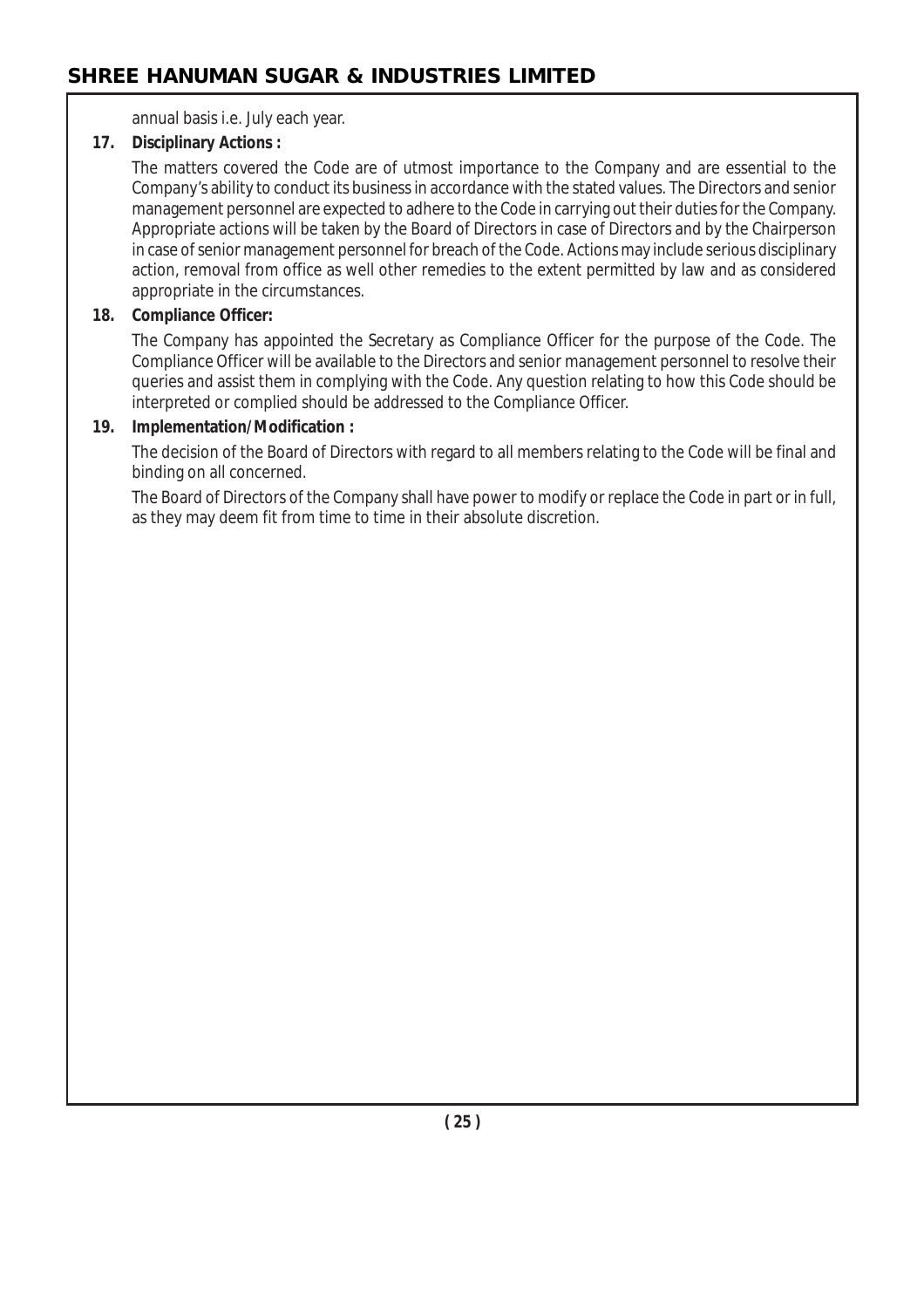annual basis i.e. July each year.

**17. Disciplinary Actions :**

The matters covered the Code are of utmost importance to the Company and are essential to the Company's ability to conduct its business in accordance with the stated values. The Directors and senior management personnel are expected to adhere to the Code in carrying out their duties for the Company. Appropriate actions will be taken by the Board of Directors in case of Directors and by the Chairperson in case of senior management personnel for breach of the Code. Actions may include serious disciplinary action, removal from office as well other remedies to the extent permitted by law and as considered appropriate in the circumstances.

**18. Compliance Officer:**

The Company has appointed the Secretary as Compliance Officer for the purpose of the Code. The Compliance Officer will be available to the Directors and senior management personnel to resolve their queries and assist them in complying with the Code. Any question relating to how this Code should be interpreted or complied should be addressed to the Compliance Officer.

**19. Implementation/Modification :**

The decision of the Board of Directors with regard to all members relating to the Code will be final and binding on all concerned.

The Board of Directors of the Company shall have power to modify or replace the Code in part or in full, as they may deem fit from time to time in their absolute discretion.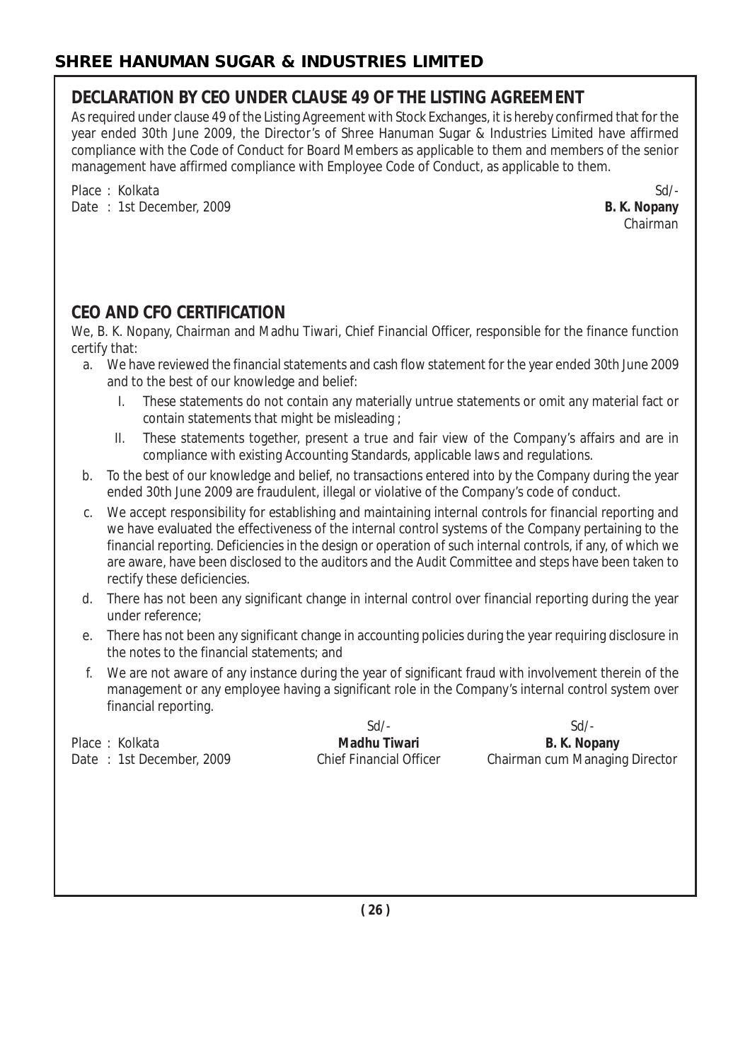## DECLARATION BY CEO UNDER CLAUSE 49 OF THE LISTING AGREEMENT

As required under clause 49 of the Listing Agreement with Stock Exchanges, it is hereby confirmed that for the year ended 30th June 2009, the Director's of Shree Hanuman Sugar & Industries Limited have affirmed compliance with the Code of Conduct for Board Members as applicable to them and members of the senior management have affirmed compliance with Employee Code of Conduct, as applicable to them.

Place : Kolkata
Date : 1st December, 2009

Sd/-
**B. K. Nopany**
Chairman

## CEO AND CFO CERTIFICATION

We, B. K. Nopany, Chairman and Madhu Tiwari, Chief Financial Officer, responsible for the finance function certify that:

a. We have reviewed the financial statements and cash flow statement for the year ended 30th June 2009 and to the best of our knowledge and belief:

   I. These statements do not contain any materially untrue statements or omit any material fact or contain statements that might be misleading ;

   II. These statements together, present a true and fair view of the Company's affairs and are in compliance with existing Accounting Standards, applicable laws and regulations.

b. To the best of our knowledge and belief, no transactions entered into by the Company during the year ended 30th June 2009 are fraudulent, illegal or violative of the Company's code of conduct.

c. We accept responsibility for establishing and maintaining internal controls for financial reporting and we have evaluated the effectiveness of the internal control systems of the Company pertaining to the financial reporting. Deficiencies in the design or operation of such internal controls, if any, of which we are aware, have been disclosed to the auditors and the Audit Committee and steps have been taken to rectify these deficiencies.

d. There has not been any significant change in internal control over financial reporting during the year under reference;

e. There has not been any significant change in accounting policies during the year requiring disclosure in the notes to the financial statements; and

f. We are not aware of any instance during the year of significant fraud with involvement therein of the management or any employee having a significant role in the Company's internal control system over financial reporting.

Place : Kolkata
Date : 1st December, 2009

Sd/-
**Madhu Tiwari**
Chief Financial Officer

Sd/-
**B. K. Nopany**
Chairman cum Managing Director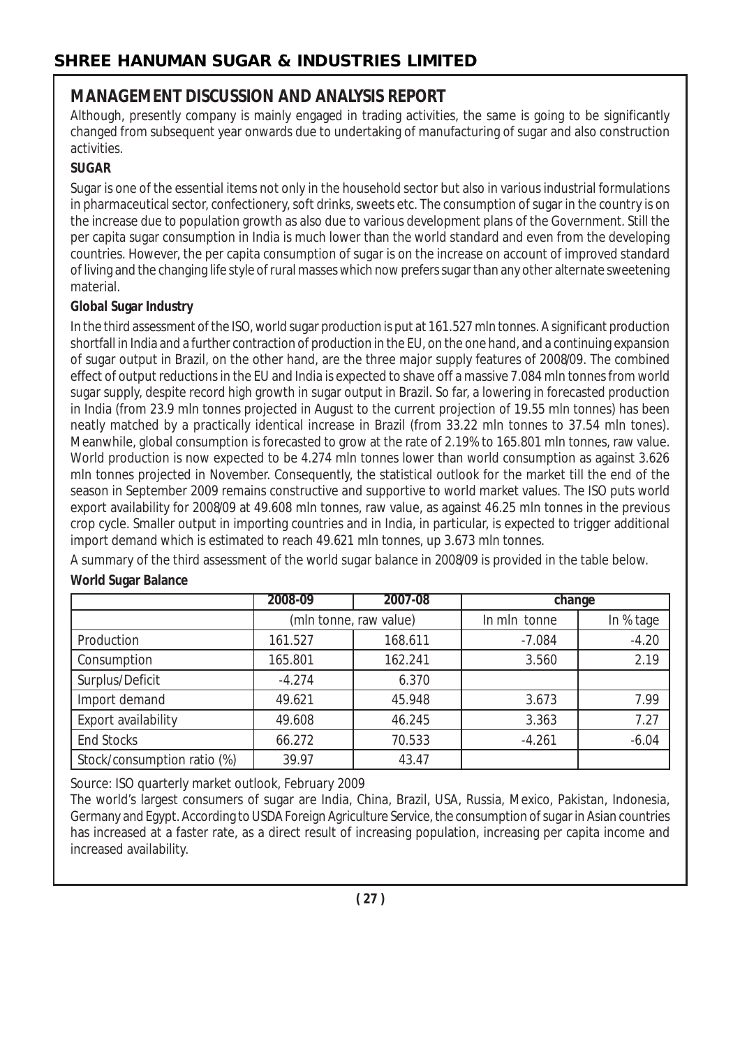## MANAGEMENT DISCUSSION AND ANALYSIS REPORT

Although, presently company is mainly engaged in trading activities, the same is going to be significantly changed from subsequent year onwards due to undertaking of manufacturing of sugar and also construction activities.

**SUGAR**

Sugar is one of the essential items not only in the household sector but also in various industrial formulations in pharmaceutical sector, confectionery, soft drinks, sweets etc. The consumption of sugar in the country is on the increase due to population growth as also due to various development plans of the Government. Still the per capita sugar consumption in India is much lower than the world standard and even from the developing countries. However, the per capita consumption of sugar is on the increase on account of improved standard of living and the changing life style of rural masses which now prefers sugar than any other alternate sweetening material.

**Global Sugar Industry**

In the third assessment of the ISO, world sugar production is put at 161.527 mln tonnes. A significant production shortfall in India and a further contraction of production in the EU, on the one hand, and a continuing expansion of sugar output in Brazil, on the other hand, are the three major supply features of 2008/09. The combined effect of output reductions in the EU and India is expected to shave off a massive 7.084 mln tonnes from world sugar supply, despite record high growth in sugar output in Brazil. So far, a lowering in forecasted production in India (from 23.9 mln tonnes projected in August to the current projection of 19.55 mln tonnes) has been neatly matched by a practically identical increase in Brazil (from 33.22 mln tonnes to 37.54 mln tones). Meanwhile, global consumption is forecasted to grow at the rate of 2.19% to 165.801 mln tonnes, raw value. World production is now expected to be 4.274 mln tonnes lower than world consumption as against 3.626 mln tonnes projected in November. Consequently, the statistical outlook for the market till the end of the season in September 2009 remains constructive and supportive to world market values. The ISO puts world export availability for 2008/09 at 49.608 mln tonnes, raw value, as against 46.25 mln tonnes in the previous crop cycle. Smaller output in importing countries and in India, in particular, is expected to trigger additional import demand which is estimated to reach 49.621 mln tonnes, up 3.673 mln tonnes.

A summary of the third assessment of the world sugar balance in 2008/09 is provided in the table below.

**World Sugar Balance**

| | 2008-09 | 2007-08 | change | |
|---|---|---|---|---|
| | (mln tonne, raw value) | | In mln tonne | In % tage |
| Production | 161.527 | 168.611 | -7.084 | -4.20 |
| Consumption | 165.801 | 162.241 | 3.560 | 2.19 |
| Surplus/Deficit | -4.274 | 6.370 | | |
| Import demand | 49.621 | 45.948 | 3.673 | 7.99 |
| Export availability | 49.608 | 46.245 | 3.363 | 7.27 |
| End Stocks | 66.272 | 70.533 | -4.261 | -6.04 |
| Stock/consumption ratio (%) | 39.97 | 43.47 | | |

Source: ISO quarterly market outlook, February 2009

The world's largest consumers of sugar are India, China, Brazil, USA, Russia, Mexico, Pakistan, Indonesia, Germany and Egypt. According to USDA Foreign Agriculture Service, the consumption of sugar in Asian countries has increased at a faster rate, as a direct result of increasing population, increasing per capita income and increased availability.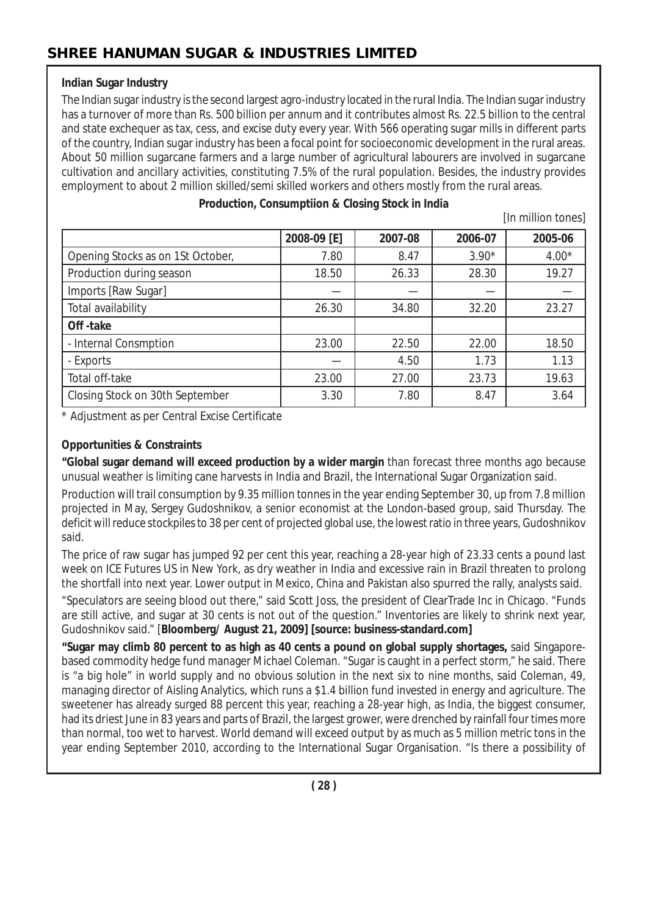**Indian Sugar Industry**

The Indian sugar industry is the second largest agro-industry located in the rural India. The Indian sugar industry has a turnover of more than Rs. 500 billion per annum and it contributes almost Rs. 22.5 billion to the central and state exchequer as tax, cess, and excise duty every year. With 566 operating sugar mills in different parts of the country, Indian sugar industry has been a focal point for socioeconomic development in the rural areas. About 50 million sugarcane farmers and a large number of agricultural labourers are involved in sugarcane cultivation and ancillary activities, constituting 7.5% of the rural population. Besides, the industry provides employment to about 2 million skilled/semi skilled workers and others mostly from the rural areas.

**Production, Consumptiion & Closing Stock in India**

[In million tones]

| | 2008-09 [E] | 2007-08 | 2006-07 | 2005-06 |
|---|---|---|---|---|
| Opening Stocks as on 1St October, | 7.80 | 8.47 | 3.90* | 4.00* |
| Production during season | 18.50 | 26.33 | 28.30 | 19.27 |
| Imports [Raw Sugar] | — | — | — | — |
| Total availability | 26.30 | 34.80 | 32.20 | 23.27 |
| **Off -take** | | | | |
| - Internal Consmption | 23.00 | 22.50 | 22.00 | 18.50 |
| - Exports | — | 4.50 | 1.73 | 1.13 |
| Total off-take | 23.00 | 27.00 | 23.73 | 19.63 |
| Closing Stock on 30th September | 3.30 | 7.80 | 8.47 | 3.64 |

* Adjustment as per Central Excise Certificate

**Opportunities & Constraints**

**"Global sugar demand will exceed production by a wider margin** than forecast three months ago because unusual weather is limiting cane harvests in India and Brazil, the International Sugar Organization said.

Production will trail consumption by 9.35 million tonnes in the year ending September 30, up from 7.8 million projected in May, Sergey Gudoshnikov, a senior economist at the London-based group, said Thursday. The deficit will reduce stockpiles to 38 per cent of projected global use, the lowest ratio in three years, Gudoshnikov said.

The price of raw sugar has jumped 92 per cent this year, reaching a 28-year high of 23.33 cents a pound last week on ICE Futures US in New York, as dry weather in India and excessive rain in Brazil threaten to prolong the shortfall into next year. Lower output in Mexico, China and Pakistan also spurred the rally, analysts said.

"Speculators are seeing blood out there," said Scott Joss, the president of ClearTrade Inc in Chicago. "Funds are still active, and sugar at 30 cents is not out of the question." Inventories are likely to shrink next year, Gudoshnikov said." [**Bloomberg/ August 21, 2009] [source: business-standard.com]**

**"Sugar may climb 80 percent to as high as 40 cents a pound on global supply shortages,** said Singapore-based commodity hedge fund manager Michael Coleman. "Sugar is caught in a perfect storm," he said. There is "a big hole" in world supply and no obvious solution in the next six to nine months, said Coleman, 49, managing director of Aisling Analytics, which runs a $1.4 billion fund invested in energy and agriculture. The sweetener has already surged 88 percent this year, reaching a 28-year high, as India, the biggest consumer, had its driest June in 83 years and parts of Brazil, the largest grower, were drenched by rainfall four times more than normal, too wet to harvest. World demand will exceed output by as much as 5 million metric tons in the year ending September 2010, according to the International Sugar Organisation. "Is there a possibility of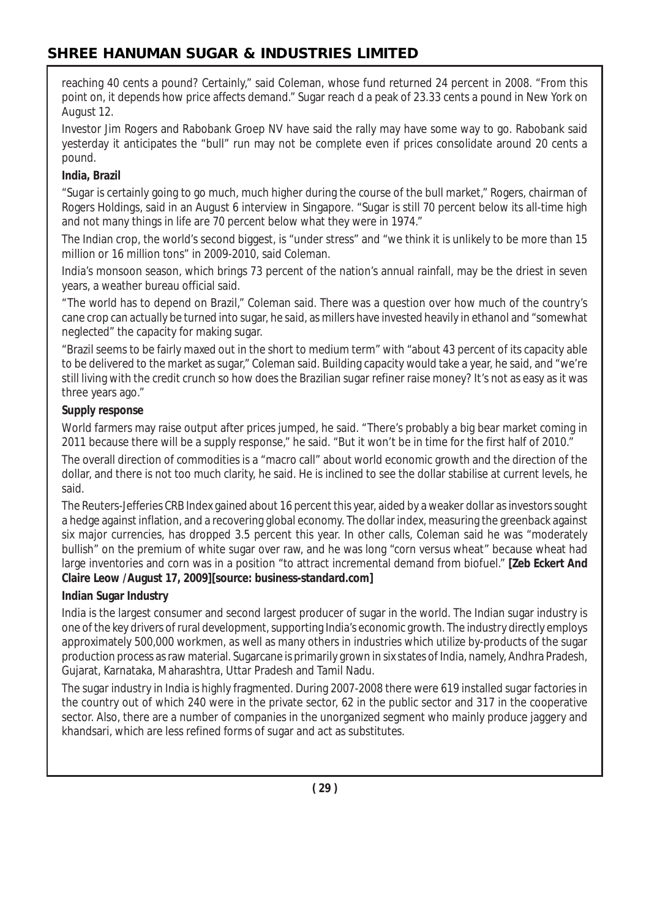reaching 40 cents a pound? Certainly," said Coleman, whose fund returned 24 percent in 2008. "From this point on, it depends how price affects demand." Sugar reach d a peak of 23.33 cents a pound in New York on August 12.

Investor Jim Rogers and Rabobank Groep NV have said the rally may have some way to go. Rabobank said yesterday it anticipates the "bull" run may not be complete even if prices consolidate around 20 cents a pound.

**India, Brazil**

"Sugar is certainly going to go much, much higher during the course of the bull market," Rogers, chairman of Rogers Holdings, said in an August 6 interview in Singapore. "Sugar is still 70 percent below its all-time high and not many things in life are 70 percent below what they were in 1974."

The Indian crop, the world's second biggest, is "under stress" and "we think it is unlikely to be more than 15 million or 16 million tons" in 2009-2010, said Coleman.

India's monsoon season, which brings 73 percent of the nation's annual rainfall, may be the driest in seven years, a weather bureau official said.

"The world has to depend on Brazil," Coleman said. There was a question over how much of the country's cane crop can actually be turned into sugar, he said, as millers have invested heavily in ethanol and "somewhat neglected" the capacity for making sugar.

"Brazil seems to be fairly maxed out in the short to medium term" with "about 43 percent of its capacity able to be delivered to the market as sugar," Coleman said. Building capacity would take a year, he said, and "we're still living with the credit crunch so how does the Brazilian sugar refiner raise money? It's not as easy as it was three years ago."

**Supply response**

World farmers may raise output after prices jumped, he said. "There's probably a big bear market coming in 2011 because there will be a supply response," he said. "But it won't be in time for the first half of 2010."

The overall direction of commodities is a "macro call" about world economic growth and the direction of the dollar, and there is not too much clarity, he said. He is inclined to see the dollar stabilise at current levels, he said.

The Reuters-Jefferies CRB Index gained about 16 percent this year, aided by a weaker dollar as investors sought a hedge against inflation, and a recovering global economy. The dollar index, measuring the greenback against six major currencies, has dropped 3.5 percent this year. In other calls, Coleman said he was "moderately bullish" on the premium of white sugar over raw, and he was long "corn versus wheat" because wheat had large inventories and corn was in a position "to attract incremental demand from biofuel." **[Zeb Eckert And Claire Leow /August 17, 2009][source: business-standard.com]**

**Indian Sugar Industry**

India is the largest consumer and second largest producer of sugar in the world. The Indian sugar industry is one of the key drivers of rural development, supporting India's economic growth. The industry directly employs approximately 500,000 workmen, as well as many others in industries which utilize by-products of the sugar production process as raw material. Sugarcane is primarily grown in six states of India, namely, Andhra Pradesh, Gujarat, Karnataka, Maharashtra, Uttar Pradesh and Tamil Nadu.

The sugar industry in India is highly fragmented. During 2007-2008 there were 619 installed sugar factories in the country out of which 240 were in the private sector, 62 in the public sector and 317 in the cooperative sector. Also, there are a number of companies in the unorganized segment who mainly produce jaggery and khandsari, which are less refined forms of sugar and act as substitutes.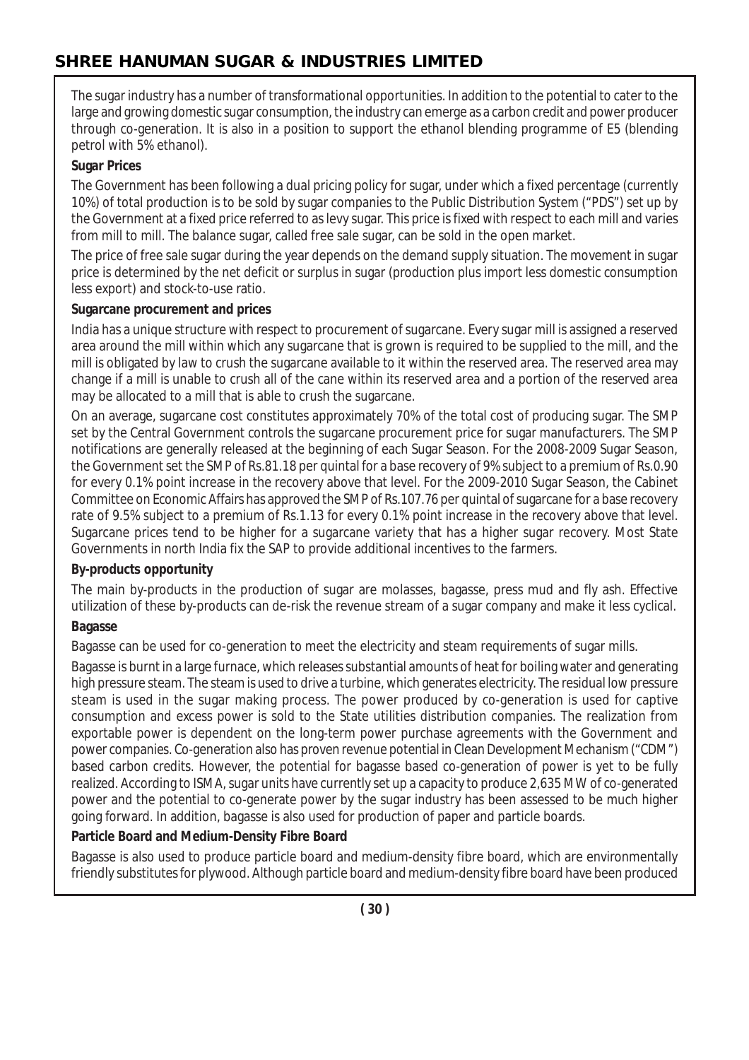The sugar industry has a number of transformational opportunities. In addition to the potential to cater to the large and growing domestic sugar consumption, the industry can emerge as a carbon credit and power producer through co-generation. It is also in a position to support the ethanol blending programme of E5 (blending petrol with 5% ethanol).

**Sugar Prices**

The Government has been following a dual pricing policy for sugar, under which a fixed percentage (currently 10%) of total production is to be sold by sugar companies to the Public Distribution System ("PDS") set up by the Government at a fixed price referred to as levy sugar. This price is fixed with respect to each mill and varies from mill to mill. The balance sugar, called free sale sugar, can be sold in the open market.

The price of free sale sugar during the year depends on the demand supply situation. The movement in sugar price is determined by the net deficit or surplus in sugar (production plus import less domestic consumption less export) and stock-to-use ratio.

**Sugarcane procurement and prices**

India has a unique structure with respect to procurement of sugarcane. Every sugar mill is assigned a reserved area around the mill within which any sugarcane that is grown is required to be supplied to the mill, and the mill is obligated by law to crush the sugarcane available to it within the reserved area. The reserved area may change if a mill is unable to crush all of the cane within its reserved area and a portion of the reserved area may be allocated to a mill that is able to crush the sugarcane.

On an average, sugarcane cost constitutes approximately 70% of the total cost of producing sugar. The SMP set by the Central Government controls the sugarcane procurement price for sugar manufacturers. The SMP notifications are generally released at the beginning of each Sugar Season. For the 2008-2009 Sugar Season, the Government set the SMP of Rs.81.18 per quintal for a base recovery of 9% subject to a premium of Rs.0.90 for every 0.1% point increase in the recovery above that level. For the 2009-2010 Sugar Season, the Cabinet Committee on Economic Affairs has approved the SMP of Rs.107.76 per quintal of sugarcane for a base recovery rate of 9.5% subject to a premium of Rs.1.13 for every 0.1% point increase in the recovery above that level. Sugarcane prices tend to be higher for a sugarcane variety that has a higher sugar recovery. Most State Governments in north India fix the SAP to provide additional incentives to the farmers.

**By-products opportunity**

The main by-products in the production of sugar are molasses, bagasse, press mud and fly ash. Effective utilization of these by-products can de-risk the revenue stream of a sugar company and make it less cyclical.

**Bagasse**

Bagasse can be used for co-generation to meet the electricity and steam requirements of sugar mills.

Bagasse is burnt in a large furnace, which releases substantial amounts of heat for boiling water and generating high pressure steam. The steam is used to drive a turbine, which generates electricity. The residual low pressure steam is used in the sugar making process. The power produced by co-generation is used for captive consumption and excess power is sold to the State utilities distribution companies. The realization from exportable power is dependent on the long-term power purchase agreements with the Government and power companies. Co-generation also has proven revenue potential in Clean Development Mechanism ("CDM") based carbon credits. However, the potential for bagasse based co-generation of power is yet to be fully realized. According to ISMA, sugar units have currently set up a capacity to produce 2,635 MW of co-generated power and the potential to co-generate power by the sugar industry has been assessed to be much higher going forward. In addition, bagasse is also used for production of paper and particle boards.

**Particle Board and Medium-Density Fibre Board**

Bagasse is also used to produce particle board and medium-density fibre board, which are environmentally friendly substitutes for plywood. Although particle board and medium-density fibre board have been produced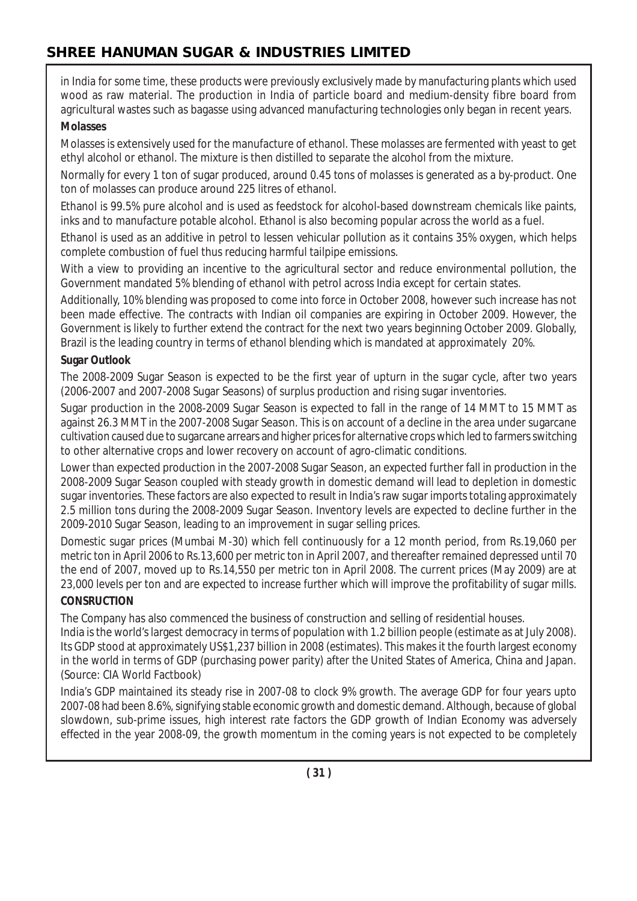in India for some time, these products were previously exclusively made by manufacturing plants which used wood as raw material. The production in India of particle board and medium-density fibre board from agricultural wastes such as bagasse using advanced manufacturing technologies only began in recent years.

**Molasses**

Molasses is extensively used for the manufacture of ethanol. These molasses are fermented with yeast to get ethyl alcohol or ethanol. The mixture is then distilled to separate the alcohol from the mixture.

Normally for every 1 ton of sugar produced, around 0.45 tons of molasses is generated as a by-product. One ton of molasses can produce around 225 litres of ethanol.

Ethanol is 99.5% pure alcohol and is used as feedstock for alcohol-based downstream chemicals like paints, inks and to manufacture potable alcohol. Ethanol is also becoming popular across the world as a fuel.

Ethanol is used as an additive in petrol to lessen vehicular pollution as it contains 35% oxygen, which helps complete combustion of fuel thus reducing harmful tailpipe emissions.

With a view to providing an incentive to the agricultural sector and reduce environmental pollution, the Government mandated 5% blending of ethanol with petrol across India except for certain states.

Additionally, 10% blending was proposed to come into force in October 2008, however such increase has not been made effective. The contracts with Indian oil companies are expiring in October 2009. However, the Government is likely to further extend the contract for the next two years beginning October 2009. Globally, Brazil is the leading country in terms of ethanol blending which is mandated at approximately 20%.

**Sugar Outlook**

The 2008-2009 Sugar Season is expected to be the first year of upturn in the sugar cycle, after two years (2006-2007 and 2007-2008 Sugar Seasons) of surplus production and rising sugar inventories.

Sugar production in the 2008-2009 Sugar Season is expected to fall in the range of 14 MMT to 15 MMT as against 26.3 MMT in the 2007-2008 Sugar Season. This is on account of a decline in the area under sugarcane cultivation caused due to sugarcane arrears and higher prices for alternative crops which led to farmers switching to other alternative crops and lower recovery on account of agro-climatic conditions.

Lower than expected production in the 2007-2008 Sugar Season, an expected further fall in production in the 2008-2009 Sugar Season coupled with steady growth in domestic demand will lead to depletion in domestic sugar inventories. These factors are also expected to result in India's raw sugar imports totaling approximately 2.5 million tons during the 2008-2009 Sugar Season. Inventory levels are expected to decline further in the 2009-2010 Sugar Season, leading to an improvement in sugar selling prices.

Domestic sugar prices (Mumbai M-30) which fell continuously for a 12 month period, from Rs.19,060 per metric ton in April 2006 to Rs.13,600 per metric ton in April 2007, and thereafter remained depressed until 70 the end of 2007, moved up to Rs.14,550 per metric ton in April 2008. The current prices (May 2009) are at 23,000 levels per ton and are expected to increase further which will improve the profitability of sugar mills.

**CONSRUCTION**

The Company has also commenced the business of construction and selling of residential houses.

India is the world's largest democracy in terms of population with 1.2 billion people (estimate as at July 2008). Its GDP stood at approximately US$1,237 billion in 2008 (estimates). This makes it the fourth largest economy in the world in terms of GDP (purchasing power parity) after the United States of America, China and Japan. (Source: CIA World Factbook)

India's GDP maintained its steady rise in 2007-08 to clock 9% growth. The average GDP for four years upto 2007-08 had been 8.6%, signifying stable economic growth and domestic demand. Although, because of global slowdown, sub-prime issues, high interest rate factors the GDP growth of Indian Economy was adversely effected in the year 2008-09, the growth momentum in the coming years is not expected to be completely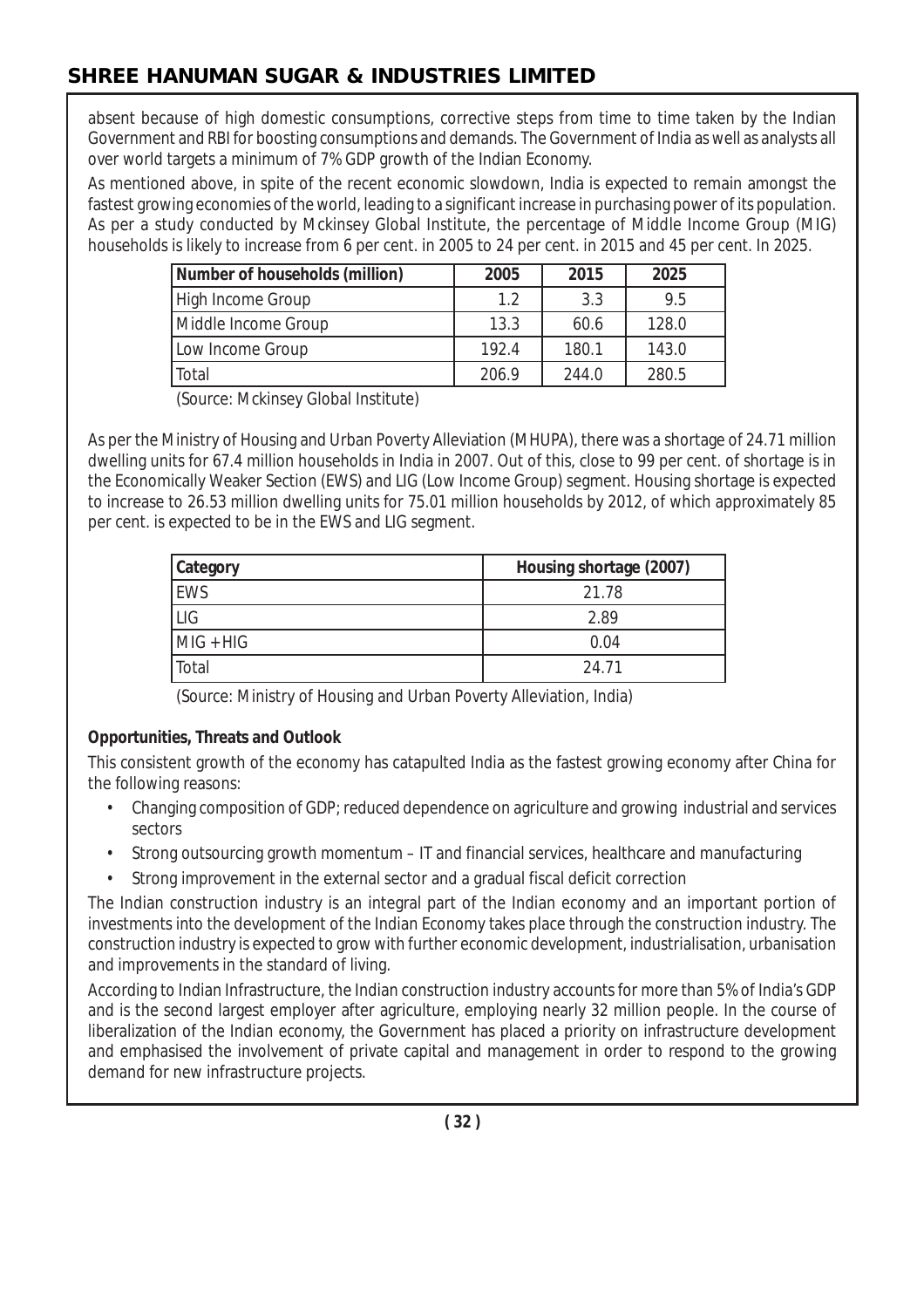absent because of high domestic consumptions, corrective steps from time to time taken by the Indian Government and RBI for boosting consumptions and demands. The Government of India as well as analysts all over world targets a minimum of 7% GDP growth of the Indian Economy.

As mentioned above, in spite of the recent economic slowdown, India is expected to remain amongst the fastest growing economies of the world, leading to a significant increase in purchasing power of its population. As per a study conducted by Mckinsey Global Institute, the percentage of Middle Income Group (MIG) households is likely to increase from 6 per cent. in 2005 to 24 per cent. in 2015 and 45 per cent. In 2025.

| Number of households (million) | 2005 | 2015 | 2025 |
|---|---|---|---|
| High Income Group | 1.2 | 3.3 | 9.5 |
| Middle Income Group | 13.3 | 60.6 | 128.0 |
| Low Income Group | 192.4 | 180.1 | 143.0 |
| Total | 206.9 | 244.0 | 280.5 |

(Source: Mckinsey Global Institute)

As per the Ministry of Housing and Urban Poverty Alleviation (MHUPA), there was a shortage of 24.71 million dwelling units for 67.4 million households in India in 2007. Out of this, close to 99 per cent. of shortage is in the Economically Weaker Section (EWS) and LIG (Low Income Group) segment. Housing shortage is expected to increase to 26.53 million dwelling units for 75.01 million households by 2012, of which approximately 85 per cent. is expected to be in the EWS and LIG segment.

| Category | Housing shortage (2007) |
|---|---|
| EWS | 21.78 |
| LIG | 2.89 |
| MIG + HIG | 0.04 |
| Total | 24.71 |

(Source: Ministry of Housing and Urban Poverty Alleviation, India)

**Opportunities, Threats and Outlook**

This consistent growth of the economy has catapulted India as the fastest growing economy after China for the following reasons:

- Changing composition of GDP; reduced dependence on agriculture and growing industrial and services sectors
- Strong outsourcing growth momentum – IT and financial services, healthcare and manufacturing
- Strong improvement in the external sector and a gradual fiscal deficit correction

The Indian construction industry is an integral part of the Indian economy and an important portion of investments into the development of the Indian Economy takes place through the construction industry. The construction industry is expected to grow with further economic development, industrialisation, urbanisation and improvements in the standard of living.

According to Indian Infrastructure, the Indian construction industry accounts for more than 5% of India's GDP and is the second largest employer after agriculture, employing nearly 32 million people. In the course of liberalization of the Indian economy, the Government has placed a priority on infrastructure development and emphasised the involvement of private capital and management in order to respond to the growing demand for new infrastructure projects.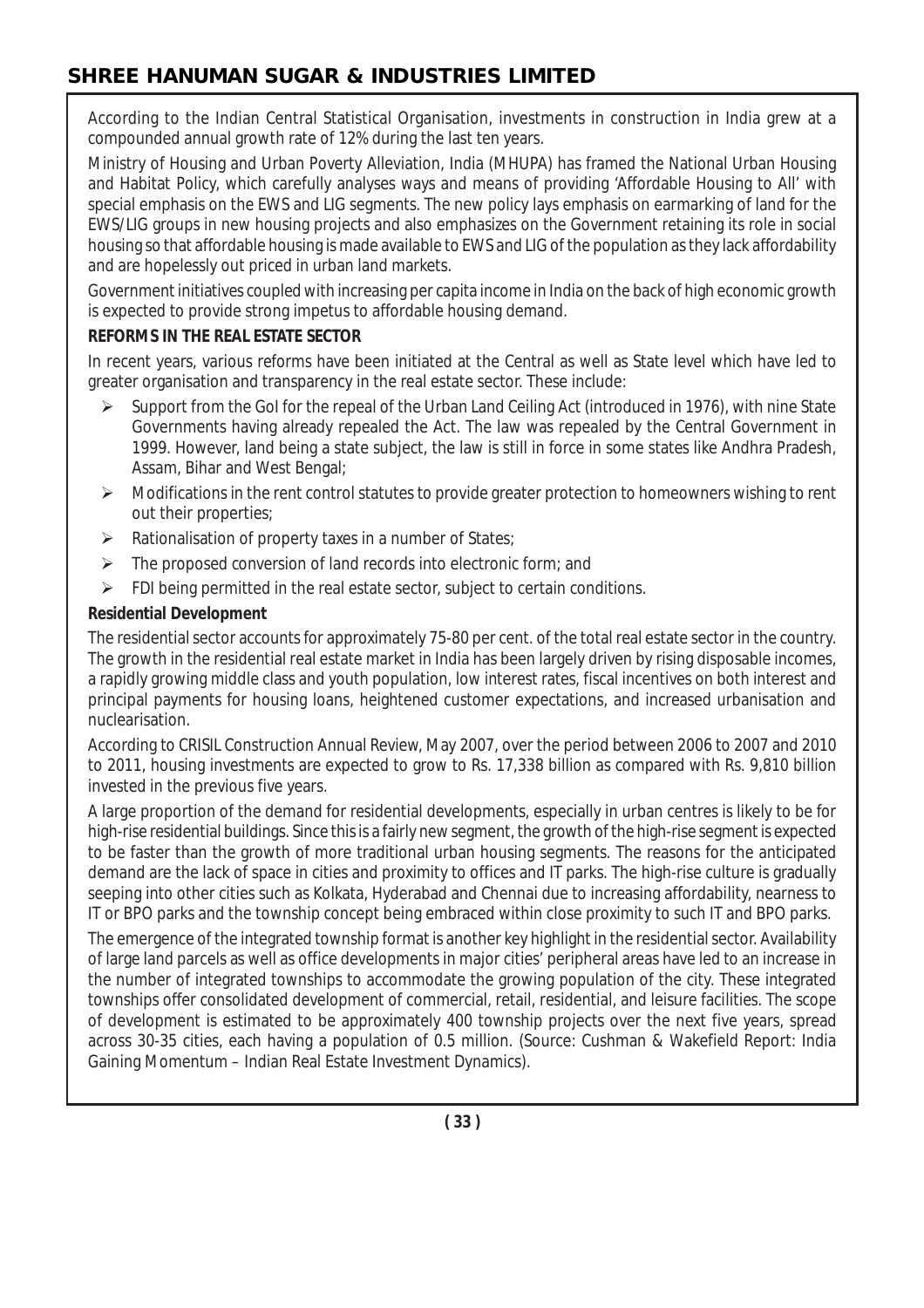According to the Indian Central Statistical Organisation, investments in construction in India grew at a compounded annual growth rate of 12% during the last ten years.

Ministry of Housing and Urban Poverty Alleviation, India (MHUPA) has framed the National Urban Housing and Habitat Policy, which carefully analyses ways and means of providing 'Affordable Housing to All' with special emphasis on the EWS and LIG segments. The new policy lays emphasis on earmarking of land for the EWS/LIG groups in new housing projects and also emphasizes on the Government retaining its role in social housing so that affordable housing is made available to EWS and LIG of the population as they lack affordability and are hopelessly out priced in urban land markets.

Government initiatives coupled with increasing per capita income in India on the back of high economic growth is expected to provide strong impetus to affordable housing demand.

**REFORMS IN THE REAL ESTATE SECTOR**

In recent years, various reforms have been initiated at the Central as well as State level which have led to greater organisation and transparency in the real estate sector. These include:

- Support from the GoI for the repeal of the Urban Land Ceiling Act (introduced in 1976), with nine State Governments having already repealed the Act. The law was repealed by the Central Government in 1999. However, land being a state subject, the law is still in force in some states like Andhra Pradesh, Assam, Bihar and West Bengal;
- Modifications in the rent control statutes to provide greater protection to homeowners wishing to rent out their properties;
- Rationalisation of property taxes in a number of States;
- The proposed conversion of land records into electronic form; and
- FDI being permitted in the real estate sector, subject to certain conditions.

**Residential Development**

The residential sector accounts for approximately 75-80 per cent. of the total real estate sector in the country. The growth in the residential real estate market in India has been largely driven by rising disposable incomes, a rapidly growing middle class and youth population, low interest rates, fiscal incentives on both interest and principal payments for housing loans, heightened customer expectations, and increased urbanisation and nuclearisation.

According to CRISIL Construction Annual Review, May 2007, over the period between 2006 to 2007 and 2010 to 2011, housing investments are expected to grow to Rs. 17,338 billion as compared with Rs. 9,810 billion invested in the previous five years.

A large proportion of the demand for residential developments, especially in urban centres is likely to be for high-rise residential buildings. Since this is a fairly new segment, the growth of the high-rise segment is expected to be faster than the growth of more traditional urban housing segments. The reasons for the anticipated demand are the lack of space in cities and proximity to offices and IT parks. The high-rise culture is gradually seeping into other cities such as Kolkata, Hyderabad and Chennai due to increasing affordability, nearness to IT or BPO parks and the township concept being embraced within close proximity to such IT and BPO parks.

The emergence of the integrated township format is another key highlight in the residential sector. Availability of large land parcels as well as office developments in major cities' peripheral areas have led to an increase in the number of integrated townships to accommodate the growing population of the city. These integrated townships offer consolidated development of commercial, retail, residential, and leisure facilities. The scope of development is estimated to be approximately 400 township projects over the next five years, spread across 30-35 cities, each having a population of 0.5 million. (Source: Cushman & Wakefield Report: India Gaining Momentum – Indian Real Estate Investment Dynamics).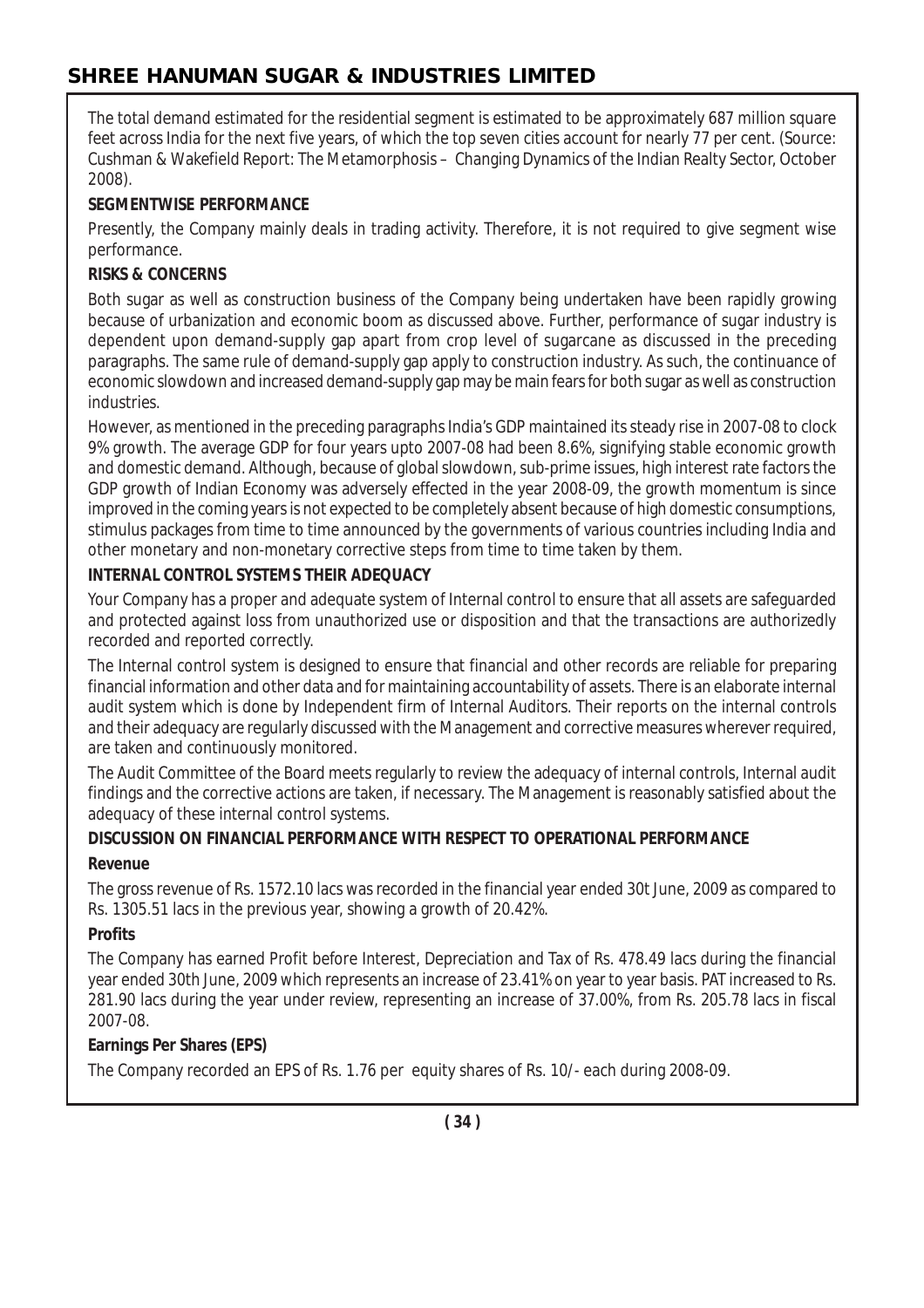The total demand estimated for the residential segment is estimated to be approximately 687 million square feet across India for the next five years, of which the top seven cities account for nearly 77 per cent. (Source: Cushman & Wakefield Report: The Metamorphosis – Changing Dynamics of the Indian Realty Sector, October 2008).

**SEGMENTWISE PERFORMANCE**

Presently, the Company mainly deals in trading activity. Therefore, it is not required to give segment wise performance.

**RISKS & CONCERNS**

Both sugar as well as construction business of the Company being undertaken have been rapidly growing because of urbanization and economic boom as discussed above. Further, performance of sugar industry is dependent upon demand-supply gap apart from crop level of sugarcane as discussed in the preceding paragraphs. The same rule of demand-supply gap apply to construction industry. As such, the continuance of economic slowdown and increased demand-supply gap may be main fears for both sugar as well as construction industries.

However, as mentioned in the preceding paragraphs India's GDP maintained its steady rise in 2007-08 to clock 9% growth. The average GDP for four years upto 2007-08 had been 8.6%, signifying stable economic growth and domestic demand. Although, because of global slowdown, sub-prime issues, high interest rate factors the GDP growth of Indian Economy was adversely effected in the year 2008-09, the growth momentum is since improved in the coming years is not expected to be completely absent because of high domestic consumptions, stimulus packages from time to time announced by the governments of various countries including India and other monetary and non-monetary corrective steps from time to time taken by them.

**INTERNAL CONTROL SYSTEMS THEIR ADEQUACY**

Your Company has a proper and adequate system of Internal control to ensure that all assets are safeguarded and protected against loss from unauthorized use or disposition and that the transactions are authorizedly recorded and reported correctly.

The Internal control system is designed to ensure that financial and other records are reliable for preparing financial information and other data and for maintaining accountability of assets. There is an elaborate internal audit system which is done by Independent firm of Internal Auditors. Their reports on the internal controls and their adequacy are regularly discussed with the Management and corrective measures wherever required, are taken and continuously monitored.

The Audit Committee of the Board meets regularly to review the adequacy of internal controls, Internal audit findings and the corrective actions are taken, if necessary. The Management is reasonably satisfied about the adequacy of these internal control systems.

**DISCUSSION ON FINANCIAL PERFORMANCE WITH RESPECT TO OPERATIONAL PERFORMANCE**

**Revenue**

The gross revenue of Rs. 1572.10 lacs was recorded in the financial year ended 30t June, 2009 as compared to Rs. 1305.51 lacs in the previous year, showing a growth of 20.42%.

**Profits**

The Company has earned Profit before Interest, Depreciation and Tax of Rs. 478.49 lacs during the financial year ended 30th June, 2009 which represents an increase of 23.41% on year to year basis. PAT increased to Rs. 281.90 lacs during the year under review, representing an increase of 37.00%, from Rs. 205.78 lacs in fiscal 2007-08.

**Earnings Per Shares (EPS)**

The Company recorded an EPS of Rs. 1.76 per equity shares of Rs. 10/- each during 2008-09.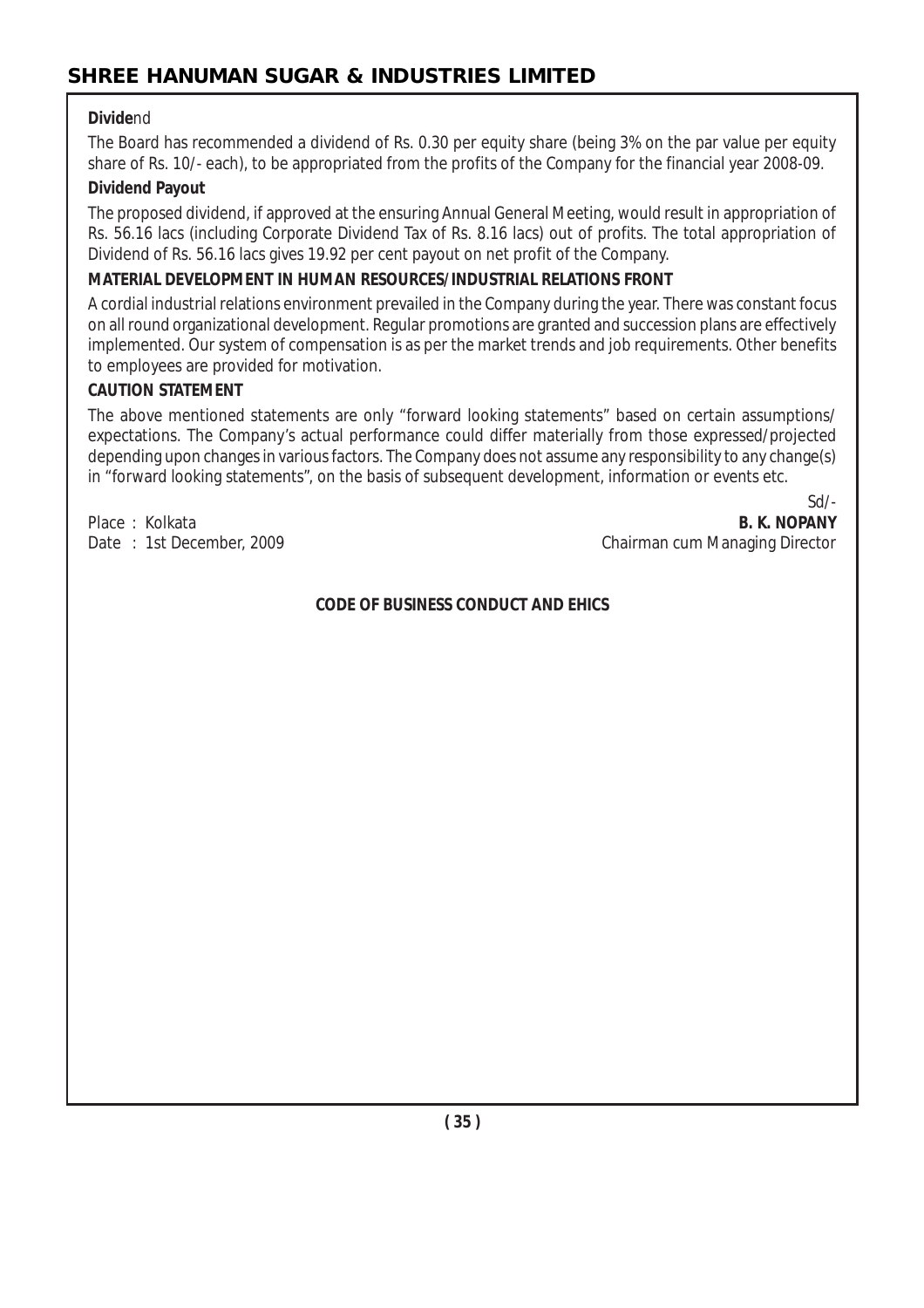**Divide**nd

The Board has recommended a dividend of Rs. 0.30 per equity share (being 3% on the par value per equity share of Rs. 10/- each), to be appropriated from the profits of the Company for the financial year 2008-09.

**Dividend Payout**

The proposed dividend, if approved at the ensuring Annual General Meeting, would result in appropriation of Rs. 56.16 lacs (including Corporate Dividend Tax of Rs. 8.16 lacs) out of profits. The total appropriation of Dividend of Rs. 56.16 lacs gives 19.92 per cent payout on net profit of the Company.

**MATERIAL DEVELOPMENT IN HUMAN RESOURCES/INDUSTRIAL RELATIONS FRONT**

A cordial industrial relations environment prevailed in the Company during the year. There was constant focus on all round organizational development. Regular promotions are granted and succession plans are effectively implemented. Our system of compensation is as per the market trends and job requirements. Other benefits to employees are provided for motivation.

**CAUTION STATEMENT**

The above mentioned statements are only "forward looking statements" based on certain assumptions/ expectations. The Company's actual performance could differ materially from those expressed/projected depending upon changes in various factors. The Company does not assume any responsibility to any change(s) in "forward looking statements", on the basis of subsequent development, information or events etc.

Sd/-

Place : Kolkata
Date : 1st December, 2009

**B. K. NOPANY**
Chairman cum Managing Director

**CODE OF BUSINESS CONDUCT AND EHICS**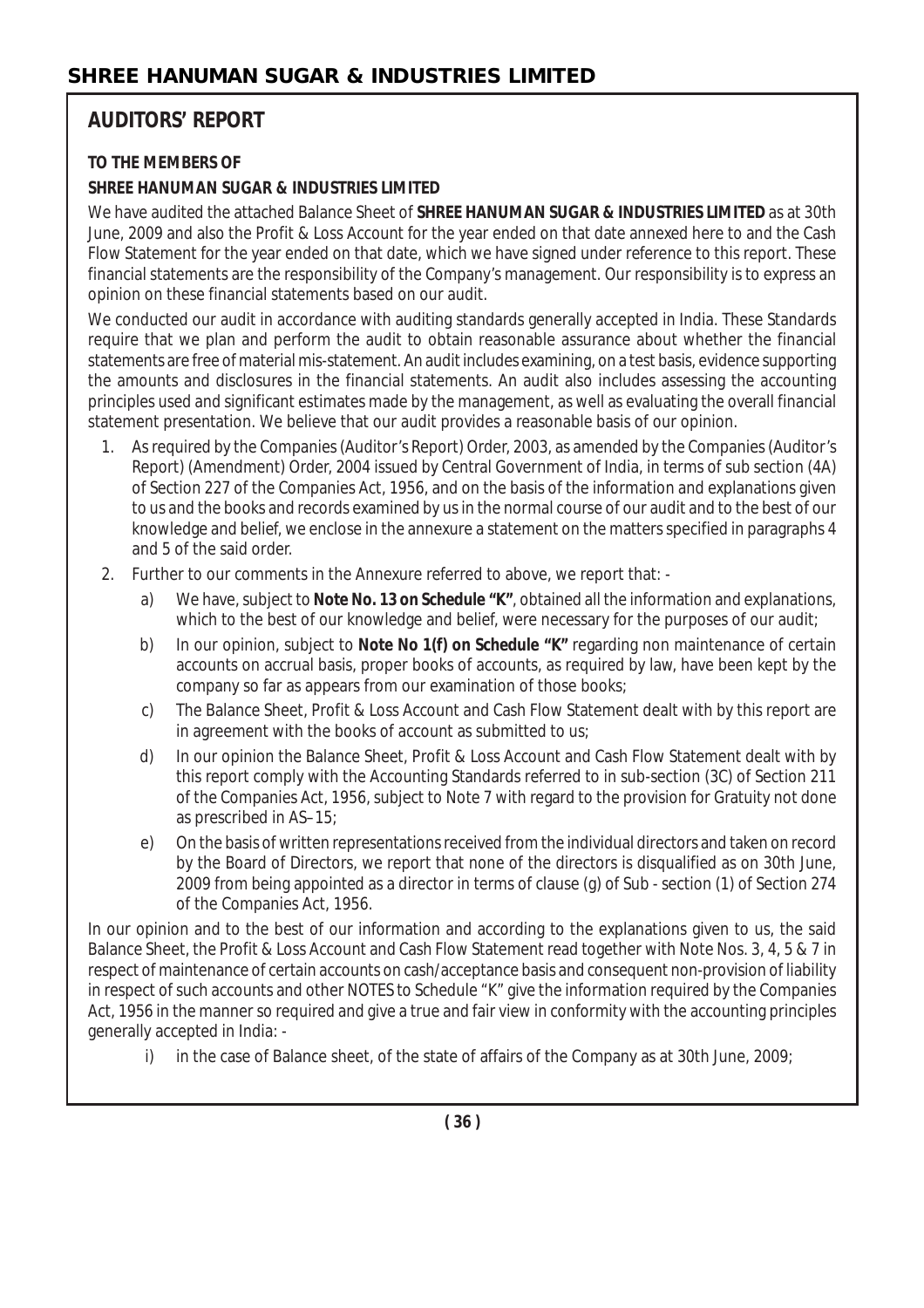## AUDITORS' REPORT

**TO THE MEMBERS OF**

**SHREE HANUMAN SUGAR & INDUSTRIES LIMITED**

We have audited the attached Balance Sheet of **SHREE HANUMAN SUGAR & INDUSTRIES LIMITED** as at 30th June, 2009 and also the Profit & Loss Account for the year ended on that date annexed here to and the Cash Flow Statement for the year ended on that date, which we have signed under reference to this report. These financial statements are the responsibility of the Company's management. Our responsibility is to express an opinion on these financial statements based on our audit.

We conducted our audit in accordance with auditing standards generally accepted in India. These Standards require that we plan and perform the audit to obtain reasonable assurance about whether the financial statements are free of material mis-statement. An audit includes examining, on a test basis, evidence supporting the amounts and disclosures in the financial statements. An audit also includes assessing the accounting principles used and significant estimates made by the management, as well as evaluating the overall financial statement presentation. We believe that our audit provides a reasonable basis of our opinion.

1. As required by the Companies (Auditor's Report) Order, 2003, as amended by the Companies (Auditor's Report) (Amendment) Order, 2004 issued by Central Government of India, in terms of sub section (4A) of Section 227 of the Companies Act, 1956, and on the basis of the information and explanations given to us and the books and records examined by us in the normal course of our audit and to the best of our knowledge and belief, we enclose in the annexure a statement on the matters specified in paragraphs 4 and 5 of the said order.
2. Further to our comments in the Annexure referred to above, we report that: -
   a) We have, subject to **Note No. 13 on Schedule "K"**, obtained all the information and explanations, which to the best of our knowledge and belief, were necessary for the purposes of our audit;
   b) In our opinion, subject to **Note No 1(f) on Schedule "K"** regarding non maintenance of certain accounts on accrual basis, proper books of accounts, as required by law, have been kept by the company so far as appears from our examination of those books;
   c) The Balance Sheet, Profit & Loss Account and Cash Flow Statement dealt with by this report are in agreement with the books of account as submitted to us;
   d) In our opinion the Balance Sheet, Profit & Loss Account and Cash Flow Statement dealt with by this report comply with the Accounting Standards referred to in sub-section (3C) of Section 211 of the Companies Act, 1956, subject to Note 7 with regard to the provision for Gratuity not done as prescribed in AS–15;
   e) On the basis of written representations received from the individual directors and taken on record by the Board of Directors, we report that none of the directors is disqualified as on 30th June, 2009 from being appointed as a director in terms of clause (g) of Sub - section (1) of Section 274 of the Companies Act, 1956.

In our opinion and to the best of our information and according to the explanations given to us, the said Balance Sheet, the Profit & Loss Account and Cash Flow Statement read together with Note Nos. 3, 4, 5 & 7 in respect of maintenance of certain accounts on cash/acceptance basis and consequent non-provision of liability in respect of such accounts and other NOTES to Schedule "K" give the information required by the Companies Act, 1956 in the manner so required and give a true and fair view in conformity with the accounting principles generally accepted in India: -

i) in the case of Balance sheet, of the state of affairs of the Company as at 30th June, 2009;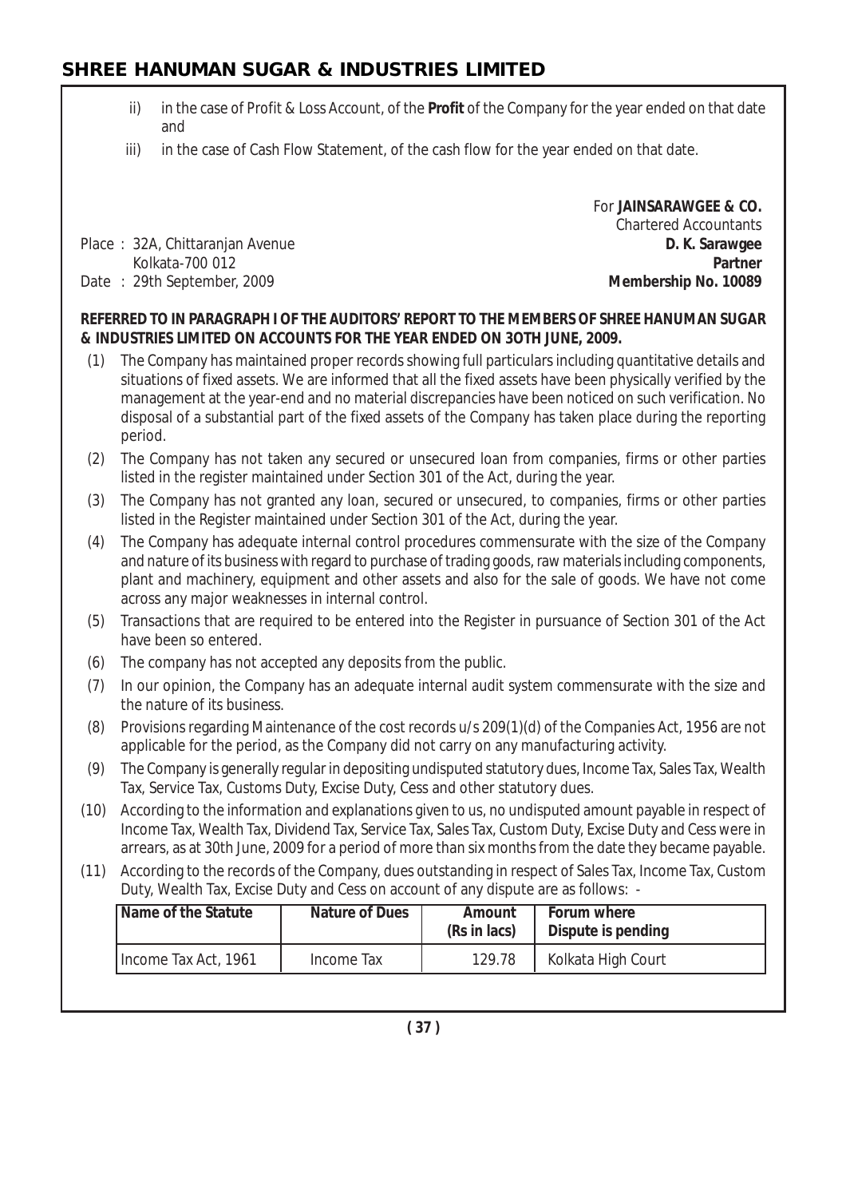ii) in the case of Profit & Loss Account, of the **Profit** of the Company for the year ended on that date and

iii) in the case of Cash Flow Statement, of the cash flow for the year ended on that date.

For **JAINSARAWGEE & CO.**
Chartered Accountants
**D. K. Sarawgee**
**Partner**
**Membership No. 10089**

Place : 32A, Chittaranjan Avenue
Kolkata-700 012
Date : 29th September, 2009

**REFERRED TO IN PARAGRAPH I OF THE AUDITORS' REPORT TO THE MEMBERS OF SHREE HANUMAN SUGAR & INDUSTRIES LIMITED ON ACCOUNTS FOR THE YEAR ENDED ON 3OTH JUNE, 2009.**

(1) The Company has maintained proper records showing full particulars including quantitative details and situations of fixed assets. We are informed that all the fixed assets have been physically verified by the management at the year-end and no material discrepancies have been noticed on such verification. No disposal of a substantial part of the fixed assets of the Company has taken place during the reporting period.

(2) The Company has not taken any secured or unsecured loan from companies, firms or other parties listed in the register maintained under Section 301 of the Act, during the year.

(3) The Company has not granted any loan, secured or unsecured, to companies, firms or other parties listed in the Register maintained under Section 301 of the Act, during the year.

(4) The Company has adequate internal control procedures commensurate with the size of the Company and nature of its business with regard to purchase of trading goods, raw materials including components, plant and machinery, equipment and other assets and also for the sale of goods. We have not come across any major weaknesses in internal control.

(5) Transactions that are required to be entered into the Register in pursuance of Section 301 of the Act have been so entered.

(6) The company has not accepted any deposits from the public.

(7) In our opinion, the Company has an adequate internal audit system commensurate with the size and the nature of its business.

(8) Provisions regarding Maintenance of the cost records u/s 209(1)(d) of the Companies Act, 1956 are not applicable for the period, as the Company did not carry on any manufacturing activity.

(9) The Company is generally regular in depositing undisputed statutory dues, Income Tax, Sales Tax, Wealth Tax, Service Tax, Customs Duty, Excise Duty, Cess and other statutory dues.

(10) According to the information and explanations given to us, no undisputed amount payable in respect of Income Tax, Wealth Tax, Dividend Tax, Service Tax, Sales Tax, Custom Duty, Excise Duty and Cess were in arrears, as at 30th June, 2009 for a period of more than six months from the date they became payable.

(11) According to the records of the Company, dues outstanding in respect of Sales Tax, Income Tax, Custom Duty, Wealth Tax, Excise Duty and Cess on account of any dispute are as follows: -

| Name of the Statute | Nature of Dues | Amount (Rs in lacs) | Forum where Dispute is pending |
|---|---|---|---|
| Income Tax Act, 1961 | Income Tax | 129.78 | Kolkata High Court |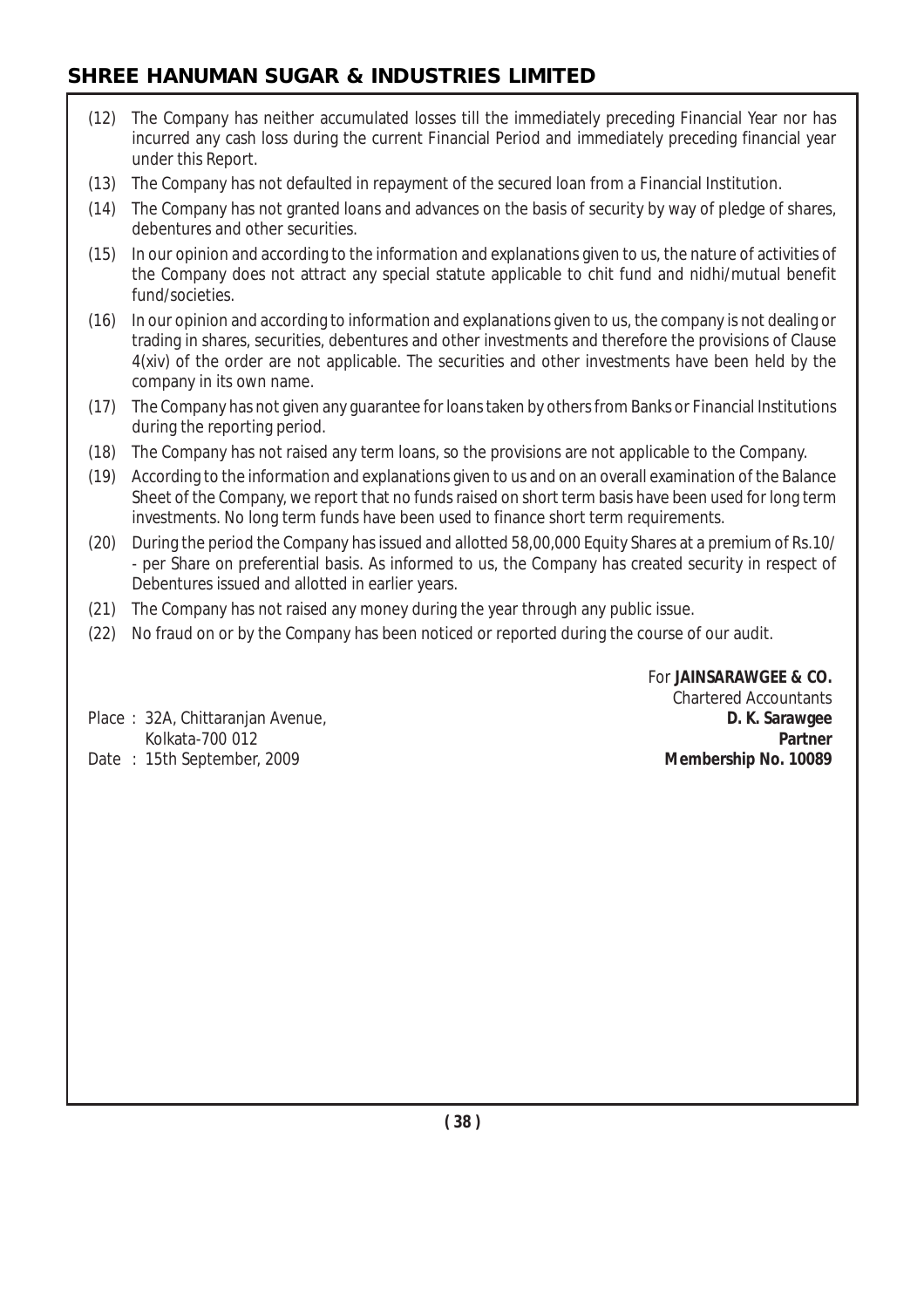(12) The Company has neither accumulated losses till the immediately preceding Financial Year nor has incurred any cash loss during the current Financial Period and immediately preceding financial year under this Report.

(13) The Company has not defaulted in repayment of the secured loan from a Financial Institution.

(14) The Company has not granted loans and advances on the basis of security by way of pledge of shares, debentures and other securities.

(15) In our opinion and according to the information and explanations given to us, the nature of activities of the Company does not attract any special statute applicable to chit fund and nidhi/mutual benefit fund/societies.

(16) In our opinion and according to information and explanations given to us, the company is not dealing or trading in shares, securities, debentures and other investments and therefore the provisions of Clause 4(xiv) of the order are not applicable. The securities and other investments have been held by the company in its own name.

(17) The Company has not given any guarantee for loans taken by others from Banks or Financial Institutions during the reporting period.

(18) The Company has not raised any term loans, so the provisions are not applicable to the Company.

(19) According to the information and explanations given to us and on an overall examination of the Balance Sheet of the Company, we report that no funds raised on short term basis have been used for long term investments. No long term funds have been used to finance short term requirements.

(20) During the period the Company has issued and allotted 58,00,000 Equity Shares at a premium of Rs.10/- per Share on preferential basis. As informed to us, the Company has created security in respect of Debentures issued and allotted in earlier years.

(21) The Company has not raised any money during the year through any public issue.

(22) No fraud on or by the Company has been noticed or reported during the course of our audit.

For **JAINSARAWGEE & CO.**
Chartered Accountants
**D. K. Sarawgee**
**Partner**
**Membership No. 10089**

Place : 32A, Chittaranjan Avenue,
Kolkata-700 012
Date : 15th September, 2009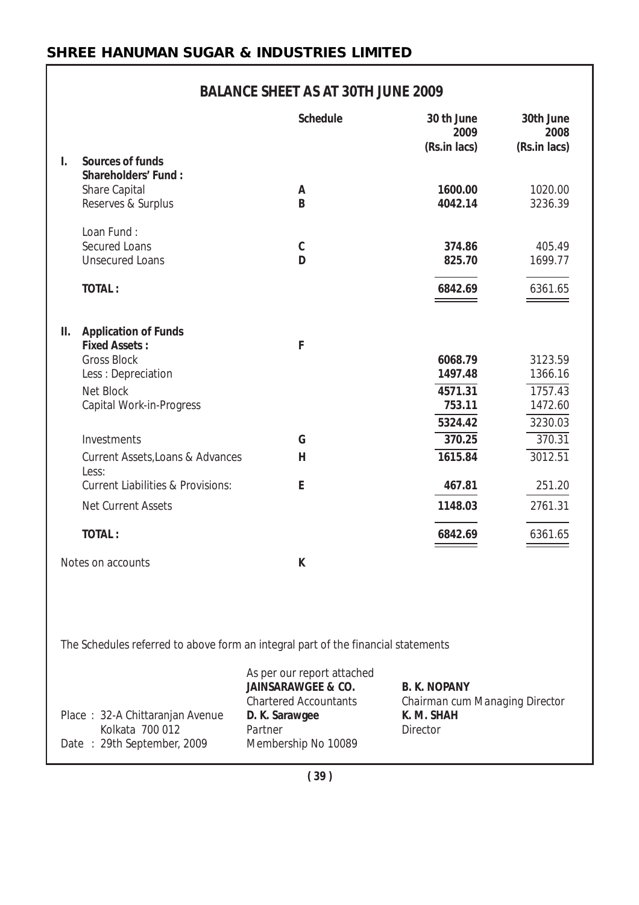# SHREE HANUMAN SUGAR & INDUSTRIES LIMITED

## BALANCE SHEET AS AT 30TH JUNE 2009

| | | Schedule | 30 th June 2009 (Rs.in lacs) | 30th June 2008 (Rs.in lacs) |
|---|---|---|---|---|
| **I.** | **Sources of funds** | | | |
| | **Shareholders' Fund :** | | | |
| | Share Capital | A | **1600.00** | 1020.00 |
| | Reserves & Surplus | B | **4042.14** | 3236.39 |
| | Loan Fund : | | | |
| | Secured Loans | C | **374.86** | 405.49 |
| | Unsecured Loans | D | **825.70** | 1699.77 |
| | **TOTAL :** | | **6842.69** | 6361.65 |
| **II.** | **Application of Funds** | | | |
| | **Fixed Assets :** | F | | |
| | Gross Block | | **6068.79** | 3123.59 |
| | Less : Depreciation | | **1497.48** | 1366.16 |
| | Net Block | | **4571.31** | 1757.43 |
| | Capital Work-in-Progress | | **753.11** | 1472.60 |
| | | | **5324.42** | 3230.03 |
| | Investments | G | **370.25** | 370.31 |
| | Current Assets,Loans & Advances | H | **1615.84** | 3012.51 |
| | Less: | | | |
| | Current Liabilities & Provisions: | E | **467.81** | 251.20 |
| | Net Current Assets | | **1148.03** | 2761.31 |
| | **TOTAL :** | | **6842.69** | 6361.65 |
| | Notes on accounts | K | | |

The Schedules referred to above form an integral part of the financial statements

Place : 32-A Chittaranjan Avenue
Kolkata 700 012
Date : 29th September, 2009

As per our report attached
**JAINSARAWGEE & CO.**
Chartered Accountants
**D. K. Sarawgee**
Partner
Membership No 10089

**B. K. NOPANY**
Chairman cum Managing Director
**K. M. SHAH**
Director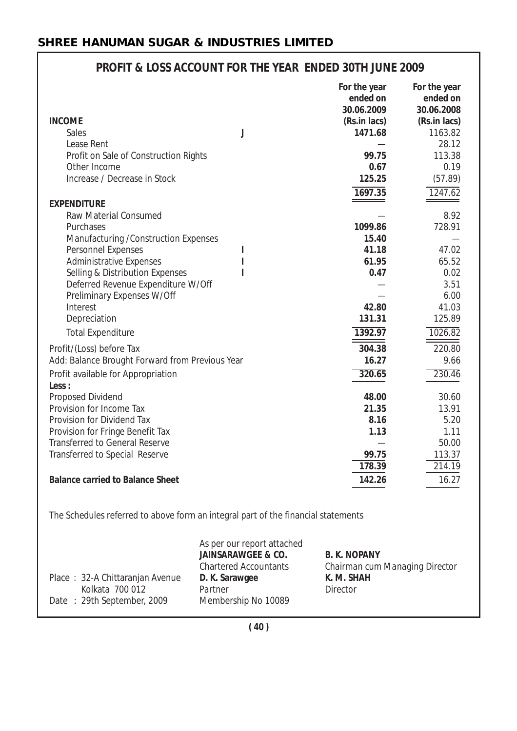# SHREE HANUMAN SUGAR & INDUSTRIES LIMITED

## PROFIT & LOSS ACCOUNT FOR THE YEAR ENDED 30TH JUNE 2009

| INCOME | | For the year ended on 30.06.2009 (Rs.in lacs) | For the year ended on 30.06.2008 (Rs.in lacs) |
|---|---|---|---|
| Sales | J | **1471.68** | 1163.82 |
| Lease Rent | | — | 28.12 |
| Profit on Sale of Construction Rights | | **99.75** | 113.38 |
| Other Income | | **0.67** | 0.19 |
| Increase / Decrease in Stock | | **125.25** | (57.89) |
| | | **1697.35** | 1247.62 |
| **EXPENDITURE** | | | |
| Raw Material Consumed | | — | 8.92 |
| Purchases | | **1099.86** | 728.91 |
| Manufacturing /Construction Expenses | | **15.40** | — |
| Personnel Expenses | I | **41.18** | 47.02 |
| Administrative Expenses | I | **61.95** | 65.52 |
| Selling & Distribution Expenses | I | **0.47** | 0.02 |
| Deferred Revenue Expenditure W/Off | | — | 3.51 |
| Preliminary Expenses W/Off | | — | 6.00 |
| Interest | | **42.80** | 41.03 |
| Depreciation | | **131.31** | 125.89 |
| Total Expenditure | | **1392.97** | 1026.82 |
| Profit/(Loss) before Tax | | **304.38** | 220.80 |
| Add: Balance Brought Forward from Previous Year | | **16.27** | 9.66 |
| Profit available for Appropriation | | **320.65** | 230.46 |
| **Less :** | | | |
| Proposed Dividend | | **48.00** | 30.60 |
| Provision for Income Tax | | **21.35** | 13.91 |
| Provision for Dividend Tax | | **8.16** | 5.20 |
| Provision for Fringe Benefit Tax | | **1.13** | 1.11 |
| Transferred to General Reserve | | — | 50.00 |
| Transferred to Special Reserve | | **99.75** | 113.37 |
| | | **178.39** | 214.19 |
| **Balance carried to Balance Sheet** | | **142.26** | 16.27 |

The Schedules referred to above form an integral part of the financial statements

Place : 32-A Chittaranjan Avenue
Kolkata 700 012
Date : 29th September, 2009

As per our report attached
**JAINSARAWGEE & CO.**
Chartered Accountants
**D. K. Sarawgee**
Partner
Membership No 10089

**B. K. NOPANY**
Chairman cum Managing Director
**K. M. SHAH**
Director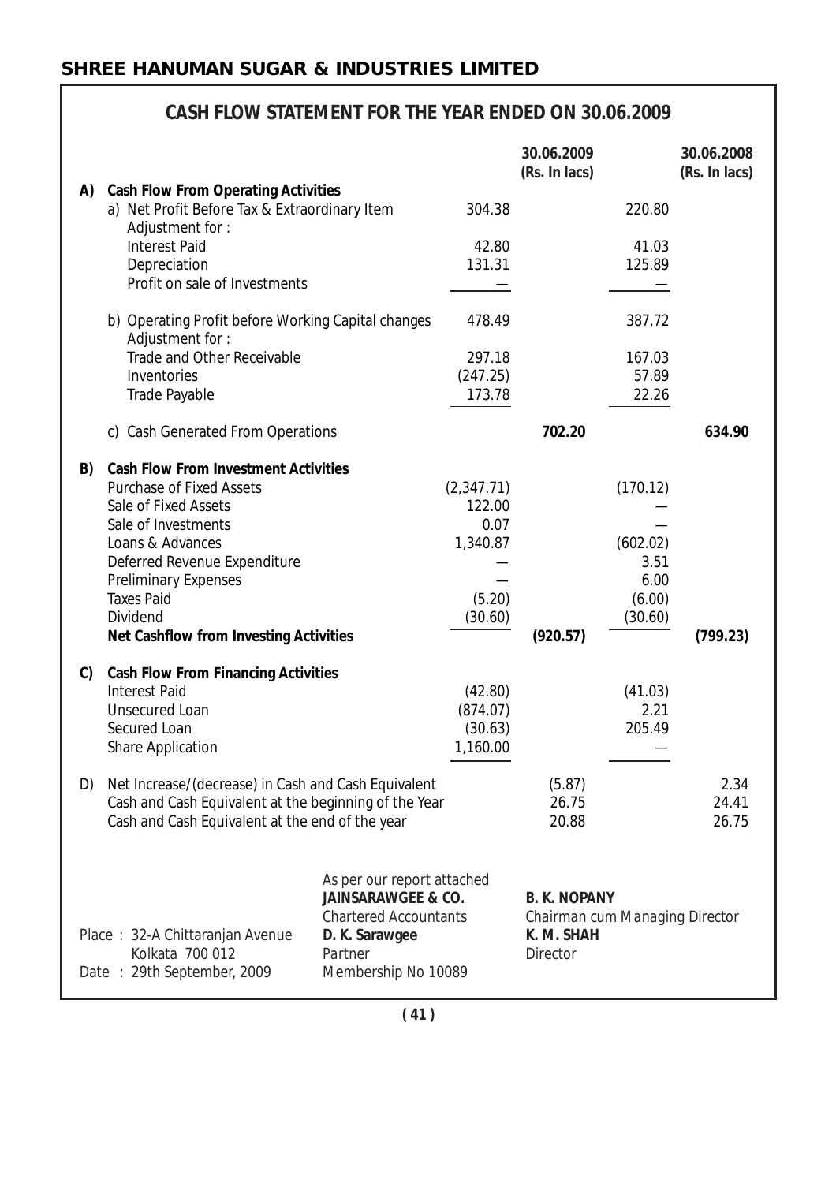## SHREE HANUMAN SUGAR & INDUSTRIES LIMITED

### CASH FLOW STATEMENT FOR THE YEAR ENDED ON 30.06.2009

| | | | 30.06.2009 (Rs. In lacs) | | 30.06.2008 (Rs. In lacs) |
|---|---|---|---|---|---|
| **A)** | **Cash Flow From Operating Activities** | | | | |
| | a) Net Profit Before Tax & Extraordinary Item | 304.38 | | 220.80 | |
| | Adjustment for : | | | | |
| | Interest Paid | 42.80 | | 41.03 | |
| | Depreciation | 131.31 | | 125.89 | |
| | Profit on sale of Investments | — | | — | |
| | b) Operating Profit before Working Capital changes | 478.49 | | 387.72 | |
| | Adjustment for : | | | | |
| | Trade and Other Receivable | 297.18 | | 167.03 | |
| | Inventories | (247.25) | | 57.89 | |
| | Trade Payable | 173.78 | | 22.26 | |
| | c) Cash Generated From Operations | | **702.20** | | **634.90** |
| **B)** | **Cash Flow From Investment Activities** | | | | |
| | Purchase of Fixed Assets | (2,347.71) | | (170.12) | |
| | Sale of Fixed Assets | 122.00 | | — | |
| | Sale of Investments | 0.07 | | — | |
| | Loans & Advances | 1,340.87 | | (602.02) | |
| | Deferred Revenue Expenditure | — | | 3.51 | |
| | Preliminary Expenses | — | | 6.00 | |
| | Taxes Paid | (5.20) | | (6.00) | |
| | Dividend | (30.60) | | (30.60) | |
| | **Net Cashflow from Investing Activities** | | **(920.57)** | | **(799.23)** |
| **C)** | **Cash Flow From Financing Activities** | | | | |
| | Interest Paid | (42.80) | | (41.03) | |
| | Unsecured Loan | (874.07) | | 2.21 | |
| | Secured Loan | (30.63) | | 205.49 | |
| | Share Application | 1,160.00 | | — | |
| D) | Net Increase/(decrease) in Cash and Cash Equivalent | | (5.87) | | 2.34 |
| | Cash and Cash Equivalent at the beginning of the Year | | 26.75 | | 24.41 |
| | Cash and Cash Equivalent at the end of the year | | 20.88 | | 26.75 |

As per our report attached
**JAINSARAWGEE & CO.**
Chartered Accountants
**D. K. Sarawgee**
Partner
Membership No 10089

**B. K. NOPANY**
Chairman cum Managing Director

**K. M. SHAH**
Director

Place : 32-A Chittaranjan Avenue
Kolkata 700 012
Date : 29th September, 2009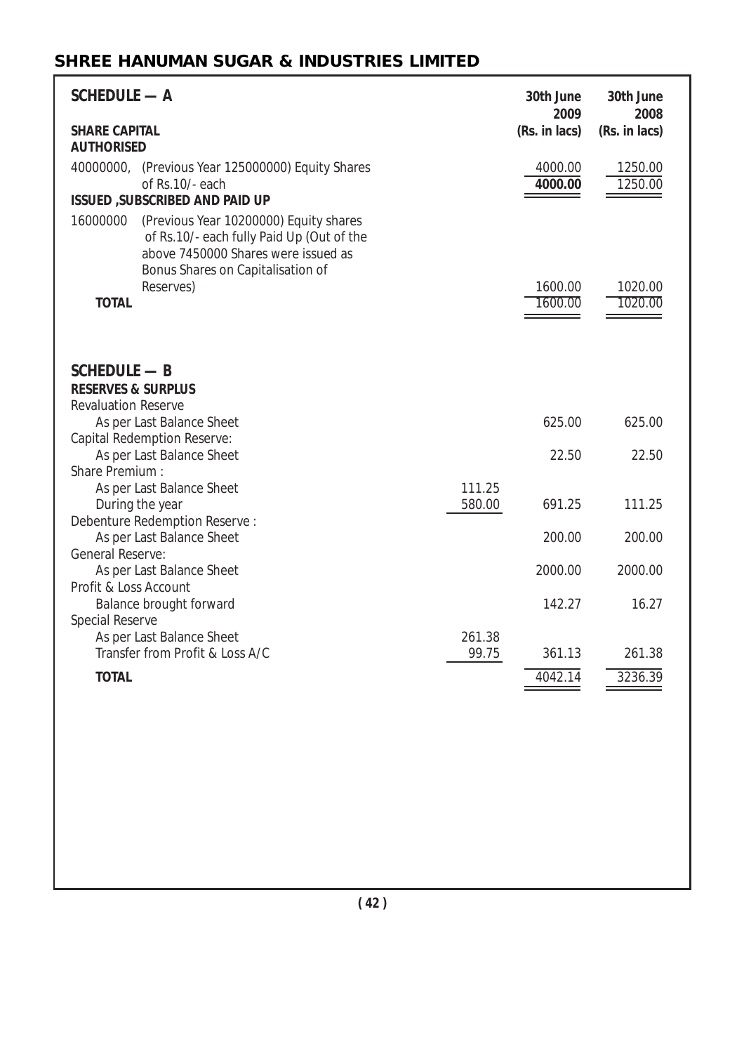## SHREE HANUMAN SUGAR & INDUSTRIES LIMITED

### SCHEDULE — A

| SHARE CAPITAL | | 30th June 2009 (Rs. in lacs) | 30th June 2008 (Rs. in lacs) |
|---|---|---|---|
| **AUTHORISED** | | | |
| 40000000, (Previous Year 125000000) Equity Shares of Rs.10/- each | | 4000.00 | 1250.00 |
| | | **4000.00** | 1250.00 |
| **ISSUED ,SUBSCRIBED AND PAID UP** | | | |
| 16000000 (Previous Year 10200000) Equity shares of Rs.10/- each fully Paid Up (Out of the above 7450000 Shares were issued as Bonus Shares on Capitalisation of Reserves) | | 1600.00 | 1020.00 |
| **TOTAL** | | 1600.00 | 1020.00 |

### SCHEDULE — B

| RESERVES & SURPLUS | | | |
|---|---|---|---|
| Revaluation Reserve | | | |
| As per Last Balance Sheet | | 625.00 | 625.00 |
| Capital Redemption Reserve: | | | |
| As per Last Balance Sheet | | 22.50 | 22.50 |
| Share Premium : | | | |
| As per Last Balance Sheet | 111.25 | | |
| During the year | 580.00 | 691.25 | 111.25 |
| Debenture Redemption Reserve : | | | |
| As per Last Balance Sheet | | 200.00 | 200.00 |
| General Reserve: | | | |
| As per Last Balance Sheet | | 2000.00 | 2000.00 |
| Profit & Loss Account | | | |
| Balance brought forward | | 142.27 | 16.27 |
| Special Reserve | | | |
| As per Last Balance Sheet | 261.38 | | |
| Transfer from Profit & Loss A/C | 99.75 | 361.13 | 261.38 |
| **TOTAL** | | 4042.14 | 3236.39 |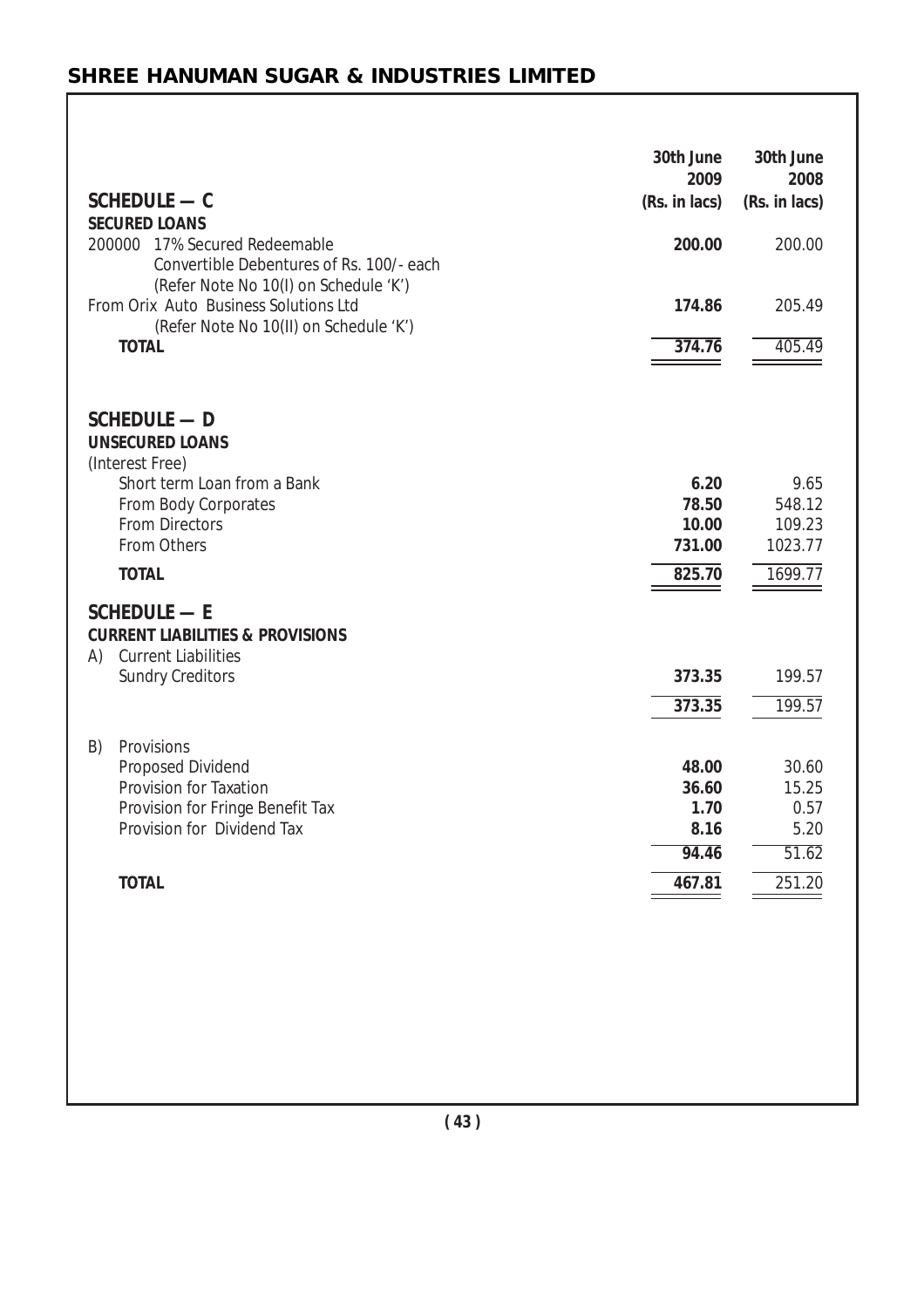| | 30th June 2009 (Rs. in lacs) | 30th June 2008 (Rs. in lacs) |
|---|---|---|
| **SCHEDULE — C** | | |
| **SECURED LOANS** | | |
| 200000 17% Secured Redeemable Convertible Debentures of Rs. 100/- each (Refer Note No 10(I) on Schedule 'K') | **200.00** | 200.00 |
| From Orix Auto Business Solutions Ltd (Refer Note No 10(II) on Schedule 'K') | **174.86** | 205.49 |
| **TOTAL** | **374.76** | 405.49 |
| **SCHEDULE — D** | | |
| **UNSECURED LOANS** | | |
| (Interest Free) | | |
| Short term Loan from a Bank | **6.20** | 9.65 |
| From Body Corporates | **78.50** | 548.12 |
| From Directors | **10.00** | 109.23 |
| From Others | **731.00** | 1023.77 |
| **TOTAL** | **825.70** | 1699.77 |
| **SCHEDULE — E** | | |
| **CURRENT LIABILITIES & PROVISIONS** | | |
| A) Current Liabilities | | |
| Sundry Creditors | **373.35** | 199.57 |
| | **373.35** | 199.57 |
| B) Provisions | | |
| Proposed Dividend | **48.00** | 30.60 |
| Provision for Taxation | **36.60** | 15.25 |
| Provision for Fringe Benefit Tax | **1.70** | 0.57 |
| Provision for Dividend Tax | **8.16** | 5.20 |
| | **94.46** | 51.62 |
| **TOTAL** | **467.81** | 251.20 |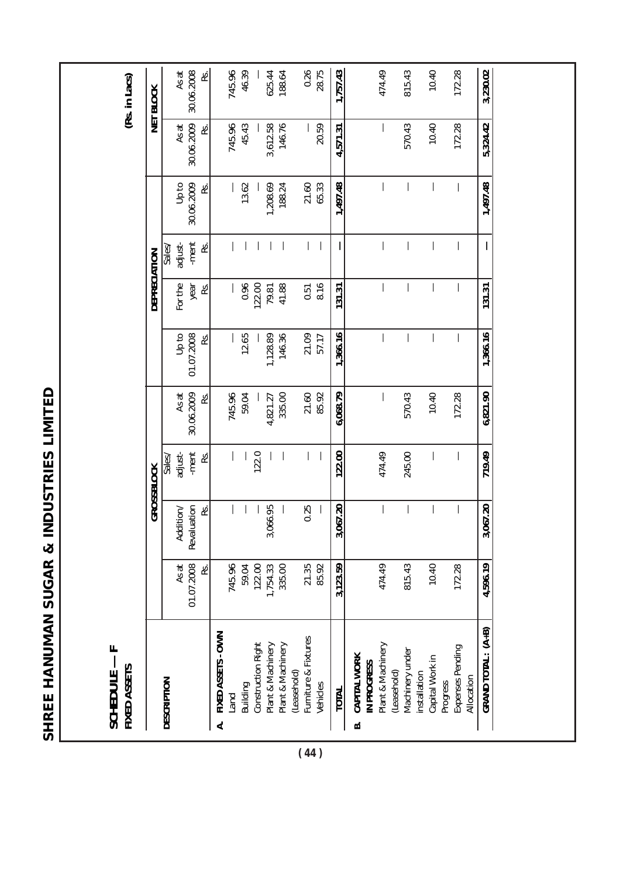# SHREE HANUMAN SUGAR & INDUSTRIES LIMITED

## SCHEDULE — F

### FIXED ASSETS

(Rs. in Lacs)

| DESCRIPTION | GROSS BLOCK | | | | DEPRECIATION | | | | NET BLOCK | |
|---|---|---|---|---|---|---|---|---|---|---|
| | As at 01.07.2008 Rs. | Addition/ Revaluation Rs. | Sales/ adjust- -ment Rs. | As at 30.06.2009 Rs. | Up to 01.07.2008 Rs. | For the year Rs. | Sales/ adjust- -ment Rs. | Up to 30.06.2009 Rs. | As at 30.06.2009 Rs. | As at 30.06.2008 Rs. |
| **A. FIXED ASSETS - OWN** | | | | | | | | | | |
| Land | 745.96 | — | — | 745.96 | — | — | — | — | 745.96 | 745.96 |
| Building | 59.04 | — | — | 59.04 | 12.65 | 0.96 | — | 13.62 | 45.43 | 46.39 |
| Construction Right | 122.00 | — | 122.0 | — | — | 122.00 | — | — | — | — |
| Plant & Machinery | 1,754.33 | 3,066.95 | — | 4,821.27 | 1,128.89 | 79.81 | — | 1,208.69 | 3,612.58 | 625.44 |
| Plant & Machinery (Leasehold) | 335.00 | — | — | 335.00 | 146.36 | 41.88 | — | 188.24 | 146.76 | 188.64 |
| Furniture & Fixtures | 21.35 | 0.25 | — | 21.60 | 21.09 | 0.51 | — | 21.60 | — | 0.26 |
| Vehicles | 85.92 | — | — | 85.92 | 57.17 | 8.16 | — | 65.33 | 20.59 | 28.75 |
| **TOTAL** | **3,123.59** | **3,067.20** | **122.00** | **6,068.79** | **1,366.16** | **131.31** | **—** | **1,497.48** | **4,571.31** | **1,757.43** |
| **B. CAPITAL WORK IN PROGRESS** | | | | | | | | | | |
| Plant & Machinery (Leasehold) | 474.49 | — | 474.49 | — | — | — | — | — | — | 474.49 |
| Machinery under installation | 815.43 | — | 245.00 | 570.43 | — | — | — | — | 570.43 | 815.43 |
| Capital Work in Progress | 10.40 | — | — | 10.40 | — | — | — | — | 10.40 | 10.40 |
| Expenses Pending Allocation | 172.28 | — | — | 172.28 | — | — | — | — | 172.28 | 172.28 |
| **GRAND TOTAL : (A+B)** | **4,596.19** | **3,067.20** | **719.49** | **6,821.90** | **1,366.16** | **131.31** | **—** | **1,497.48** | **5,324.42** | **3,230.02** |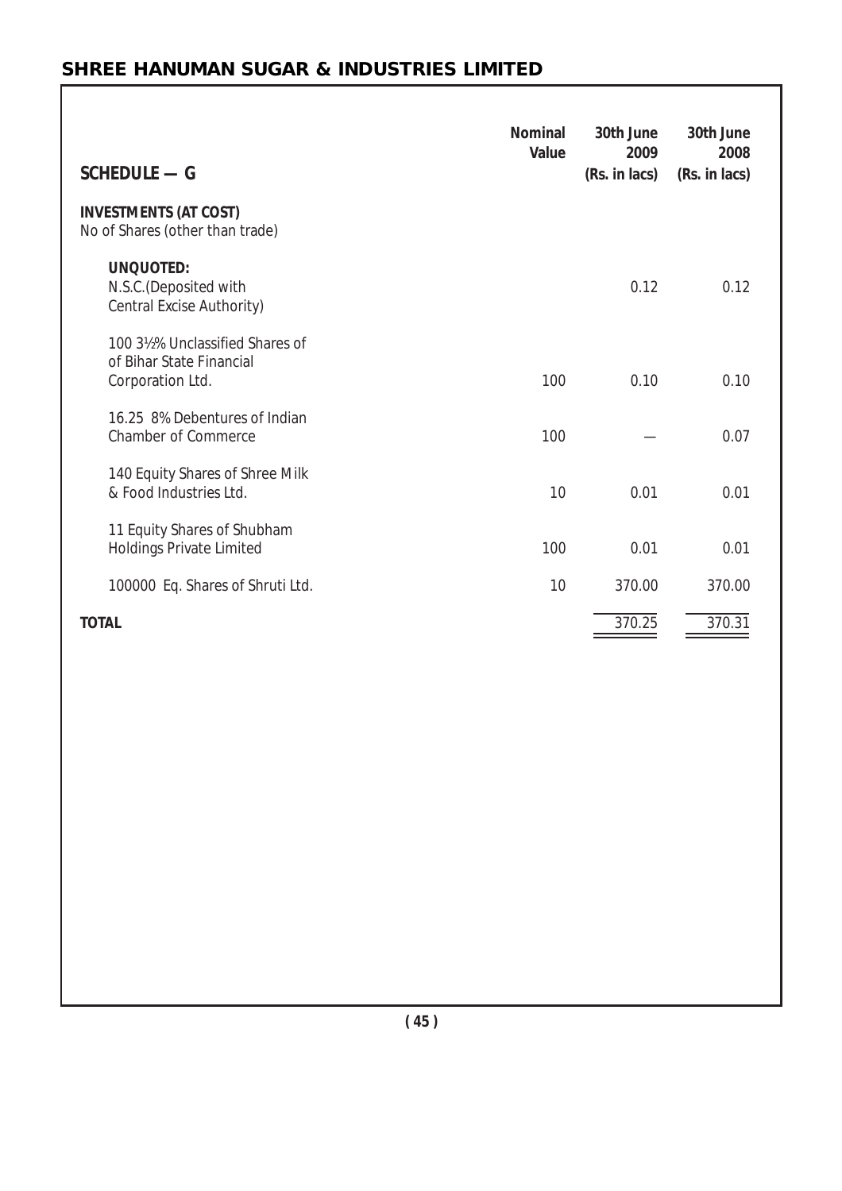## SCHEDULE — G

| | Nominal Value | 30th June 2009 (Rs. in lacs) | 30th June 2008 (Rs. in lacs) |
|---|---|---|---|
| **INVESTMENTS (AT COST)** | | | |
| No of Shares (other than trade) | | | |
| **UNQUOTED:** | | | |
| N.S.C.(Deposited with Central Excise Authority) | | 0.12 | 0.12 |
| 100 3½% Unclassified Shares of of Bihar State Financial Corporation Ltd. | 100 | 0.10 | 0.10 |
| 16.25 8% Debentures of Indian Chamber of Commerce | 100 | — | 0.07 |
| 140 Equity Shares of Shree Milk & Food Industries Ltd. | 10 | 0.01 | 0.01 |
| 11 Equity Shares of Shubham Holdings Private Limited | 100 | 0.01 | 0.01 |
| 100000 Eq. Shares of Shruti Ltd. | 10 | 370.00 | 370.00 |
| **TOTAL** | | 370.25 | 370.31 |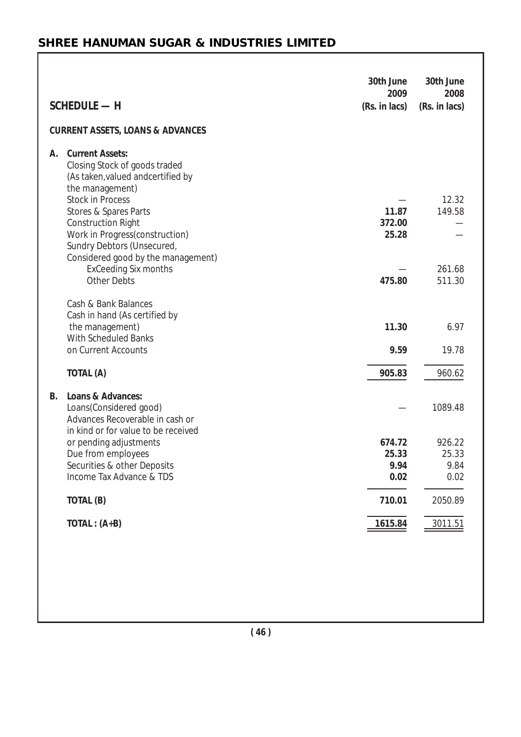## SHREE HANUMAN SUGAR & INDUSTRIES LIMITED

| SCHEDULE — H | 30th June 2009 (Rs. in lacs) | 30th June 2008 (Rs. in lacs) |
|---|---|---|
| **CURRENT ASSETS, LOANS & ADVANCES** | | |
| **A. Current Assets:** | | |
| Closing Stock of goods traded (As taken,valued andcertified by the management) | | |
| Stock in Process | — | 12.32 |
| Stores & Spares Parts | **11.87** | 149.58 |
| Construction Right | **372.00** | — |
| Work in Progress(construction) | **25.28** | — |
| Sundry Debtors (Unsecured, Considered good by the management) | | |
| ExCeeding Six months | — | 261.68 |
| Other Debts | **475.80** | 511.30 |
| Cash & Bank Balances | | |
| Cash in hand (As certified by the management) | **11.30** | 6.97 |
| With Scheduled Banks on Current Accounts | **9.59** | 19.78 |
| **TOTAL (A)** | **905.83** | 960.62 |
| **B. Loans & Advances:** | | |
| Loans(Considered good) | — | 1089.48 |
| Advances Recoverable in cash or in kind or for value to be received or pending adjustments | **674.72** | 926.22 |
| Due from employees | **25.33** | 25.33 |
| Securities & other Deposits | **9.94** | 9.84 |
| Income Tax Advance & TDS | **0.02** | 0.02 |
| **TOTAL (B)** | **710.01** | 2050.89 |
| **TOTAL : (A+B)** | **1615.84** | 3011.51 |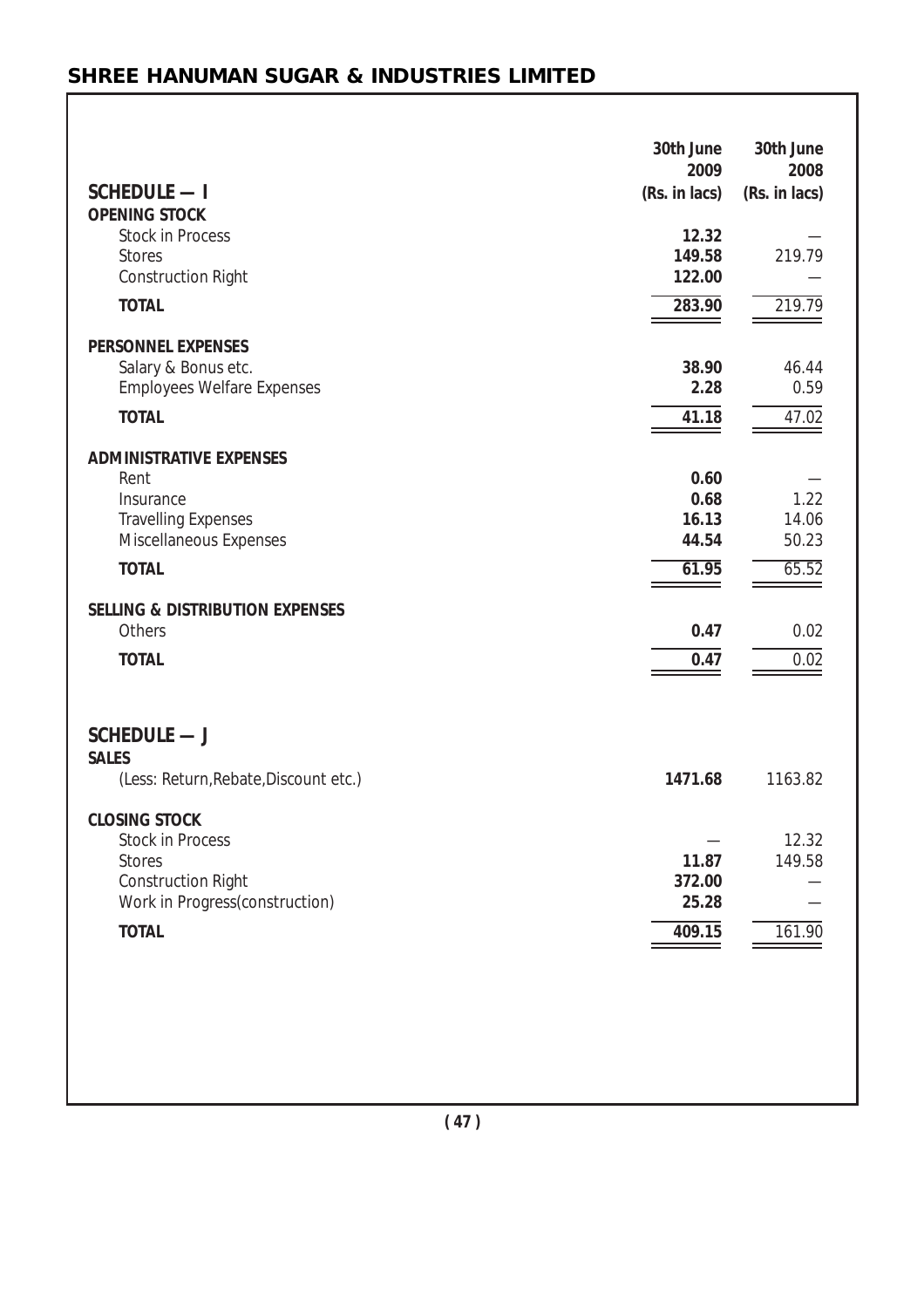## SHREE HANUMAN SUGAR & INDUSTRIES LIMITED

| SCHEDULE — I | 30th June 2009 (Rs. in lacs) | 30th June 2008 (Rs. in lacs) |
|---|---|---|
| **OPENING STOCK** | | |
| Stock in Process | **12.32** | — |
| Stores | **149.58** | 219.79 |
| Construction Right | **122.00** | — |
| **TOTAL** | **283.90** | 219.79 |
| **PERSONNEL EXPENSES** | | |
| Salary & Bonus etc. | **38.90** | 46.44 |
| Employees Welfare Expenses | **2.28** | 0.59 |
| **TOTAL** | **41.18** | 47.02 |
| **ADMINISTRATIVE EXPENSES** | | |
| Rent | **0.60** | — |
| Insurance | **0.68** | 1.22 |
| Travelling Expenses | **16.13** | 14.06 |
| Miscellaneous Expenses | **44.54** | 50.23 |
| **TOTAL** | **61.95** | 65.52 |
| **SELLING & DISTRIBUTION EXPENSES** | | |
| Others | **0.47** | 0.02 |
| **TOTAL** | **0.47** | 0.02 |

| SCHEDULE — J | 30th June 2009 (Rs. in lacs) | 30th June 2008 (Rs. in lacs) |
|---|---|---|
| **SALES** | | |
| (Less: Return,Rebate,Discount etc.) | **1471.68** | 1163.82 |
| **CLOSING STOCK** | | |
| Stock in Process | — | 12.32 |
| Stores | **11.87** | 149.58 |
| Construction Right | **372.00** | — |
| Work in Progress(construction) | **25.28** | — |
| **TOTAL** | **409.15** | 161.90 |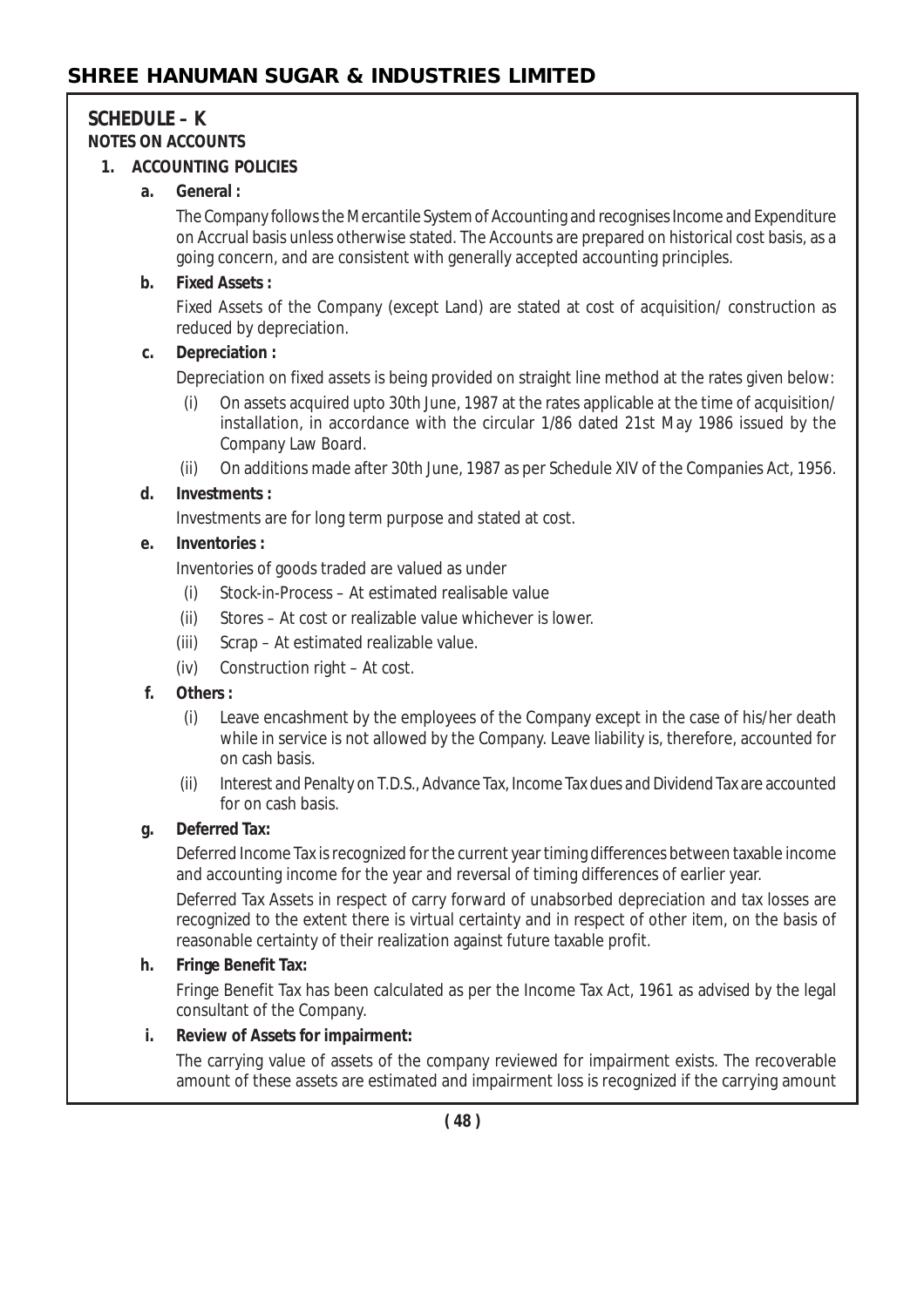## SCHEDULE – K

### NOTES ON ACCOUNTS

**1. ACCOUNTING POLICIES**

**a. General :**

The Company follows the Mercantile System of Accounting and recognises Income and Expenditure on Accrual basis unless otherwise stated. The Accounts are prepared on historical cost basis, as a going concern, and are consistent with generally accepted accounting principles.

**b. Fixed Assets :**

Fixed Assets of the Company (except Land) are stated at cost of acquisition/ construction as reduced by depreciation.

**c. Depreciation :**

Depreciation on fixed assets is being provided on straight line method at the rates given below:

(i) On assets acquired upto 30th June, 1987 at the rates applicable at the time of acquisition/ installation, in accordance with the circular 1/86 dated 21st May 1986 issued by the Company Law Board.

(ii) On additions made after 30th June, 1987 as per Schedule XIV of the Companies Act, 1956.

**d. Investments :**

Investments are for long term purpose and stated at cost.

**e. Inventories :**

Inventories of goods traded are valued as under

(i) Stock-in-Process – At estimated realisable value

(ii) Stores – At cost or realizable value whichever is lower.

(iii) Scrap – At estimated realizable value.

(iv) Construction right – At cost.

**f. Others :**

(i) Leave encashment by the employees of the Company except in the case of his/her death while in service is not allowed by the Company. Leave liability is, therefore, accounted for on cash basis.

(ii) Interest and Penalty on T.D.S., Advance Tax, Income Tax dues and Dividend Tax are accounted for on cash basis.

**g. Deferred Tax:**

Deferred Income Tax is recognized for the current year timing differences between taxable income and accounting income for the year and reversal of timing differences of earlier year.

Deferred Tax Assets in respect of carry forward of unabsorbed depreciation and tax losses are recognized to the extent there is virtual certainty and in respect of other item, on the basis of reasonable certainty of their realization against future taxable profit.

**h. Fringe Benefit Tax:**

Fringe Benefit Tax has been calculated as per the Income Tax Act, 1961 as advised by the legal consultant of the Company.

**i. Review of Assets for impairment:**

The carrying value of assets of the company reviewed for impairment exists. The recoverable amount of these assets are estimated and impairment loss is recognized if the carrying amount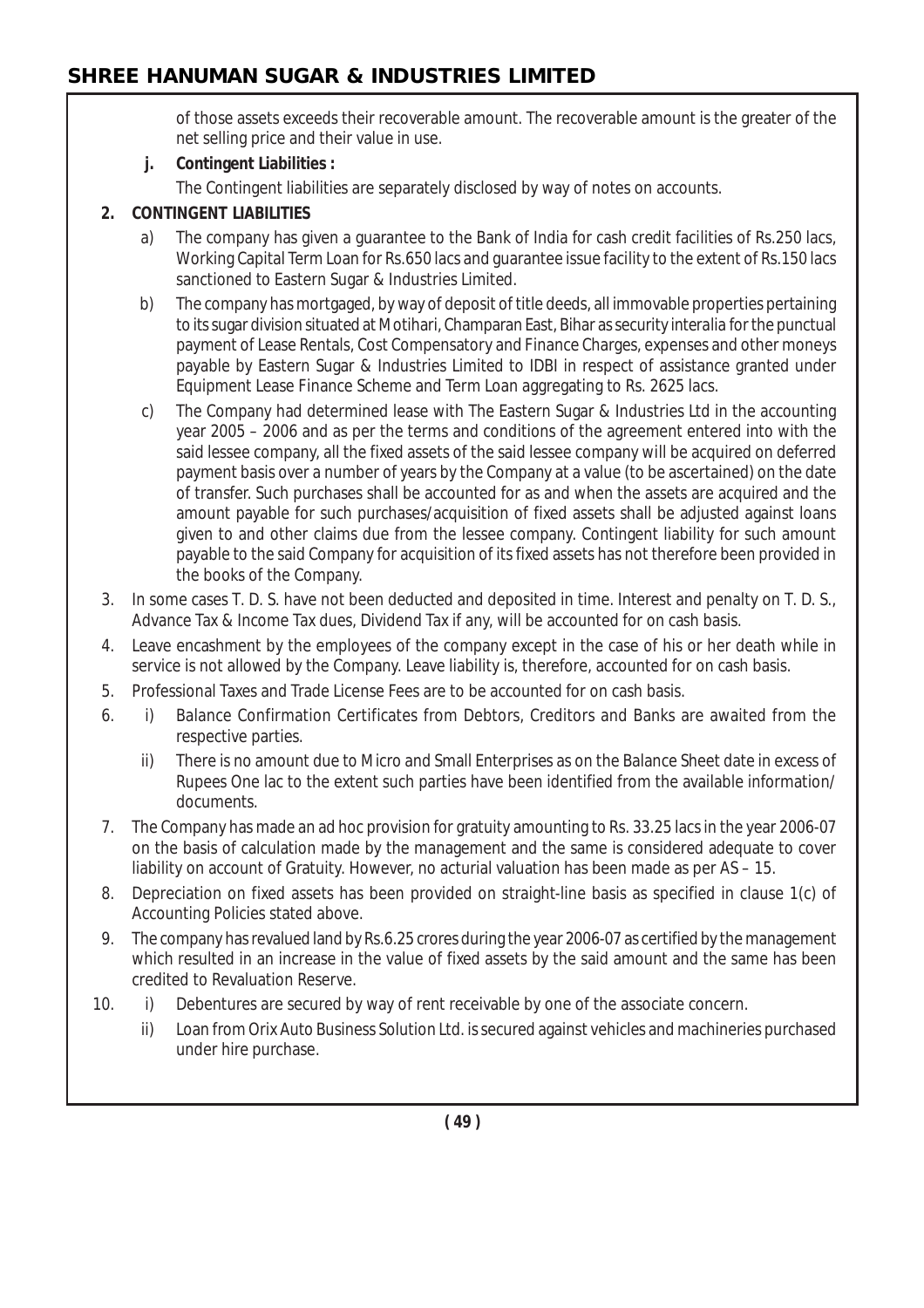of those assets exceeds their recoverable amount. The recoverable amount is the greater of the net selling price and their value in use.

**j. Contingent Liabilities :**

The Contingent liabilities are separately disclosed by way of notes on accounts.

**2. CONTINGENT LIABILITIES**

a) The company has given a guarantee to the Bank of India for cash credit facilities of Rs.250 lacs, Working Capital Term Loan for Rs.650 lacs and guarantee issue facility to the extent of Rs.150 lacs sanctioned to Eastern Sugar & Industries Limited.

b) The company has mortgaged, by way of deposit of title deeds, all immovable properties pertaining to its sugar division situated at Motihari, Champaran East, Bihar as security interalia for the punctual payment of Lease Rentals, Cost Compensatory and Finance Charges, expenses and other moneys payable by Eastern Sugar & Industries Limited to IDBI in respect of assistance granted under Equipment Lease Finance Scheme and Term Loan aggregating to Rs. 2625 lacs.

c) The Company had determined lease with The Eastern Sugar & Industries Ltd in the accounting year 2005 – 2006 and as per the terms and conditions of the agreement entered into with the said lessee company, all the fixed assets of the said lessee company will be acquired on deferred payment basis over a number of years by the Company at a value (to be ascertained) on the date of transfer. Such purchases shall be accounted for as and when the assets are acquired and the amount payable for such purchases/acquisition of fixed assets shall be adjusted against loans given to and other claims due from the lessee company. Contingent liability for such amount payable to the said Company for acquisition of its fixed assets has not therefore been provided in the books of the Company.

3. In some cases T. D. S. have not been deducted and deposited in time. Interest and penalty on T. D. S., Advance Tax & Income Tax dues, Dividend Tax if any, will be accounted for on cash basis.

4. Leave encashment by the employees of the company except in the case of his or her death while in service is not allowed by the Company. Leave liability is, therefore, accounted for on cash basis.

5. Professional Taxes and Trade License Fees are to be accounted for on cash basis.

6. i) Balance Confirmation Certificates from Debtors, Creditors and Banks are awaited from the respective parties.

   ii) There is no amount due to Micro and Small Enterprises as on the Balance Sheet date in excess of Rupees One lac to the extent such parties have been identified from the available information/ documents.

7. The Company has made an ad hoc provision for gratuity amounting to Rs. 33.25 lacs in the year 2006-07 on the basis of calculation made by the management and the same is considered adequate to cover liability on account of Gratuity. However, no acturial valuation has been made as per AS – 15.

8. Depreciation on fixed assets has been provided on straight-line basis as specified in clause 1(c) of Accounting Policies stated above.

9. The company has revalued land by Rs.6.25 crores during the year 2006-07 as certified by the management which resulted in an increase in the value of fixed assets by the said amount and the same has been credited to Revaluation Reserve.

10. i) Debentures are secured by way of rent receivable by one of the associate concern.

    ii) Loan from Orix Auto Business Solution Ltd. is secured against vehicles and machineries purchased under hire purchase.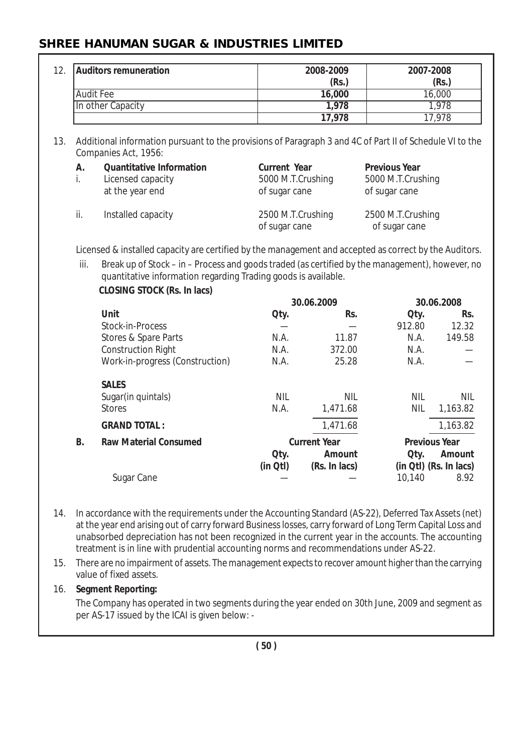# SHREE HANUMAN SUGAR & INDUSTRIES LIMITED

12.

| Auditors remuneration | 2008-2009 (Rs.) | 2007-2008 (Rs.) |
|---|---|---|
| Audit Fee | **16,000** | 16,000 |
| In other Capacity | **1,978** | 1,978 |
| | **17,978** | 17,978 |

13. Additional information pursuant to the provisions of Paragraph 3 and 4C of Part II of Schedule VI to the Companies Act, 1956:

| A. | Quantitative Information | Current Year | Previous Year |
|---|---|---|---|
| i. | Licensed capacity at the year end | 5000 M.T.Crushing of sugar cane | 5000 M.T.Crushing of sugar cane |
| ii. | Installed capacity | 2500 M.T.Crushing of sugar cane | 2500 M.T.Crushing of sugar cane |

Licensed & installed capacity are certified by the management and accepted as correct by the Auditors.

iii. Break up of Stock – in – Process and goods traded (as certified by the management), however, no quantitative information regarding Trading goods is available.

**CLOSING STOCK (Rs. In lacs)**

| | 30.06.2009 | | 30.06.2008 | |
|---|---|---|---|---|
| **Unit** | **Qty.** | **Rs.** | **Qty.** | **Rs.** |
| Stock-in-Process | — | — | 912.80 | 12.32 |
| Stores & Spare Parts | N.A. | 11.87 | N.A. | 149.58 |
| Construction Right | N.A. | 372.00 | N.A. | — |
| Work-in-progress (Construction) | N.A. | 25.28 | N.A. | — |
| **SALES** | | | | |
| Sugar(in quintals) | NIL | NIL | NIL | NIL |
| Stores | N.A. | 1,471.68 | NIL | 1,163.82 |
| **GRAND TOTAL :** | | 1,471.68 | | 1,163.82 |

| B. Raw Material Consumed | Current Year | | Previous Year | |
|---|---|---|---|---|
| | **Qty. (in Qtl)** | **Amount (Rs. In lacs)** | **Qty. (in Qtl)** | **Amount (Rs. In lacs)** |
| Sugar Cane | — | — | 10,140 | 8.92 |

14. In accordance with the requirements under the Accounting Standard (AS-22), Deferred Tax Assets (net) at the year end arising out of carry forward Business losses, carry forward of Long Term Capital Loss and unabsorbed depreciation has not been recognized in the current year in the accounts. The accounting treatment is in line with prudential accounting norms and recommendations under AS-22.

15. There are no impairment of assets. The management expects to recover amount higher than the carrying value of fixed assets.

16. **Segment Reporting:**

The Company has operated in two segments during the year ended on 30th June, 2009 and segment as per AS-17 issued by the ICAI is given below: -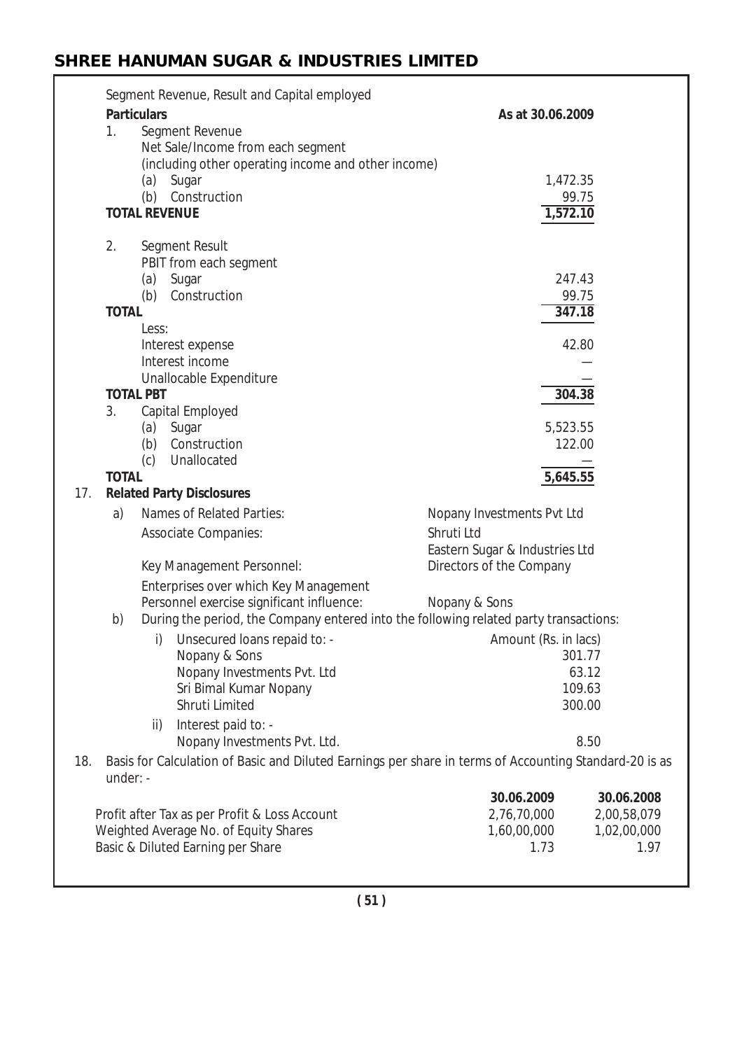Segment Revenue, Result and Capital employed

| Particulars | As at 30.06.2009 |
|---|---|
| 1. Segment Revenue | |
| Net Sale/Income from each segment | |
| (including other operating income and other income) | |
| (a) Sugar | 1,472.35 |
| (b) Construction | 99.75 |
| **TOTAL REVENUE** | 1,572.10 |
| 2. Segment Result | |
| PBIT from each segment | |
| (a) Sugar | 247.43 |
| (b) Construction | 99.75 |
| **TOTAL** | 347.18 |
| Less: | |
| Interest expense | 42.80 |
| Interest income | — |
| Unallocable Expenditure | — |
| **TOTAL PBT** | 304.38 |
| 3. Capital Employed | |
| (a) Sugar | 5,523.55 |
| (b) Construction | 122.00 |
| (c) Unallocated | — |
| **TOTAL** | 5,645.55 |

17. **Related Party Disclosures**

a) Names of Related Parties:

| | |
|---|---|
| Associate Companies: | Nopany Investments Pvt Ltd |
| | Shruti Ltd |
| | Eastern Sugar & Industries Ltd |
| Key Management Personnel: | Directors of the Company |
| Enterprises over which Key Management Personnel exercise significant influence: | Nopany & Sons |

b) During the period, the Company entered into the following related party transactions:

| | Amount (Rs. in lacs) |
|---|---|
| i) Unsecured loans repaid to: - | |
| Nopany & Sons | 301.77 |
| Nopany Investments Pvt. Ltd | 63.12 |
| Sri Bimal Kumar Nopany | 109.63 |
| Shruti Limited | 300.00 |
| ii) Interest paid to: - | |
| Nopany Investments Pvt. Ltd. | 8.50 |

18. Basis for Calculation of Basic and Diluted Earnings per share in terms of Accounting Standard-20 is as under: -

| | 30.06.2009 | 30.06.2008 |
|---|---|---|
| Profit after Tax as per Profit & Loss Account | 2,76,70,000 | 2,00,58,079 |
| Weighted Average No. of Equity Shares | 1,60,00,000 | 1,02,00,000 |
| Basic & Diluted Earning per Share | 1.73 | 1.97 |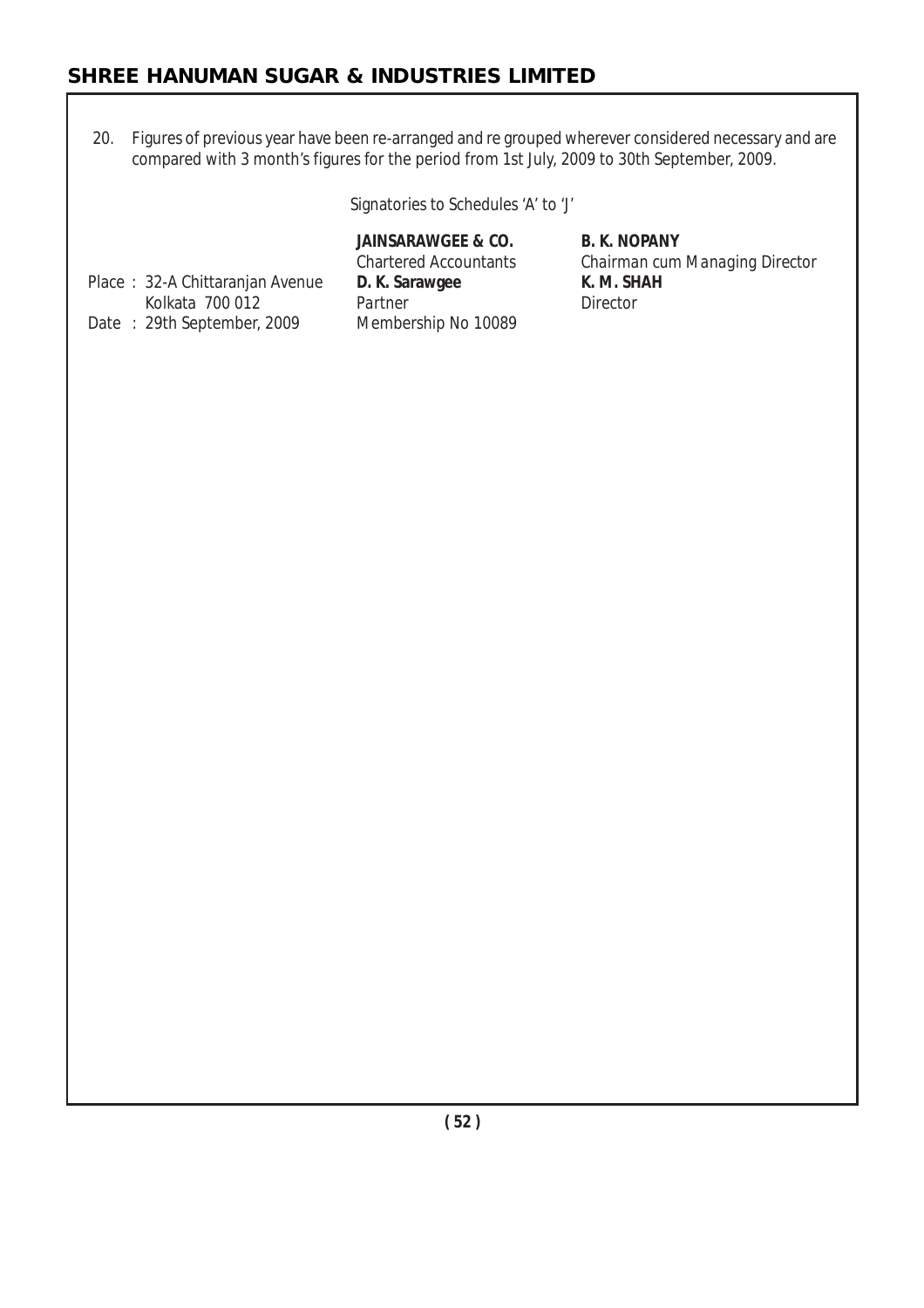20. Figures of previous year have been re-arranged and re grouped wherever considered necessary and are compared with 3 month's figures for the period from 1st July, 2009 to 30th September, 2009.

Signatories to Schedules 'A' to 'J'

| | | |
|---|---|---|
| | **JAINSARAWGEE & CO.** | **B. K. NOPANY** |
| | Chartered Accountants | Chairman cum Managing Director |
| Place : 32-A Chittaranjan Avenue | **D. K. Sarawgee** | **K. M. SHAH** |
| Kolkata 700 012 | Partner | Director |
| Date : 29th September, 2009 | Membership No 10089 | |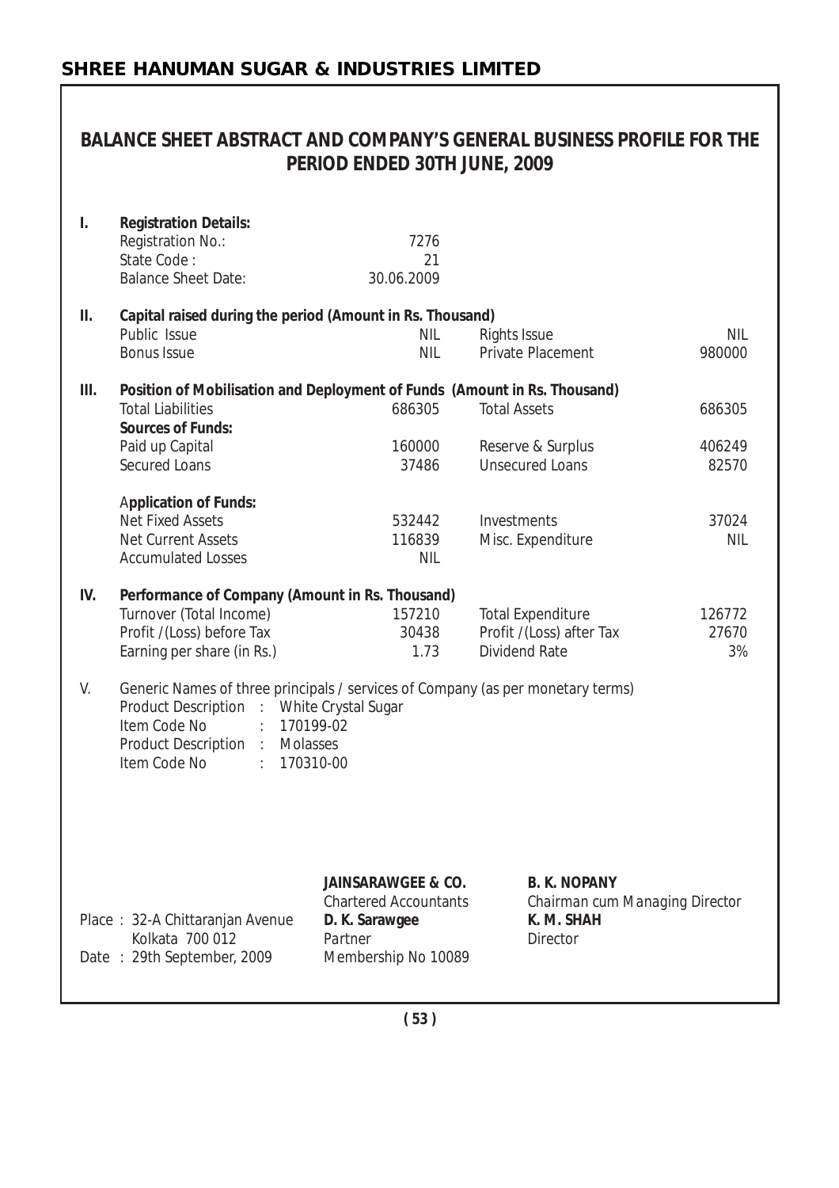## BALANCE SHEET ABSTRACT AND COMPANY'S GENERAL BUSINESS PROFILE FOR THE PERIOD ENDED 30TH JUNE, 2009

**I. Registration Details:**

| | | | |
|---|---|---|---|
| Registration No.: | 7276 | | |
| State Code : | 21 | | |
| Balance Sheet Date: | 30.06.2009 | | |

**II. Capital raised during the period (Amount in Rs. Thousand)**

| | | | |
|---|---|---|---|
| Public Issue | NIL | Rights Issue | NIL |
| Bonus Issue | NIL | Private Placement | 980000 |

**III. Position of Mobilisation and Deployment of Funds (Amount in Rs. Thousand)**

| | | | |
|---|---|---|---|
| Total Liabilities | 686305 | Total Assets | 686305 |
| **Sources of Funds:** | | | |
| Paid up Capital | 160000 | Reserve & Surplus | 406249 |
| Secured Loans | 37486 | Unsecured Loans | 82570 |
| **Application of Funds:** | | | |
| Net Fixed Assets | 532442 | Investments | 37024 |
| Net Current Assets | 116839 | Misc. Expenditure | NIL |
| Accumulated Losses | NIL | | |

**IV. Performance of Company (Amount in Rs. Thousand)**

| | | | |
|---|---|---|---|
| Turnover (Total Income) | 157210 | Total Expenditure | 126772 |
| Profit /(Loss) before Tax | 30438 | Profit /(Loss) after Tax | 27670 |
| Earning per share (in Rs.) | 1.73 | Dividend Rate | 3% |

V. Generic Names of three principals / services of Company (as per monetary terms)

Product Description : White Crystal Sugar
Item Code No : 170199-02
Product Description : Molasses
Item Code No : 170310-00

**JAINSARAWGEE & CO.**
Chartered Accountants
**D. K. Sarawgee**
Partner
Membership No 10089

**B. K. NOPANY**
Chairman cum Managing Director
**K. M. SHAH**
Director

Place : 32-A Chittaranjan Avenue
Kolkata 700 012
Date : 29th September, 2009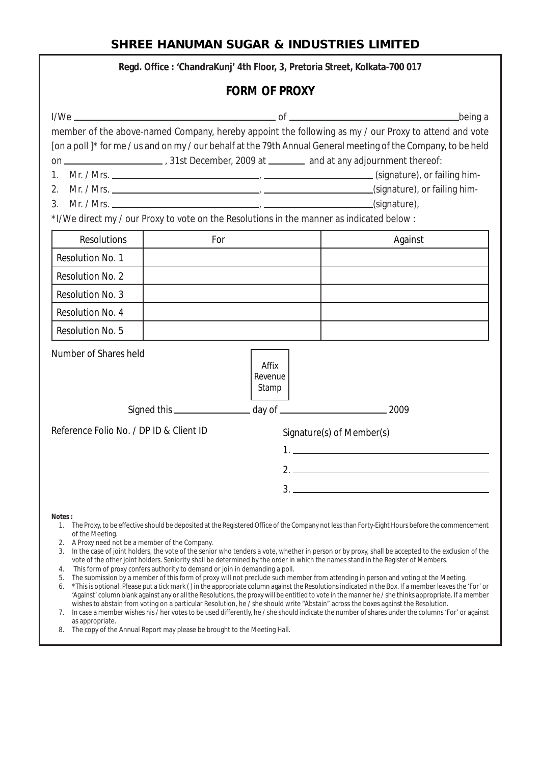# SHREE HANUMAN SUGAR & INDUSTRIES LIMITED

**Regd. Office : 'ChandraKunj' 4th Floor, 3, Pretoria Street, Kolkata-700 017**

## FORM OF PROXY

I/We ______________________________ of ______________________________ being a member of the above-named Company, hereby appoint the following as my / our Proxy to attend and vote [on a poll ]* for me / us and on my / our behalf at the 79th Annual General meeting of the Company, to be held on ________________ , 31st December, 2009 at ________ and at any adjournment thereof:

1. Mr. / Mrs. ______________________, ________________ (signature), or failing him-
2. Mr. / Mrs. ______________________, ________________ (signature), or failing him-
3. Mr. / Mrs. ______________________, ________________ (signature),

*I/We direct my / our Proxy to vote on the Resolutions in the manner as indicated below :

| Resolutions | For | Against |
|---|---|---|
| Resolution No. 1 | | |
| Resolution No. 2 | | |
| Resolution No. 3 | | |
| Resolution No. 4 | | |
| Resolution No. 5 | | |

Number of Shares held

Affix Revenue Stamp

Signed this ______________ day of ____________________ 2009

Reference Folio No. / DP ID & Client ID

Signature(s) of Member(s)

1. ______________________________
2. ______________________________
3. ______________________________

**Notes :**

1. The Proxy, to be effective should be deposited at the Registered Office of the Company not less than Forty-Eight Hours before the commencement of the Meeting.
2. A Proxy need not be a member of the Company.
3. In the case of joint holders, the vote of the senior who tenders a vote, whether in person or by proxy, shall be accepted to the exclusion of the vote of the other joint holders. Seniority shall be determined by the order in which the names stand in the Register of Members.
4. This form of proxy confers authority to demand or join in demanding a poll.
5. The submission by a member of this form of proxy will not preclude such member from attending in person and voting at the Meeting.
6. *This is optional. Please put a tick mark ( ) in the appropriate column against the Resolutions indicated in the Box. If a member leaves the 'For' or 'Against' column blank against any or all the Resolutions, the proxy will be entitled to vote in the manner he / she thinks appropriate. If a member wishes to abstain from voting on a particular Resolution, he / she should write "Abstain" across the boxes against the Resolution.
7. In case a member wishes his / her votes to be used differently, he / she should indicate the number of shares under the columns 'For' or against as appropriate.
8. The copy of the Annual Report may please be brought to the Meeting Hall.